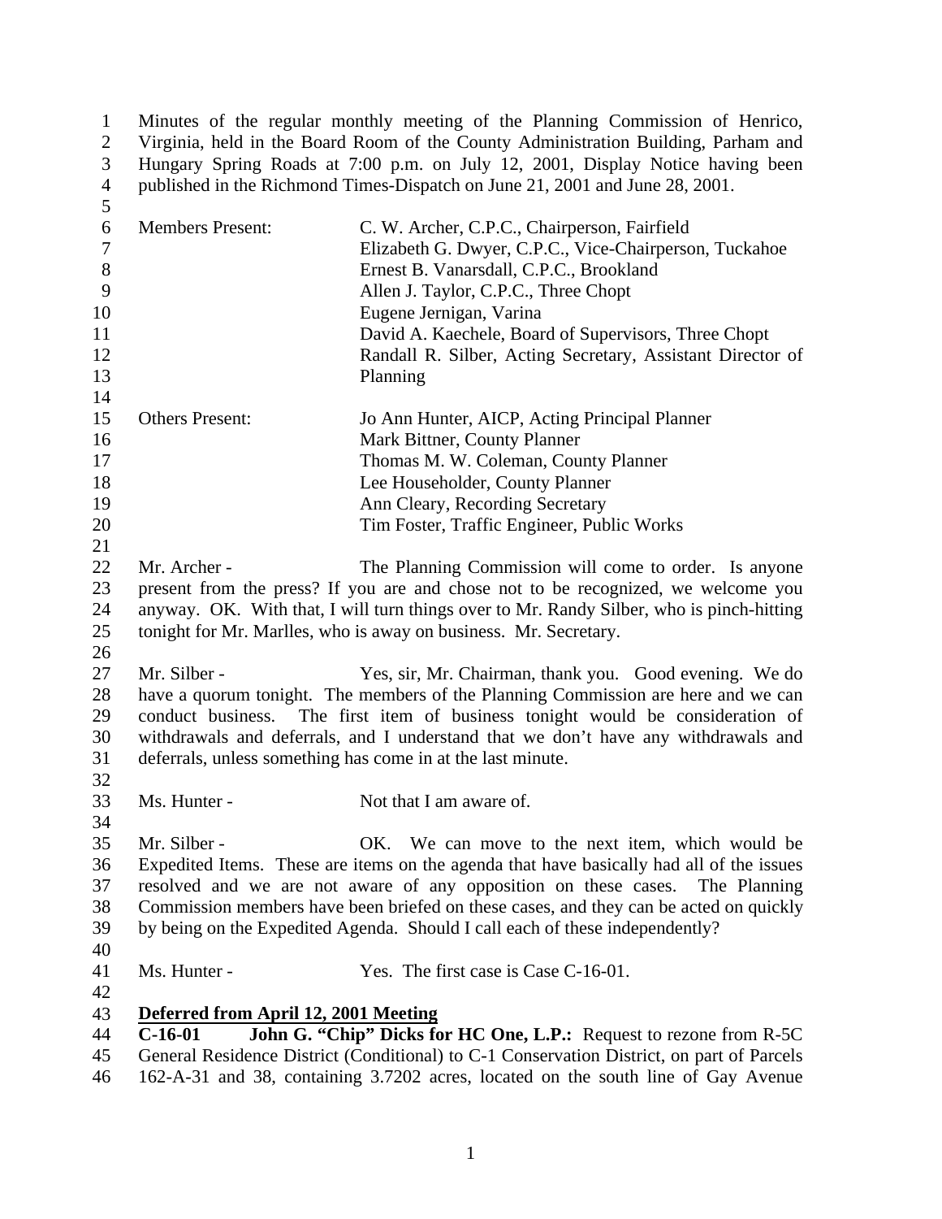Minutes of the regular monthly meeting of the Planning Commission of Henrico, Virginia, held in the Board Room of the County Administration Building, Parham and Hungary Spring Roads at 7:00 p.m. on July 12, 2001, Display Notice having been published in the Richmond Times-Dispatch on June 21, 2001 and June 28, 2001.

| | |
|---|---|
| Members Present: | C. W. Archer, C.P.C., Chairperson, Fairfield |
| | Elizabeth G. Dwyer, C.P.C., Vice-Chairperson, Tuckahoe |
| | Ernest B. Vanarsdall, C.P.C., Brookland |
| | Allen J. Taylor, C.P.C., Three Chopt |
| | Eugene Jernigan, Varina |
| | David A. Kaechele, Board of Supervisors, Three Chopt |
| | Randall R. Silber, Acting Secretary, Assistant Director of Planning |
| Others Present: | Jo Ann Hunter, AICP, Acting Principal Planner |
| | Mark Bittner, County Planner |
| | Thomas M. W. Coleman, County Planner |
| | Lee Householder, County Planner |
| | Ann Cleary, Recording Secretary |
| | Tim Foster, Traffic Engineer, Public Works |

Mr. Archer - The Planning Commission will come to order. Is anyone present from the press? If you are and chose not to be recognized, we welcome you anyway. OK. With that, I will turn things over to Mr. Randy Silber, who is pinch-hitting tonight for Mr. Marlles, who is away on business. Mr. Secretary.

Mr. Silber - Yes, sir, Mr. Chairman, thank you. Good evening. We do have a quorum tonight. The members of the Planning Commission are here and we can conduct business. The first item of business tonight would be consideration of withdrawals and deferrals, and I understand that we don't have any withdrawals and deferrals, unless something has come in at the last minute.

Ms. Hunter - Not that I am aware of.

Mr. Silber - OK. We can move to the next item, which would be Expedited Items. These are items on the agenda that have basically had all of the issues resolved and we are not aware of any opposition on these cases. The Planning Commission members have been briefed on these cases, and they can be acted on quickly by being on the Expedited Agenda. Should I call each of these independently?

Ms. Hunter - Yes. The first case is Case C-16-01.

**Deferred from April 12, 2001 Meeting**

**C-16-01 John G. "Chip" Dicks for HC One, L.P.:** Request to rezone from R-5C General Residence District (Conditional) to C-1 Conservation District, on part of Parcels 162-A-31 and 38, containing 3.7202 acres, located on the south line of Gay Avenue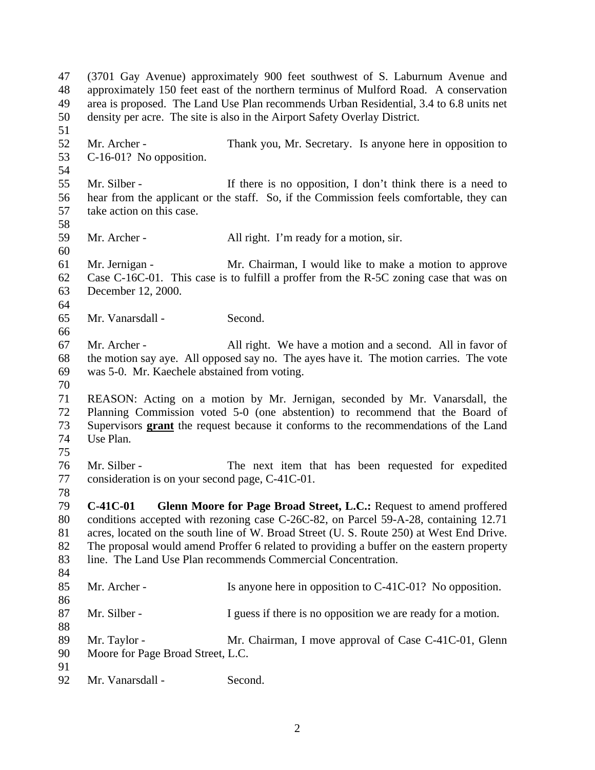(3701 Gay Avenue) approximately 900 feet southwest of S. Laburnum Avenue and approximately 150 feet east of the northern terminus of Mulford Road. A conservation area is proposed. The Land Use Plan recommends Urban Residential, 3.4 to 6.8 units net density per acre. The site is also in the Airport Safety Overlay District.

Mr. Archer - Thank you, Mr. Secretary. Is anyone here in opposition to C-16-01? No opposition.

Mr. Silber - If there is no opposition, I don't think there is a need to hear from the applicant or the staff. So, if the Commission feels comfortable, they can take action on this case.

Mr. Archer - All right. I'm ready for a motion, sir.

Mr. Jernigan - Mr. Chairman, I would like to make a motion to approve Case C-16C-01. This case is to fulfill a proffer from the R-5C zoning case that was on December 12, 2000.

Mr. Vanarsdall - Second.

Mr. Archer - All right. We have a motion and a second. All in favor of the motion say aye. All opposed say no. The ayes have it. The motion carries. The vote was 5-0. Mr. Kaechele abstained from voting.

REASON: Acting on a motion by Mr. Jernigan, seconded by Mr. Vanarsdall, the Planning Commission voted 5-0 (one abstention) to recommend that the Board of Supervisors **grant** the request because it conforms to the recommendations of the Land Use Plan.

Mr. Silber - The next item that has been requested for expedited consideration is on your second page, C-41C-01.

**C-41C-01 Glenn Moore for Page Broad Street, L.C.:** Request to amend proffered conditions accepted with rezoning case C-26C-82, on Parcel 59-A-28, containing 12.71 acres, located on the south line of W. Broad Street (U. S. Route 250) at West End Drive. The proposal would amend Proffer 6 related to providing a buffer on the eastern property line. The Land Use Plan recommends Commercial Concentration.

Mr. Archer - Is anyone here in opposition to C-41C-01? No opposition.

Mr. Silber - I guess if there is no opposition we are ready for a motion.

Mr. Taylor - Mr. Chairman, I move approval of Case C-41C-01, Glenn Moore for Page Broad Street, L.C.

Mr. Vanarsdall - Second.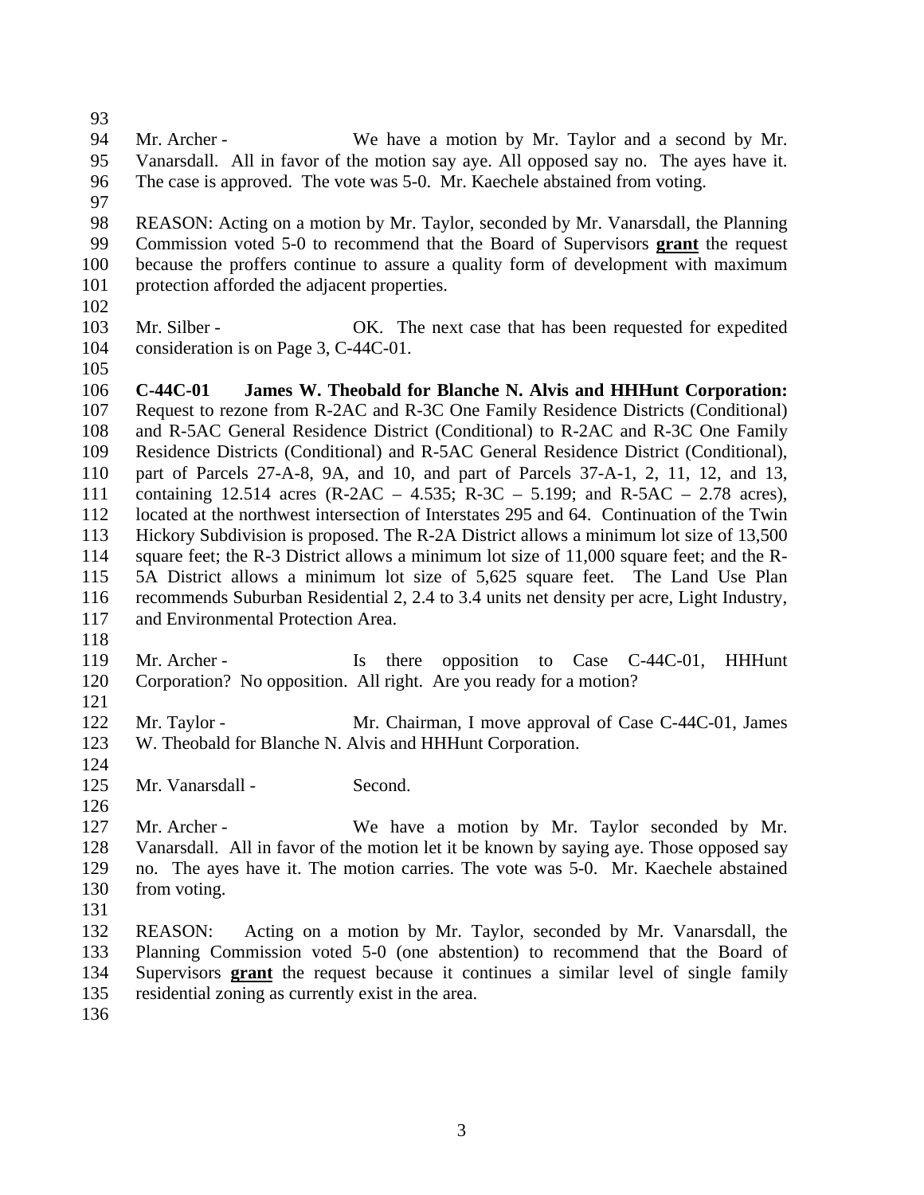Mr. Archer - We have a motion by Mr. Taylor and a second by Mr. Vanarsdall. All in favor of the motion say aye. All opposed say no. The ayes have it. The case is approved. The vote was 5-0. Mr. Kaechele abstained from voting.

REASON: Acting on a motion by Mr. Taylor, seconded by Mr. Vanarsdall, the Planning Commission voted 5-0 to recommend that the Board of Supervisors **grant** the request because the proffers continue to assure a quality form of development with maximum protection afforded the adjacent properties.

Mr. Silber - OK. The next case that has been requested for expedited consideration is on Page 3, C-44C-01.

**C-44C-01 James W. Theobald for Blanche N. Alvis and HHHunt Corporation:** Request to rezone from R-2AC and R-3C One Family Residence Districts (Conditional) and R-5AC General Residence District (Conditional) to R-2AC and R-3C One Family Residence Districts (Conditional) and R-5AC General Residence District (Conditional), part of Parcels 27-A-8, 9A, and 10, and part of Parcels 37-A-1, 2, 11, 12, and 13, containing 12.514 acres (R-2AC – 4.535; R-3C – 5.199; and R-5AC – 2.78 acres), located at the northwest intersection of Interstates 295 and 64. Continuation of the Twin Hickory Subdivision is proposed. The R-2A District allows a minimum lot size of 13,500 square feet; the R-3 District allows a minimum lot size of 11,000 square feet; and the R-5A District allows a minimum lot size of 5,625 square feet. The Land Use Plan recommends Suburban Residential 2, 2.4 to 3.4 units net density per acre, Light Industry, and Environmental Protection Area.

Mr. Archer - Is there opposition to Case C-44C-01, HHHunt Corporation? No opposition. All right. Are you ready for a motion?

Mr. Taylor - Mr. Chairman, I move approval of Case C-44C-01, James W. Theobald for Blanche N. Alvis and HHHunt Corporation.

Mr. Vanarsdall - Second.

Mr. Archer - We have a motion by Mr. Taylor seconded by Mr. Vanarsdall. All in favor of the motion let it be known by saying aye. Those opposed say no. The ayes have it. The motion carries. The vote was 5-0. Mr. Kaechele abstained from voting.

REASON: Acting on a motion by Mr. Taylor, seconded by Mr. Vanarsdall, the Planning Commission voted 5-0 (one abstention) to recommend that the Board of Supervisors **grant** the request because it continues a similar level of single family residential zoning as currently exist in the area.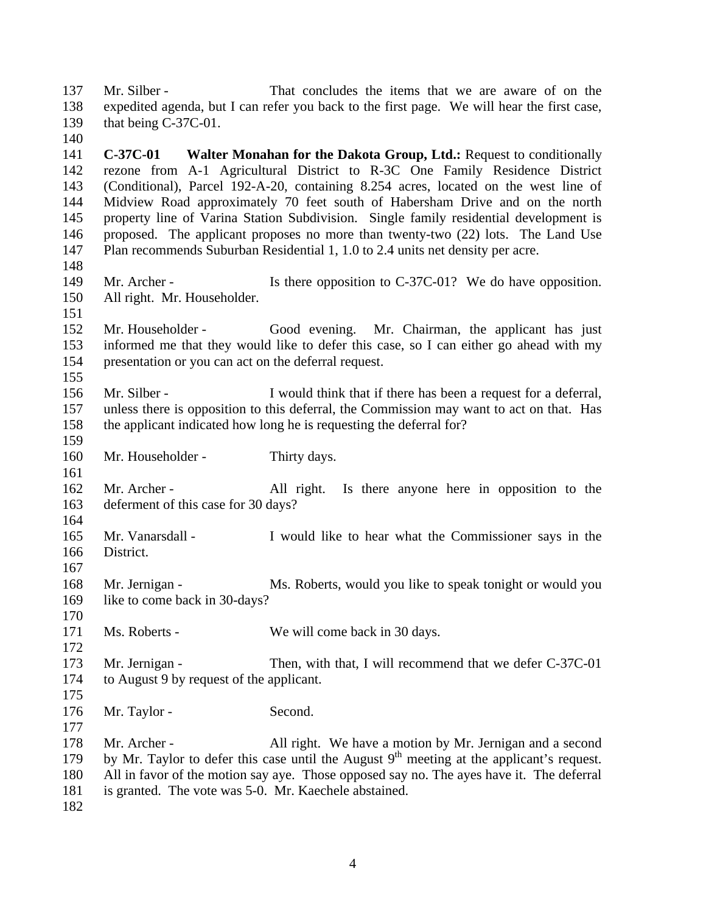Mr. Silber - That concludes the items that we are aware of on the expedited agenda, but I can refer you back to the first page. We will hear the first case, that being C-37C-01.

**C-37C-01 Walter Monahan for the Dakota Group, Ltd.:** Request to conditionally rezone from A-1 Agricultural District to R-3C One Family Residence District (Conditional), Parcel 192-A-20, containing 8.254 acres, located on the west line of Midview Road approximately 70 feet south of Habersham Drive and on the north property line of Varina Station Subdivision. Single family residential development is proposed. The applicant proposes no more than twenty-two (22) lots. The Land Use Plan recommends Suburban Residential 1, 1.0 to 2.4 units net density per acre.

Mr. Archer - Is there opposition to C-37C-01? We do have opposition. All right. Mr. Householder.

Mr. Householder - Good evening. Mr. Chairman, the applicant has just informed me that they would like to defer this case, so I can either go ahead with my presentation or you can act on the deferral request.

Mr. Silber - I would think that if there has been a request for a deferral, unless there is opposition to this deferral, the Commission may want to act on that. Has the applicant indicated how long he is requesting the deferral for?

Mr. Householder - Thirty days.

Mr. Archer - All right. Is there anyone here in opposition to the deferment of this case for 30 days?

Mr. Vanarsdall - I would like to hear what the Commissioner says in the District.

Mr. Jernigan - Ms. Roberts, would you like to speak tonight or would you like to come back in 30-days?

Ms. Roberts - We will come back in 30 days.

Mr. Jernigan - Then, with that, I will recommend that we defer C-37C-01 to August 9 by request of the applicant.

Mr. Taylor - Second.

Mr. Archer - All right. We have a motion by Mr. Jernigan and a second by Mr. Taylor to defer this case until the August 9th meeting at the applicant's request. All in favor of the motion say aye. Those opposed say no. The ayes have it. The deferral is granted. The vote was 5-0. Mr. Kaechele abstained.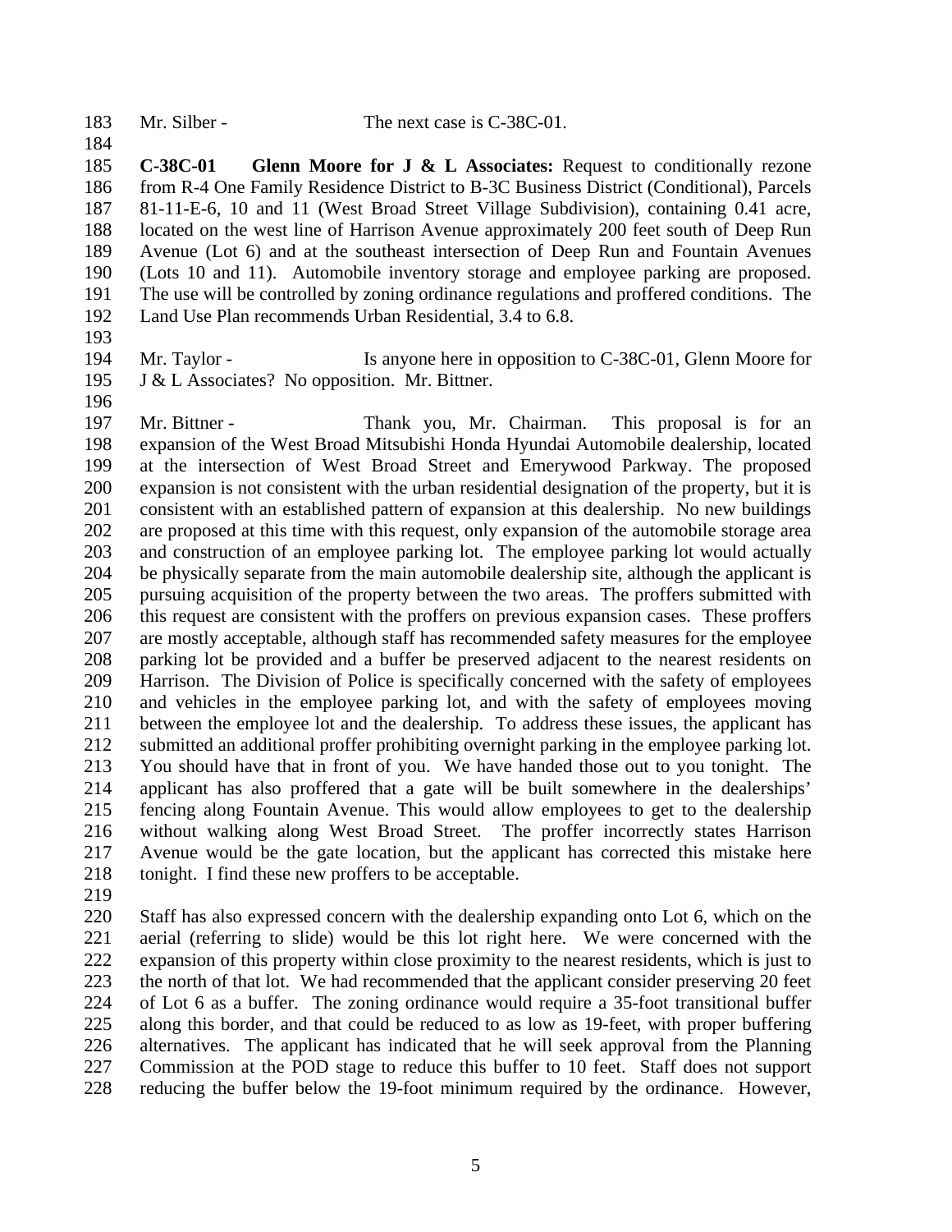Mr. Silber - The next case is C-38C-01.

**C-38C-01 Glenn Moore for J & L Associates:** Request to conditionally rezone from R-4 One Family Residence District to B-3C Business District (Conditional), Parcels 81-11-E-6, 10 and 11 (West Broad Street Village Subdivision), containing 0.41 acre, located on the west line of Harrison Avenue approximately 200 feet south of Deep Run Avenue (Lot 6) and at the southeast intersection of Deep Run and Fountain Avenues (Lots 10 and 11). Automobile inventory storage and employee parking are proposed. The use will be controlled by zoning ordinance regulations and proffered conditions. The Land Use Plan recommends Urban Residential, 3.4 to 6.8.

Mr. Taylor - Is anyone here in opposition to C-38C-01, Glenn Moore for J & L Associates? No opposition. Mr. Bittner.

Mr. Bittner - Thank you, Mr. Chairman. This proposal is for an expansion of the West Broad Mitsubishi Honda Hyundai Automobile dealership, located at the intersection of West Broad Street and Emerywood Parkway. The proposed expansion is not consistent with the urban residential designation of the property, but it is consistent with an established pattern of expansion at this dealership. No new buildings are proposed at this time with this request, only expansion of the automobile storage area and construction of an employee parking lot. The employee parking lot would actually be physically separate from the main automobile dealership site, although the applicant is pursuing acquisition of the property between the two areas. The proffers submitted with this request are consistent with the proffers on previous expansion cases. These proffers are mostly acceptable, although staff has recommended safety measures for the employee parking lot be provided and a buffer be preserved adjacent to the nearest residents on Harrison. The Division of Police is specifically concerned with the safety of employees and vehicles in the employee parking lot, and with the safety of employees moving between the employee lot and the dealership. To address these issues, the applicant has submitted an additional proffer prohibiting overnight parking in the employee parking lot. You should have that in front of you. We have handed those out to you tonight. The applicant has also proffered that a gate will be built somewhere in the dealerships' fencing along Fountain Avenue. This would allow employees to get to the dealership without walking along West Broad Street. The proffer incorrectly states Harrison Avenue would be the gate location, but the applicant has corrected this mistake here tonight. I find these new proffers to be acceptable.

Staff has also expressed concern with the dealership expanding onto Lot 6, which on the aerial (referring to slide) would be this lot right here. We were concerned with the expansion of this property within close proximity to the nearest residents, which is just to the north of that lot. We had recommended that the applicant consider preserving 20 feet of Lot 6 as a buffer. The zoning ordinance would require a 35-foot transitional buffer along this border, and that could be reduced to as low as 19-feet, with proper buffering alternatives. The applicant has indicated that he will seek approval from the Planning Commission at the POD stage to reduce this buffer to 10 feet. Staff does not support reducing the buffer below the 19-foot minimum required by the ordinance. However,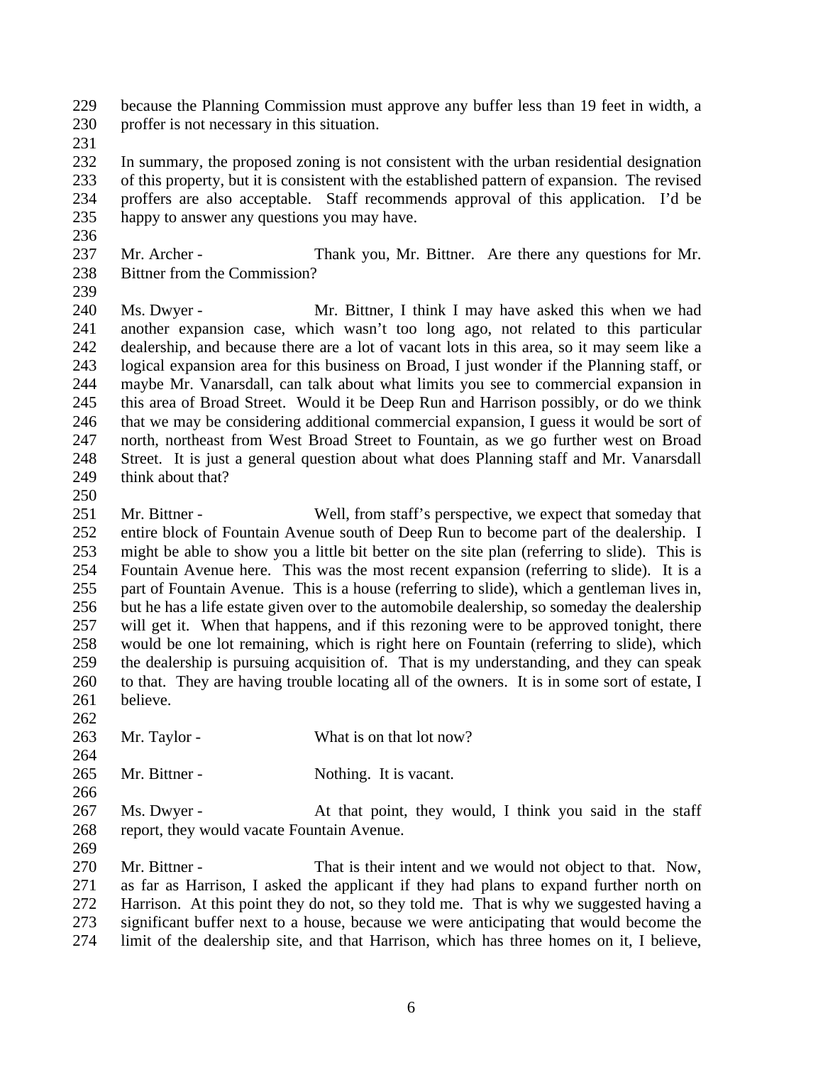because the Planning Commission must approve any buffer less than 19 feet in width, a proffer is not necessary in this situation.

In summary, the proposed zoning is not consistent with the urban residential designation of this property, but it is consistent with the established pattern of expansion. The revised proffers are also acceptable. Staff recommends approval of this application. I'd be happy to answer any questions you may have.

Mr. Archer - Thank you, Mr. Bittner. Are there any questions for Mr. Bittner from the Commission?

Ms. Dwyer - Mr. Bittner, I think I may have asked this when we had another expansion case, which wasn't too long ago, not related to this particular dealership, and because there are a lot of vacant lots in this area, so it may seem like a logical expansion area for this business on Broad, I just wonder if the Planning staff, or maybe Mr. Vanarsdall, can talk about what limits you see to commercial expansion in this area of Broad Street. Would it be Deep Run and Harrison possibly, or do we think that we may be considering additional commercial expansion, I guess it would be sort of north, northeast from West Broad Street to Fountain, as we go further west on Broad Street. It is just a general question about what does Planning staff and Mr. Vanarsdall think about that?

Mr. Bittner - Well, from staff's perspective, we expect that someday that entire block of Fountain Avenue south of Deep Run to become part of the dealership. I might be able to show you a little bit better on the site plan (referring to slide). This is Fountain Avenue here. This was the most recent expansion (referring to slide). It is a part of Fountain Avenue. This is a house (referring to slide), which a gentleman lives in, but he has a life estate given over to the automobile dealership, so someday the dealership will get it. When that happens, and if this rezoning were to be approved tonight, there would be one lot remaining, which is right here on Fountain (referring to slide), which the dealership is pursuing acquisition of. That is my understanding, and they can speak to that. They are having trouble locating all of the owners. It is in some sort of estate, I believe.

Mr. Taylor - What is on that lot now?

Mr. Bittner - Nothing. It is vacant.

Ms. Dwyer - At that point, they would, I think you said in the staff report, they would vacate Fountain Avenue.

Mr. Bittner - That is their intent and we would not object to that. Now, as far as Harrison, I asked the applicant if they had plans to expand further north on Harrison. At this point they do not, so they told me. That is why we suggested having a significant buffer next to a house, because we were anticipating that would become the limit of the dealership site, and that Harrison, which has three homes on it, I believe,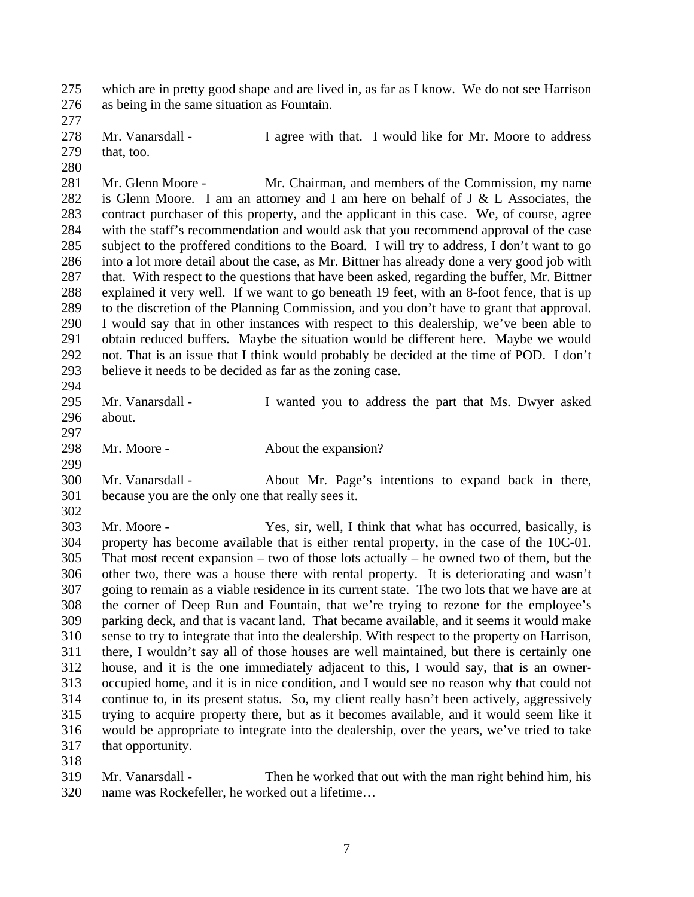which are in pretty good shape and are lived in, as far as I know. We do not see Harrison as being in the same situation as Fountain.

Mr. Vanarsdall - I agree with that. I would like for Mr. Moore to address that, too.

Mr. Glenn Moore - Mr. Chairman, and members of the Commission, my name is Glenn Moore. I am an attorney and I am here on behalf of J & L Associates, the contract purchaser of this property, and the applicant in this case. We, of course, agree with the staff's recommendation and would ask that you recommend approval of the case subject to the proffered conditions to the Board. I will try to address, I don't want to go into a lot more detail about the case, as Mr. Bittner has already done a very good job with that. With respect to the questions that have been asked, regarding the buffer, Mr. Bittner explained it very well. If we want to go beneath 19 feet, with an 8-foot fence, that is up to the discretion of the Planning Commission, and you don't have to grant that approval. I would say that in other instances with respect to this dealership, we've been able to obtain reduced buffers. Maybe the situation would be different here. Maybe we would not. That is an issue that I think would probably be decided at the time of POD. I don't believe it needs to be decided as far as the zoning case.

Mr. Vanarsdall - I wanted you to address the part that Ms. Dwyer asked about.

Mr. Moore - About the expansion?

Mr. Vanarsdall - About Mr. Page's intentions to expand back in there, because you are the only one that really sees it.

Mr. Moore - Yes, sir, well, I think that what has occurred, basically, is property has become available that is either rental property, in the case of the 10C-01. That most recent expansion – two of those lots actually – he owned two of them, but the other two, there was a house there with rental property. It is deteriorating and wasn't going to remain as a viable residence in its current state. The two lots that we have are at the corner of Deep Run and Fountain, that we're trying to rezone for the employee's parking deck, and that is vacant land. That became available, and it seems it would make sense to try to integrate that into the dealership. With respect to the property on Harrison, there, I wouldn't say all of those houses are well maintained, but there is certainly one house, and it is the one immediately adjacent to this, I would say, that is an owner-occupied home, and it is in nice condition, and I would see no reason why that could not continue to, in its present status. So, my client really hasn't been actively, aggressively trying to acquire property there, but as it becomes available, and it would seem like it would be appropriate to integrate into the dealership, over the years, we've tried to take that opportunity.

Mr. Vanarsdall - Then he worked that out with the man right behind him, his name was Rockefeller, he worked out a lifetime…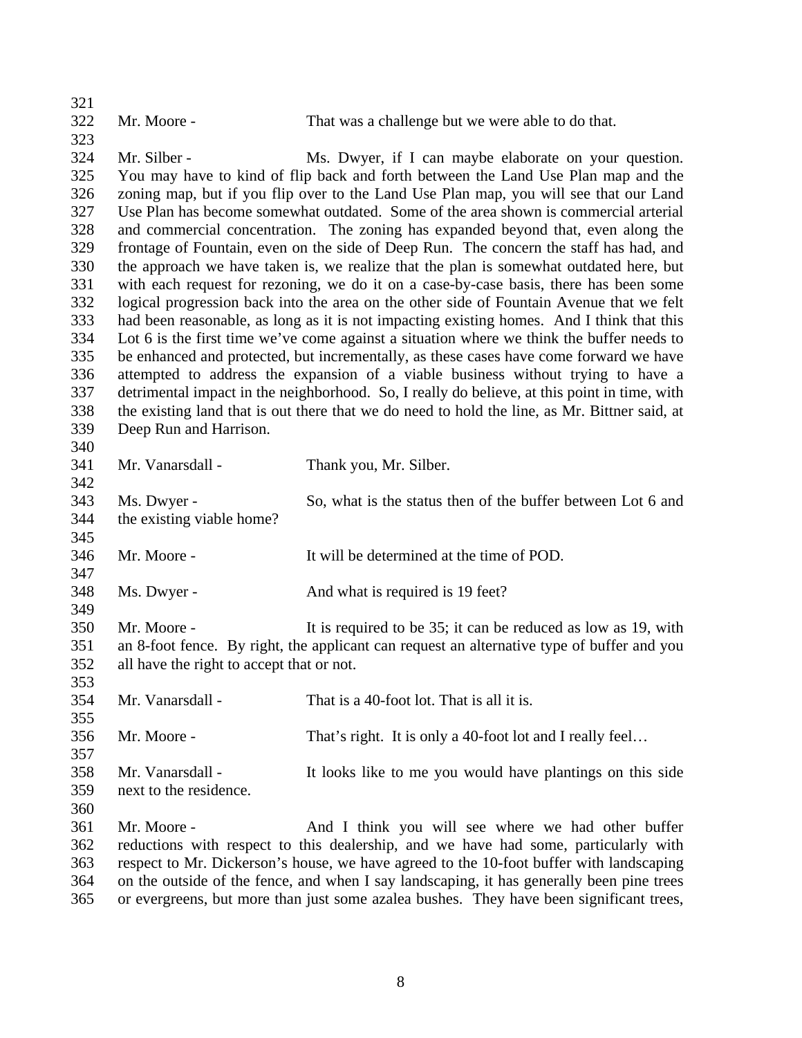Mr. Moore - That was a challenge but we were able to do that.

Mr. Silber - Ms. Dwyer, if I can maybe elaborate on your question. You may have to kind of flip back and forth between the Land Use Plan map and the zoning map, but if you flip over to the Land Use Plan map, you will see that our Land Use Plan has become somewhat outdated. Some of the area shown is commercial arterial and commercial concentration. The zoning has expanded beyond that, even along the frontage of Fountain, even on the side of Deep Run. The concern the staff has had, and the approach we have taken is, we realize that the plan is somewhat outdated here, but with each request for rezoning, we do it on a case-by-case basis, there has been some logical progression back into the area on the other side of Fountain Avenue that we felt had been reasonable, as long as it is not impacting existing homes. And I think that this Lot 6 is the first time we've come against a situation where we think the buffer needs to be enhanced and protected, but incrementally, as these cases have come forward we have attempted to address the expansion of a viable business without trying to have a detrimental impact in the neighborhood. So, I really do believe, at this point in time, with the existing land that is out there that we do need to hold the line, as Mr. Bittner said, at Deep Run and Harrison.

Mr. Vanarsdall - Thank you, Mr. Silber.

Ms. Dwyer - So, what is the status then of the buffer between Lot 6 and the existing viable home?

Mr. Moore - It will be determined at the time of POD.

Ms. Dwyer - And what is required is 19 feet?

Mr. Moore - It is required to be 35; it can be reduced as low as 19, with an 8-foot fence. By right, the applicant can request an alternative type of buffer and you all have the right to accept that or not.

Mr. Vanarsdall - That is a 40-foot lot. That is all it is.

Mr. Moore - That's right. It is only a 40-foot lot and I really feel…

Mr. Vanarsdall - It looks like to me you would have plantings on this side next to the residence.

Mr. Moore - And I think you will see where we had other buffer reductions with respect to this dealership, and we have had some, particularly with respect to Mr. Dickerson's house, we have agreed to the 10-foot buffer with landscaping on the outside of the fence, and when I say landscaping, it has generally been pine trees or evergreens, but more than just some azalea bushes. They have been significant trees,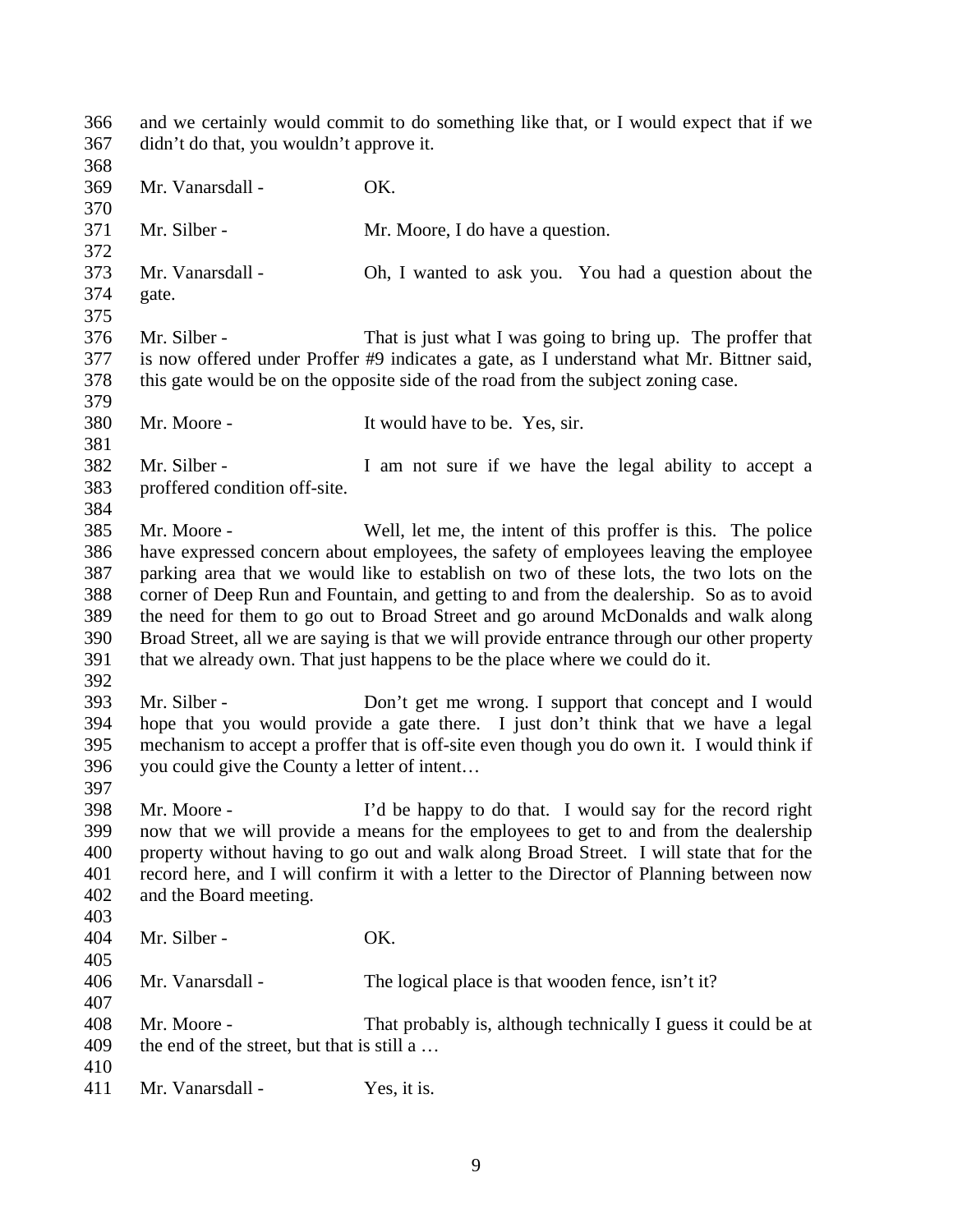and we certainly would commit to do something like that, or I would expect that if we didn't do that, you wouldn't approve it.

Mr. Vanarsdall - OK.

Mr. Silber - Mr. Moore, I do have a question.

Mr. Vanarsdall - Oh, I wanted to ask you. You had a question about the gate.

Mr. Silber - That is just what I was going to bring up. The proffer that is now offered under Proffer #9 indicates a gate, as I understand what Mr. Bittner said, this gate would be on the opposite side of the road from the subject zoning case.

Mr. Moore - It would have to be. Yes, sir.

Mr. Silber - I am not sure if we have the legal ability to accept a proffered condition off-site.

Mr. Moore - Well, let me, the intent of this proffer is this. The police have expressed concern about employees, the safety of employees leaving the employee parking area that we would like to establish on two of these lots, the two lots on the corner of Deep Run and Fountain, and getting to and from the dealership. So as to avoid the need for them to go out to Broad Street and go around McDonalds and walk along Broad Street, all we are saying is that we will provide entrance through our other property that we already own. That just happens to be the place where we could do it.

Mr. Silber - Don't get me wrong. I support that concept and I would hope that you would provide a gate there. I just don't think that we have a legal mechanism to accept a proffer that is off-site even though you do own it. I would think if you could give the County a letter of intent…

Mr. Moore - I'd be happy to do that. I would say for the record right now that we will provide a means for the employees to get to and from the dealership property without having to go out and walk along Broad Street. I will state that for the record here, and I will confirm it with a letter to the Director of Planning between now and the Board meeting.

Mr. Silber - OK.

Mr. Vanarsdall - The logical place is that wooden fence, isn't it?

Mr. Moore - That probably is, although technically I guess it could be at the end of the street, but that is still a …

Mr. Vanarsdall - Yes, it is.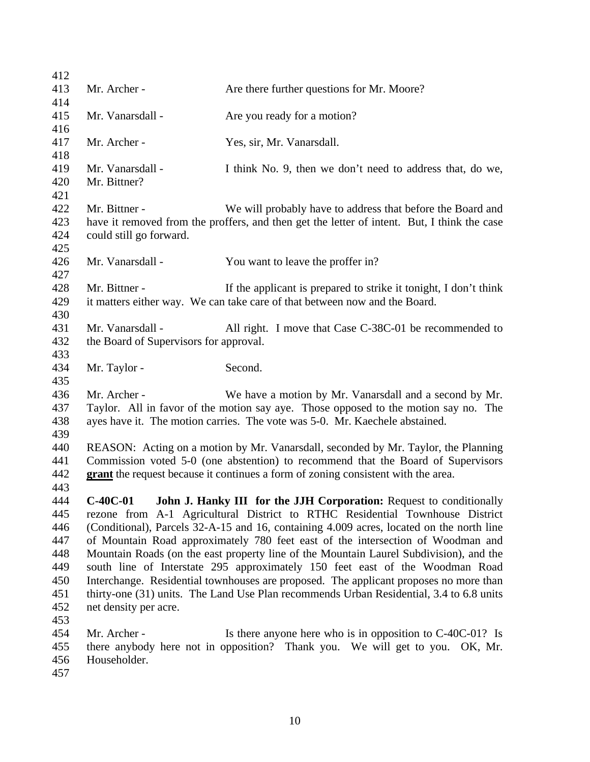Mr. Archer - Are there further questions for Mr. Moore?

Mr. Vanarsdall - Are you ready for a motion?

Mr. Archer - Yes, sir, Mr. Vanarsdall.

Mr. Vanarsdall - I think No. 9, then we don't need to address that, do we, Mr. Bittner?

Mr. Bittner - We will probably have to address that before the Board and have it removed from the proffers, and then get the letter of intent. But, I think the case could still go forward.

Mr. Vanarsdall - You want to leave the proffer in?

Mr. Bittner - If the applicant is prepared to strike it tonight, I don't think it matters either way. We can take care of that between now and the Board.

Mr. Vanarsdall - All right. I move that Case C-38C-01 be recommended to the Board of Supervisors for approval.

Mr. Taylor - Second.

Mr. Archer - We have a motion by Mr. Vanarsdall and a second by Mr. Taylor. All in favor of the motion say aye. Those opposed to the motion say no. The ayes have it. The motion carries. The vote was 5-0. Mr. Kaechele abstained.

REASON: Acting on a motion by Mr. Vanarsdall, seconded by Mr. Taylor, the Planning Commission voted 5-0 (one abstention) to recommend that the Board of Supervisors **grant** the request because it continues a form of zoning consistent with the area.

**C-40C-01 John J. Hanky III for the JJH Corporation:** Request to conditionally rezone from A-1 Agricultural District to RTHC Residential Townhouse District (Conditional), Parcels 32-A-15 and 16, containing 4.009 acres, located on the north line of Mountain Road approximately 780 feet east of the intersection of Woodman and Mountain Roads (on the east property line of the Mountain Laurel Subdivision), and the south line of Interstate 295 approximately 150 feet east of the Woodman Road Interchange. Residential townhouses are proposed. The applicant proposes no more than thirty-one (31) units. The Land Use Plan recommends Urban Residential, 3.4 to 6.8 units net density per acre.

Mr. Archer - Is there anyone here who is in opposition to C-40C-01? Is there anybody here not in opposition? Thank you. We will get to you. OK, Mr. Householder.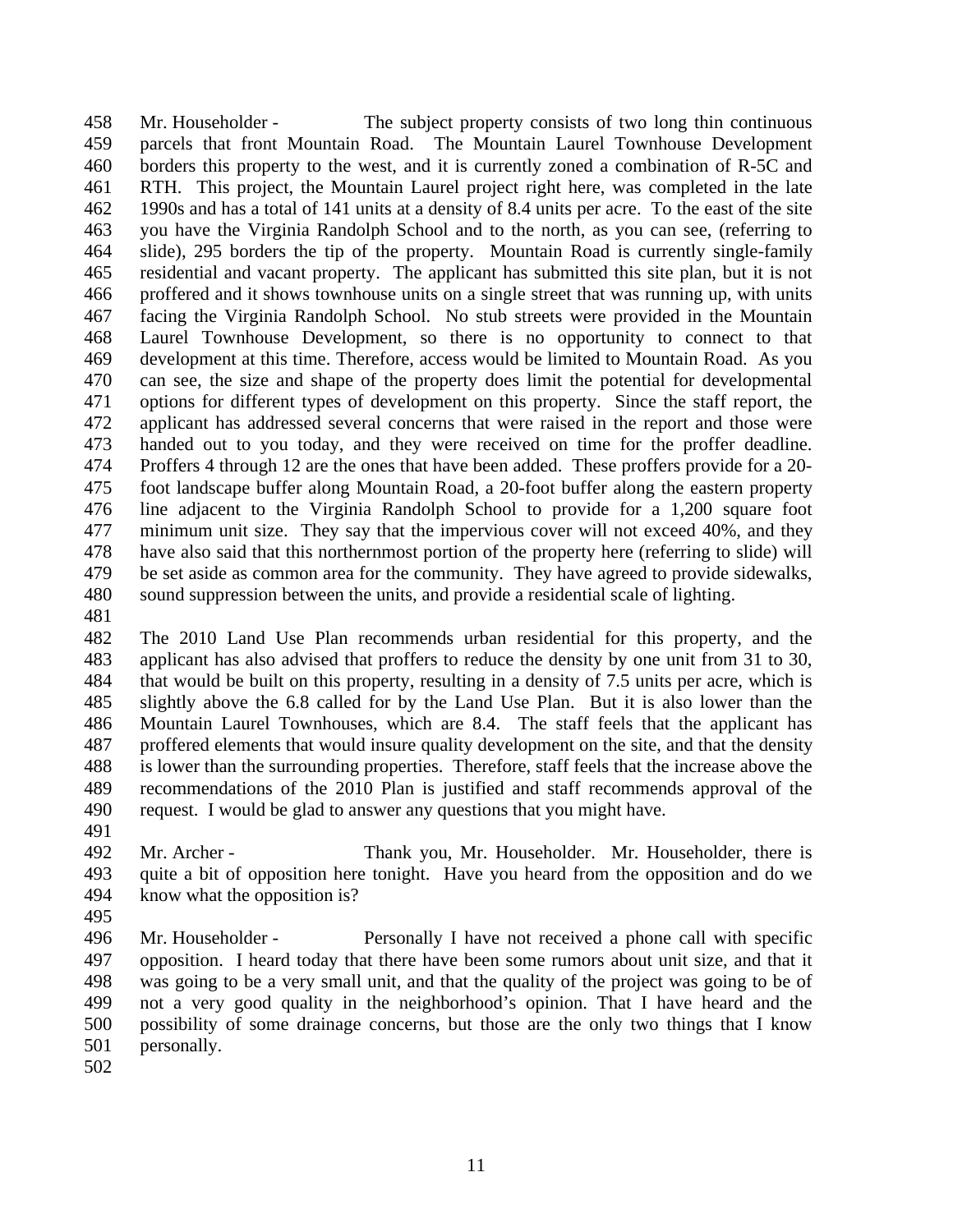Mr. Householder - The subject property consists of two long thin continuous parcels that front Mountain Road. The Mountain Laurel Townhouse Development borders this property to the west, and it is currently zoned a combination of R-5C and RTH. This project, the Mountain Laurel project right here, was completed in the late 1990s and has a total of 141 units at a density of 8.4 units per acre. To the east of the site you have the Virginia Randolph School and to the north, as you can see, (referring to slide), 295 borders the tip of the property. Mountain Road is currently single-family residential and vacant property. The applicant has submitted this site plan, but it is not proffered and it shows townhouse units on a single street that was running up, with units facing the Virginia Randolph School. No stub streets were provided in the Mountain Laurel Townhouse Development, so there is no opportunity to connect to that development at this time. Therefore, access would be limited to Mountain Road. As you can see, the size and shape of the property does limit the potential for developmental options for different types of development on this property. Since the staff report, the applicant has addressed several concerns that were raised in the report and those were handed out to you today, and they were received on time for the proffer deadline. Proffers 4 through 12 are the ones that have been added. These proffers provide for a 20-foot landscape buffer along Mountain Road, a 20-foot buffer along the eastern property line adjacent to the Virginia Randolph School to provide for a 1,200 square foot minimum unit size. They say that the impervious cover will not exceed 40%, and they have also said that this northernmost portion of the property here (referring to slide) will be set aside as common area for the community. They have agreed to provide sidewalks, sound suppression between the units, and provide a residential scale of lighting.

The 2010 Land Use Plan recommends urban residential for this property, and the applicant has also advised that proffers to reduce the density by one unit from 31 to 30, that would be built on this property, resulting in a density of 7.5 units per acre, which is slightly above the 6.8 called for by the Land Use Plan. But it is also lower than the Mountain Laurel Townhouses, which are 8.4. The staff feels that the applicant has proffered elements that would insure quality development on the site, and that the density is lower than the surrounding properties. Therefore, staff feels that the increase above the recommendations of the 2010 Plan is justified and staff recommends approval of the request. I would be glad to answer any questions that you might have.

Mr. Archer - Thank you, Mr. Householder. Mr. Householder, there is quite a bit of opposition here tonight. Have you heard from the opposition and do we know what the opposition is?

Mr. Householder - Personally I have not received a phone call with specific opposition. I heard today that there have been some rumors about unit size, and that it was going to be a very small unit, and that the quality of the project was going to be of not a very good quality in the neighborhood's opinion. That I have heard and the possibility of some drainage concerns, but those are the only two things that I know personally.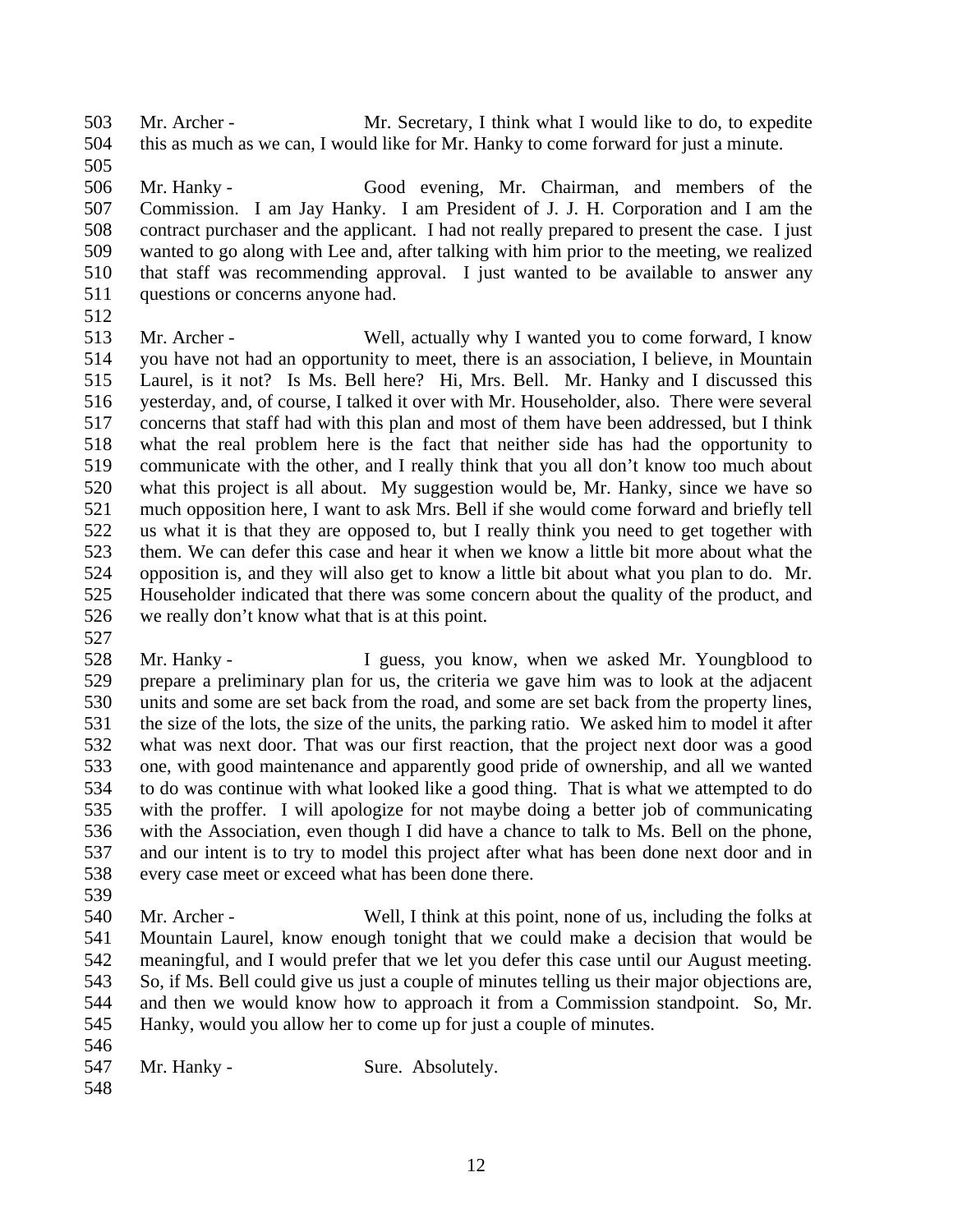Mr. Archer - Mr. Secretary, I think what I would like to do, to expedite this as much as we can, I would like for Mr. Hanky to come forward for just a minute.

Mr. Hanky - Good evening, Mr. Chairman, and members of the Commission. I am Jay Hanky. I am President of J. J. H. Corporation and I am the contract purchaser and the applicant. I had not really prepared to present the case. I just wanted to go along with Lee and, after talking with him prior to the meeting, we realized that staff was recommending approval. I just wanted to be available to answer any questions or concerns anyone had.

Mr. Archer - Well, actually why I wanted you to come forward, I know you have not had an opportunity to meet, there is an association, I believe, in Mountain Laurel, is it not? Is Ms. Bell here? Hi, Mrs. Bell. Mr. Hanky and I discussed this yesterday, and, of course, I talked it over with Mr. Householder, also. There were several concerns that staff had with this plan and most of them have been addressed, but I think what the real problem here is the fact that neither side has had the opportunity to communicate with the other, and I really think that you all don't know too much about what this project is all about. My suggestion would be, Mr. Hanky, since we have so much opposition here, I want to ask Mrs. Bell if she would come forward and briefly tell us what it is that they are opposed to, but I really think you need to get together with them. We can defer this case and hear it when we know a little bit more about what the opposition is, and they will also get to know a little bit about what you plan to do. Mr. Householder indicated that there was some concern about the quality of the product, and we really don't know what that is at this point.

Mr. Hanky - I guess, you know, when we asked Mr. Youngblood to prepare a preliminary plan for us, the criteria we gave him was to look at the adjacent units and some are set back from the road, and some are set back from the property lines, the size of the lots, the size of the units, the parking ratio. We asked him to model it after what was next door. That was our first reaction, that the project next door was a good one, with good maintenance and apparently good pride of ownership, and all we wanted to do was continue with what looked like a good thing. That is what we attempted to do with the proffer. I will apologize for not maybe doing a better job of communicating with the Association, even though I did have a chance to talk to Ms. Bell on the phone, and our intent is to try to model this project after what has been done next door and in every case meet or exceed what has been done there.

Mr. Archer - Well, I think at this point, none of us, including the folks at Mountain Laurel, know enough tonight that we could make a decision that would be meaningful, and I would prefer that we let you defer this case until our August meeting. So, if Ms. Bell could give us just a couple of minutes telling us their major objections are, and then we would know how to approach it from a Commission standpoint. So, Mr. Hanky, would you allow her to come up for just a couple of minutes.

Mr. Hanky - Sure. Absolutely.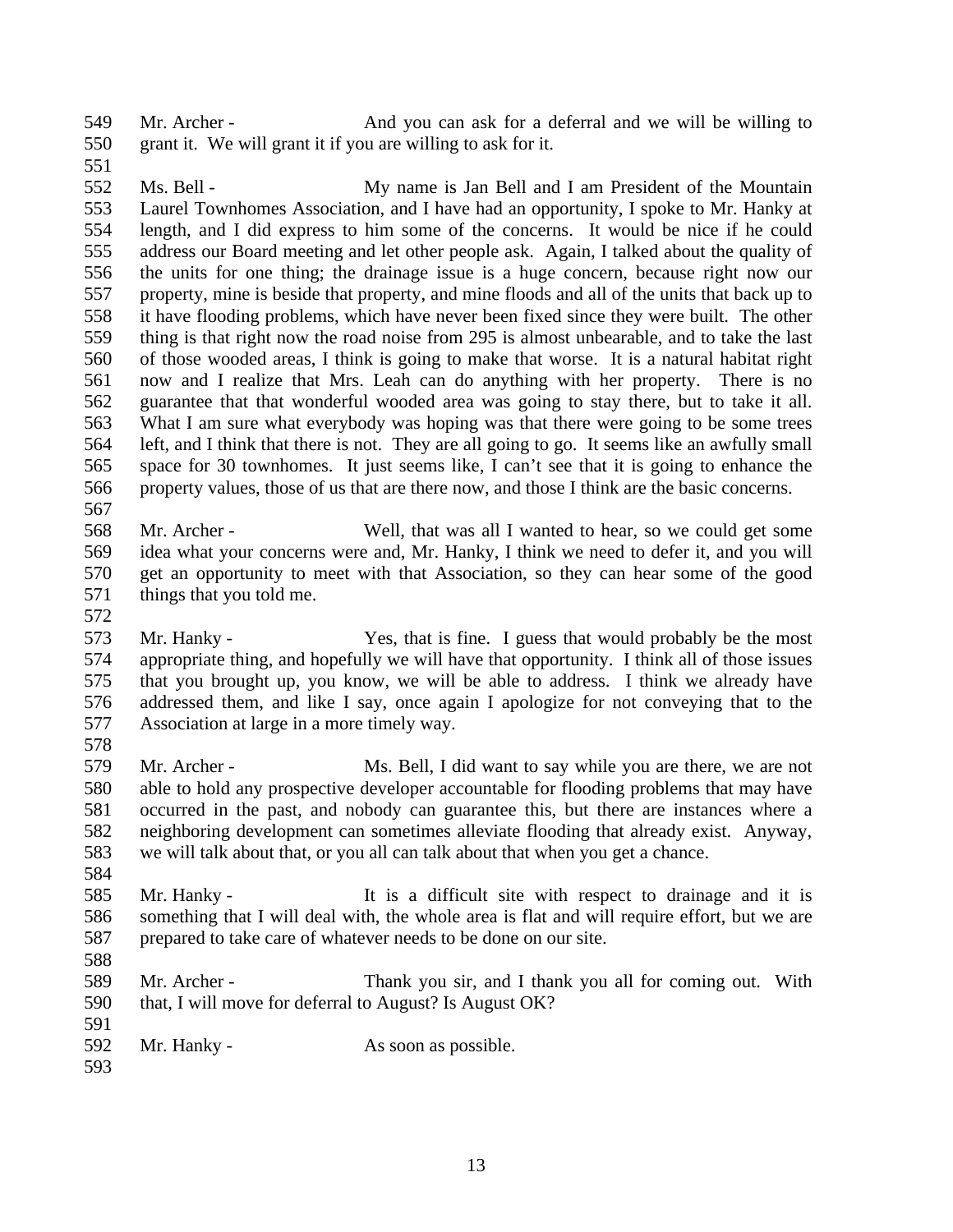549 Mr. Archer - And you can ask for a deferral and we will be willing to
550 grant it. We will grant it if you are willing to ask for it.
551
552 Ms. Bell - My name is Jan Bell and I am President of the Mountain
553 Laurel Townhomes Association, and I have had an opportunity, I spoke to Mr. Hanky at
554 length, and I did express to him some of the concerns. It would be nice if he could
555 address our Board meeting and let other people ask. Again, I talked about the quality of
556 the units for one thing; the drainage issue is a huge concern, because right now our
557 property, mine is beside that property, and mine floods and all of the units that back up to
558 it have flooding problems, which have never been fixed since they were built. The other
559 thing is that right now the road noise from 295 is almost unbearable, and to take the last
560 of those wooded areas, I think is going to make that worse. It is a natural habitat right
561 now and I realize that Mrs. Leah can do anything with her property. There is no
562 guarantee that that wonderful wooded area was going to stay there, but to take it all.
563 What I am sure what everybody was hoping was that there were going to be some trees
564 left, and I think that there is not. They are all going to go. It seems like an awfully small
565 space for 30 townhomes. It just seems like, I can't see that it is going to enhance the
566 property values, those of us that are there now, and those I think are the basic concerns.
567
568 Mr. Archer - Well, that was all I wanted to hear, so we could get some
569 idea what your concerns were and, Mr. Hanky, I think we need to defer it, and you will
570 get an opportunity to meet with that Association, so they can hear some of the good
571 things that you told me.
572
573 Mr. Hanky - Yes, that is fine. I guess that would probably be the most
574 appropriate thing, and hopefully we will have that opportunity. I think all of those issues
575 that you brought up, you know, we will be able to address. I think we already have
576 addressed them, and like I say, once again I apologize for not conveying that to the
577 Association at large in a more timely way.
578
579 Mr. Archer - Ms. Bell, I did want to say while you are there, we are not
580 able to hold any prospective developer accountable for flooding problems that may have
581 occurred in the past, and nobody can guarantee this, but there are instances where a
582 neighboring development can sometimes alleviate flooding that already exist. Anyway,
583 we will talk about that, or you all can talk about that when you get a chance.
584
585 Mr. Hanky - It is a difficult site with respect to drainage and it is
586 something that I will deal with, the whole area is flat and will require effort, but we are
587 prepared to take care of whatever needs to be done on our site.
588
589 Mr. Archer - Thank you sir, and I thank you all for coming out. With
590 that, I will move for deferral to August? Is August OK?
591
592 Mr. Hanky - As soon as possible.
593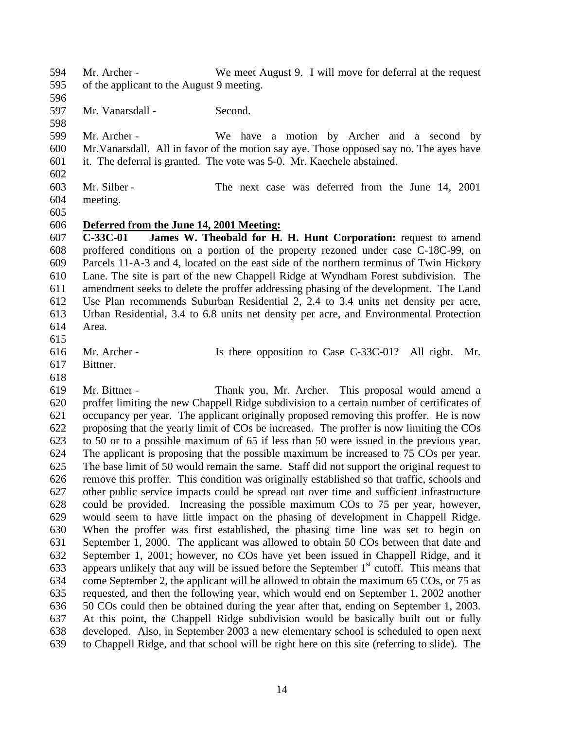Mr. Archer - We meet August 9. I will move for deferral at the request of the applicant to the August 9 meeting.

Mr. Vanarsdall - Second.

Mr. Archer - We have a motion by Archer and a second by Mr.Vanarsdall. All in favor of the motion say aye. Those opposed say no. The ayes have it. The deferral is granted. The vote was 5-0. Mr. Kaechele abstained.

Mr. Silber - The next case was deferred from the June 14, 2001 meeting.

**Deferred from the June 14, 2001 Meeting:**

**C-33C-01 James W. Theobald for H. H. Hunt Corporation:** request to amend proffered conditions on a portion of the property rezoned under case C-18C-99, on Parcels 11-A-3 and 4, located on the east side of the northern terminus of Twin Hickory Lane. The site is part of the new Chappell Ridge at Wyndham Forest subdivision. The amendment seeks to delete the proffer addressing phasing of the development. The Land Use Plan recommends Suburban Residential 2, 2.4 to 3.4 units net density per acre, Urban Residential, 3.4 to 6.8 units net density per acre, and Environmental Protection Area.

Mr. Archer - Is there opposition to Case C-33C-01? All right. Mr. Bittner.

Mr. Bittner - Thank you, Mr. Archer. This proposal would amend a proffer limiting the new Chappell Ridge subdivision to a certain number of certificates of occupancy per year. The applicant originally proposed removing this proffer. He is now proposing that the yearly limit of COs be increased. The proffer is now limiting the COs to 50 or to a possible maximum of 65 if less than 50 were issued in the previous year. The applicant is proposing that the possible maximum be increased to 75 COs per year. The base limit of 50 would remain the same. Staff did not support the original request to remove this proffer. This condition was originally established so that traffic, schools and other public service impacts could be spread out over time and sufficient infrastructure could be provided. Increasing the possible maximum COs to 75 per year, however, would seem to have little impact on the phasing of development in Chappell Ridge. When the proffer was first established, the phasing time line was set to begin on September 1, 2000. The applicant was allowed to obtain 50 COs between that date and September 1, 2001; however, no COs have yet been issued in Chappell Ridge, and it appears unlikely that any will be issued before the September 1st cutoff. This means that come September 2, the applicant will be allowed to obtain the maximum 65 COs, or 75 as requested, and then the following year, which would end on September 1, 2002 another 50 COs could then be obtained during the year after that, ending on September 1, 2003. At this point, the Chappell Ridge subdivision would be basically built out or fully developed. Also, in September 2003 a new elementary school is scheduled to open next to Chappell Ridge, and that school will be right here on this site (referring to slide). The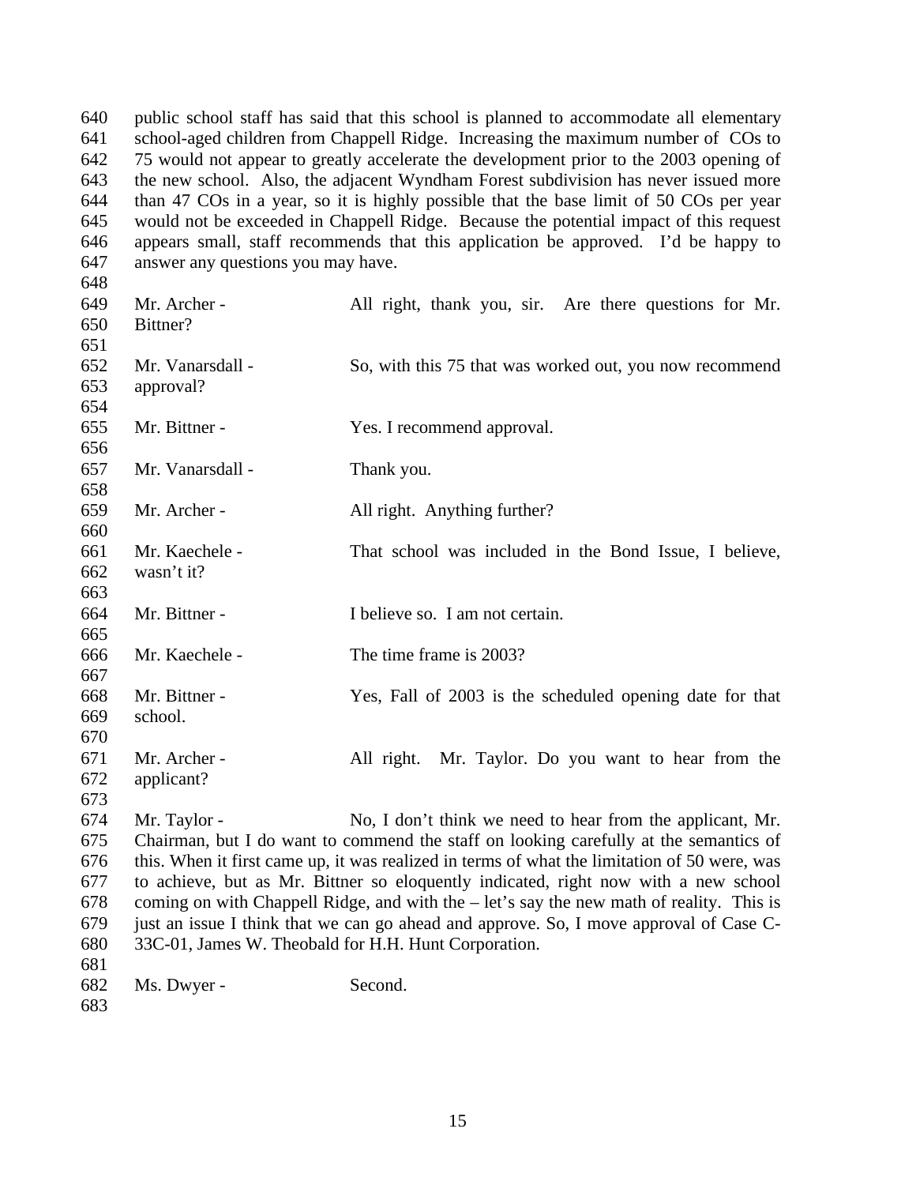public school staff has said that this school is planned to accommodate all elementary school-aged children from Chappell Ridge. Increasing the maximum number of COs to 75 would not appear to greatly accelerate the development prior to the 2003 opening of the new school. Also, the adjacent Wyndham Forest subdivision has never issued more than 47 COs in a year, so it is highly possible that the base limit of 50 COs per year would not be exceeded in Chappell Ridge. Because the potential impact of this request appears small, staff recommends that this application be approved. I'd be happy to answer any questions you may have.

Mr. Archer - All right, thank you, sir. Are there questions for Mr. Bittner?

Mr. Vanarsdall - So, with this 75 that was worked out, you now recommend approval?

Mr. Bittner - Yes. I recommend approval.

Mr. Vanarsdall - Thank you.

Mr. Archer - All right. Anything further?

Mr. Kaechele - That school was included in the Bond Issue, I believe, wasn't it?

Mr. Bittner - I believe so. I am not certain.

Mr. Kaechele - The time frame is 2003?

Mr. Bittner - Yes, Fall of 2003 is the scheduled opening date for that school.

Mr. Archer - All right. Mr. Taylor. Do you want to hear from the applicant?

Mr. Taylor - No, I don't think we need to hear from the applicant, Mr. Chairman, but I do want to commend the staff on looking carefully at the semantics of this. When it first came up, it was realized in terms of what the limitation of 50 were, was to achieve, but as Mr. Bittner so eloquently indicated, right now with a new school coming on with Chappell Ridge, and with the – let's say the new math of reality. This is just an issue I think that we can go ahead and approve. So, I move approval of Case C-33C-01, James W. Theobald for H.H. Hunt Corporation.

Ms. Dwyer - Second.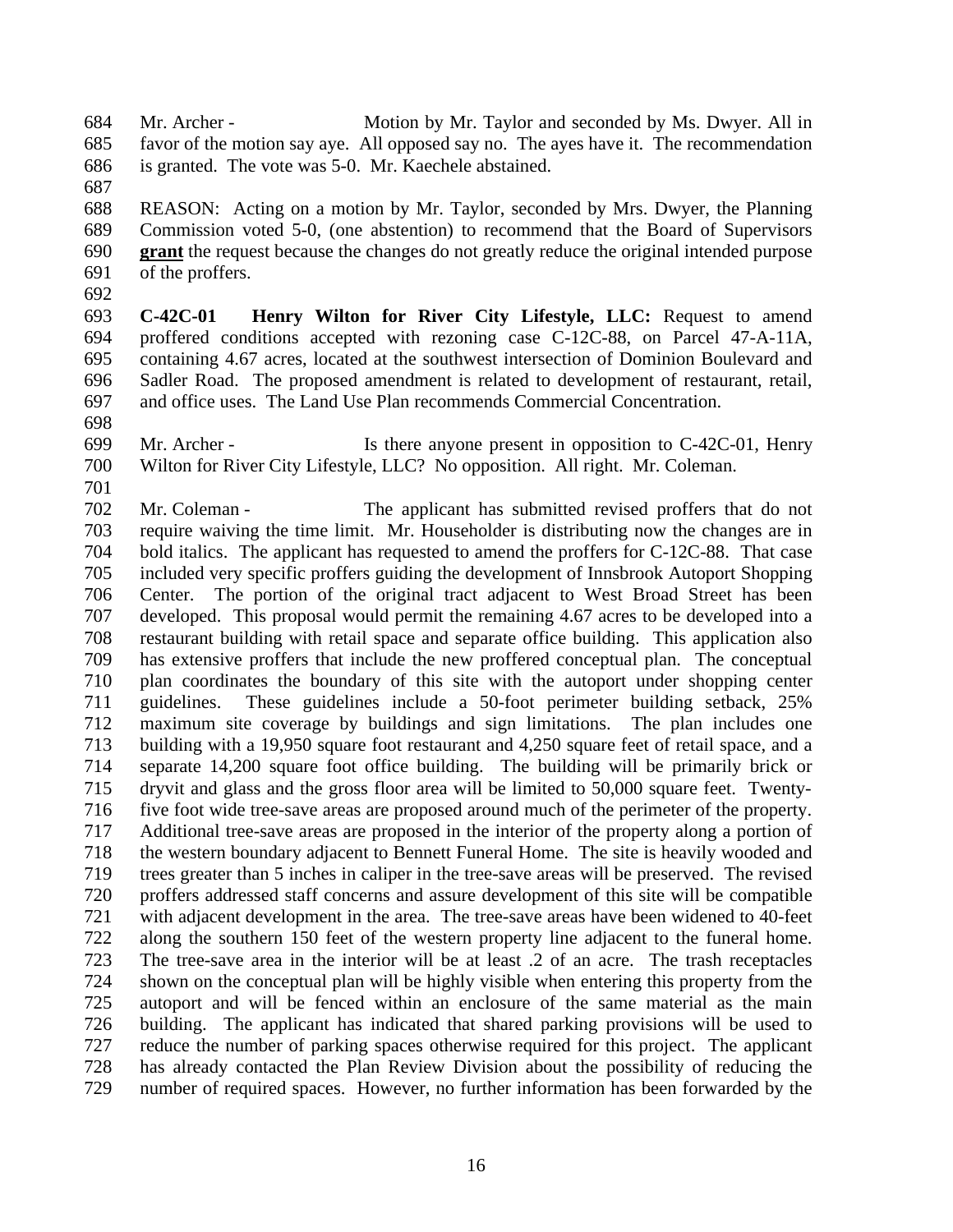Mr. Archer - Motion by Mr. Taylor and seconded by Ms. Dwyer. All in favor of the motion say aye. All opposed say no. The ayes have it. The recommendation is granted. The vote was 5-0. Mr. Kaechele abstained.

REASON: Acting on a motion by Mr. Taylor, seconded by Mrs. Dwyer, the Planning Commission voted 5-0, (one abstention) to recommend that the Board of Supervisors **grant** the request because the changes do not greatly reduce the original intended purpose of the proffers.

**C-42C-01 Henry Wilton for River City Lifestyle, LLC:** Request to amend proffered conditions accepted with rezoning case C-12C-88, on Parcel 47-A-11A, containing 4.67 acres, located at the southwest intersection of Dominion Boulevard and Sadler Road. The proposed amendment is related to development of restaurant, retail, and office uses. The Land Use Plan recommends Commercial Concentration.

Mr. Archer - Is there anyone present in opposition to C-42C-01, Henry Wilton for River City Lifestyle, LLC? No opposition. All right. Mr. Coleman.

Mr. Coleman - The applicant has submitted revised proffers that do not require waiving the time limit. Mr. Householder is distributing now the changes are in bold italics. The applicant has requested to amend the proffers for C-12C-88. That case included very specific proffers guiding the development of Innsbrook Autoport Shopping Center. The portion of the original tract adjacent to West Broad Street has been developed. This proposal would permit the remaining 4.67 acres to be developed into a restaurant building with retail space and separate office building. This application also has extensive proffers that include the new proffered conceptual plan. The conceptual plan coordinates the boundary of this site with the autoport under shopping center guidelines. These guidelines include a 50-foot perimeter building setback, 25% maximum site coverage by buildings and sign limitations. The plan includes one building with a 19,950 square foot restaurant and 4,250 square feet of retail space, and a separate 14,200 square foot office building. The building will be primarily brick or dryvit and glass and the gross floor area will be limited to 50,000 square feet. Twenty-five foot wide tree-save areas are proposed around much of the perimeter of the property. Additional tree-save areas are proposed in the interior of the property along a portion of the western boundary adjacent to Bennett Funeral Home. The site is heavily wooded and trees greater than 5 inches in caliper in the tree-save areas will be preserved. The revised proffers addressed staff concerns and assure development of this site will be compatible with adjacent development in the area. The tree-save areas have been widened to 40-feet along the southern 150 feet of the western property line adjacent to the funeral home. The tree-save area in the interior will be at least .2 of an acre. The trash receptacles shown on the conceptual plan will be highly visible when entering this property from the autoport and will be fenced within an enclosure of the same material as the main building. The applicant has indicated that shared parking provisions will be used to reduce the number of parking spaces otherwise required for this project. The applicant has already contacted the Plan Review Division about the possibility of reducing the number of required spaces. However, no further information has been forwarded by the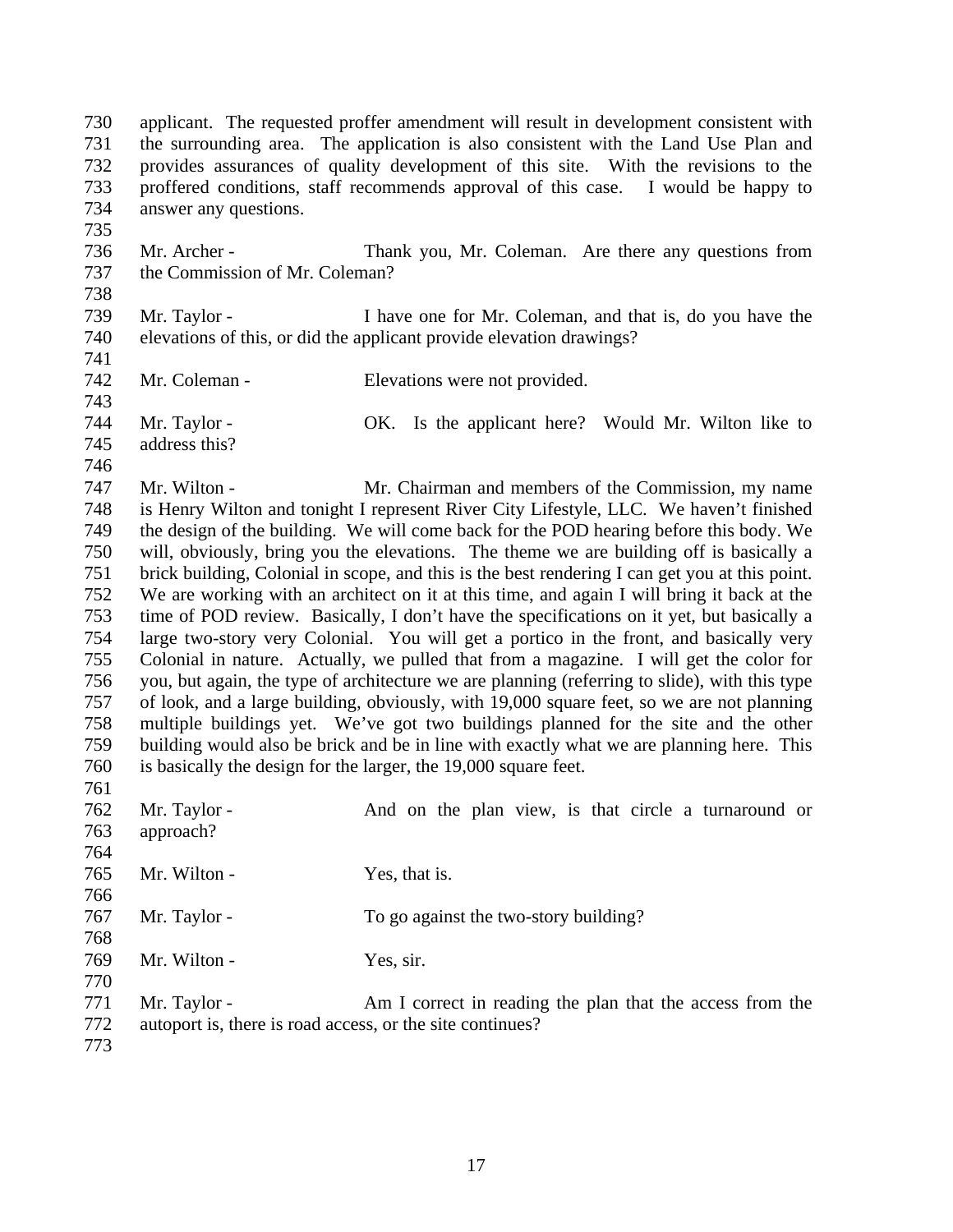applicant. The requested proffer amendment will result in development consistent with the surrounding area. The application is also consistent with the Land Use Plan and provides assurances of quality development of this site. With the revisions to the proffered conditions, staff recommends approval of this case. I would be happy to answer any questions.

Mr. Archer - Thank you, Mr. Coleman. Are there any questions from the Commission of Mr. Coleman?

Mr. Taylor - I have one for Mr. Coleman, and that is, do you have the elevations of this, or did the applicant provide elevation drawings?

Mr. Coleman - Elevations were not provided.

Mr. Taylor - OK. Is the applicant here? Would Mr. Wilton like to address this?

Mr. Wilton - Mr. Chairman and members of the Commission, my name is Henry Wilton and tonight I represent River City Lifestyle, LLC. We haven't finished the design of the building. We will come back for the POD hearing before this body. We will, obviously, bring you the elevations. The theme we are building off is basically a brick building, Colonial in scope, and this is the best rendering I can get you at this point. We are working with an architect on it at this time, and again I will bring it back at the time of POD review. Basically, I don't have the specifications on it yet, but basically a large two-story very Colonial. You will get a portico in the front, and basically very Colonial in nature. Actually, we pulled that from a magazine. I will get the color for you, but again, the type of architecture we are planning (referring to slide), with this type of look, and a large building, obviously, with 19,000 square feet, so we are not planning multiple buildings yet. We've got two buildings planned for the site and the other building would also be brick and be in line with exactly what we are planning here. This is basically the design for the larger, the 19,000 square feet.

Mr. Taylor - And on the plan view, is that circle a turnaround or approach?

Mr. Wilton - Yes, that is.

Mr. Taylor - To go against the two-story building?

Mr. Wilton - Yes, sir.

Mr. Taylor - Am I correct in reading the plan that the access from the autoport is, there is road access, or the site continues?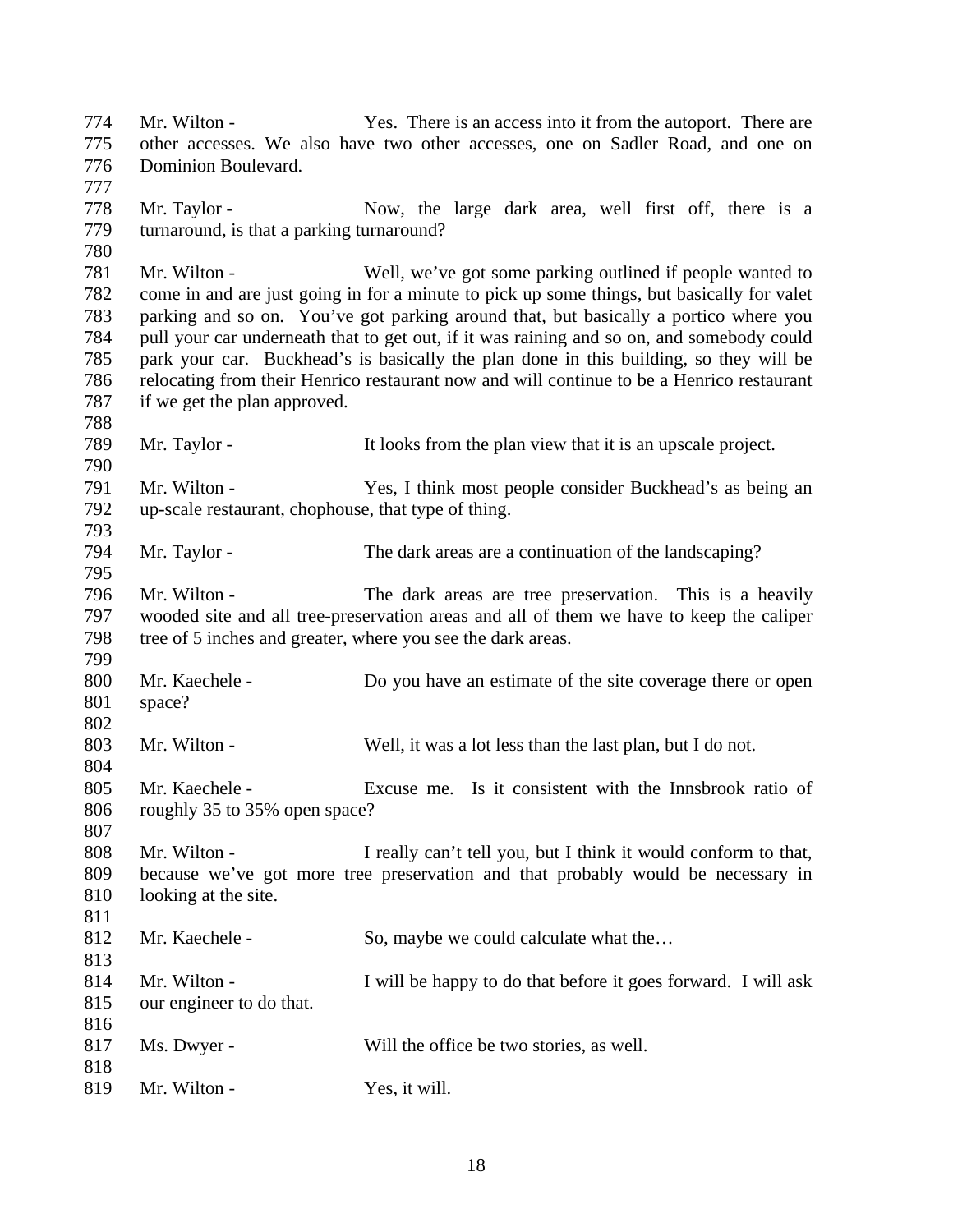Mr. Wilton - Yes. There is an access into it from the autoport. There are other accesses. We also have two other accesses, one on Sadler Road, and one on Dominion Boulevard.

Mr. Taylor - Now, the large dark area, well first off, there is a turnaround, is that a parking turnaround?

Mr. Wilton - Well, we've got some parking outlined if people wanted to come in and are just going in for a minute to pick up some things, but basically for valet parking and so on. You've got parking around that, but basically a portico where you pull your car underneath that to get out, if it was raining and so on, and somebody could park your car. Buckhead's is basically the plan done in this building, so they will be relocating from their Henrico restaurant now and will continue to be a Henrico restaurant if we get the plan approved.

Mr. Taylor - It looks from the plan view that it is an upscale project.

Mr. Wilton - Yes, I think most people consider Buckhead's as being an up-scale restaurant, chophouse, that type of thing.

Mr. Taylor - The dark areas are a continuation of the landscaping?

Mr. Wilton - The dark areas are tree preservation. This is a heavily wooded site and all tree-preservation areas and all of them we have to keep the caliper tree of 5 inches and greater, where you see the dark areas.

Mr. Kaechele - Do you have an estimate of the site coverage there or open space?

Mr. Wilton - Well, it was a lot less than the last plan, but I do not.

Mr. Kaechele - Excuse me. Is it consistent with the Innsbrook ratio of roughly 35 to 35% open space?

Mr. Wilton - I really can't tell you, but I think it would conform to that, because we've got more tree preservation and that probably would be necessary in looking at the site.

Mr. Kaechele - So, maybe we could calculate what the…

Mr. Wilton - I will be happy to do that before it goes forward. I will ask our engineer to do that.

Ms. Dwyer - Will the office be two stories, as well.

Mr. Wilton - Yes, it will.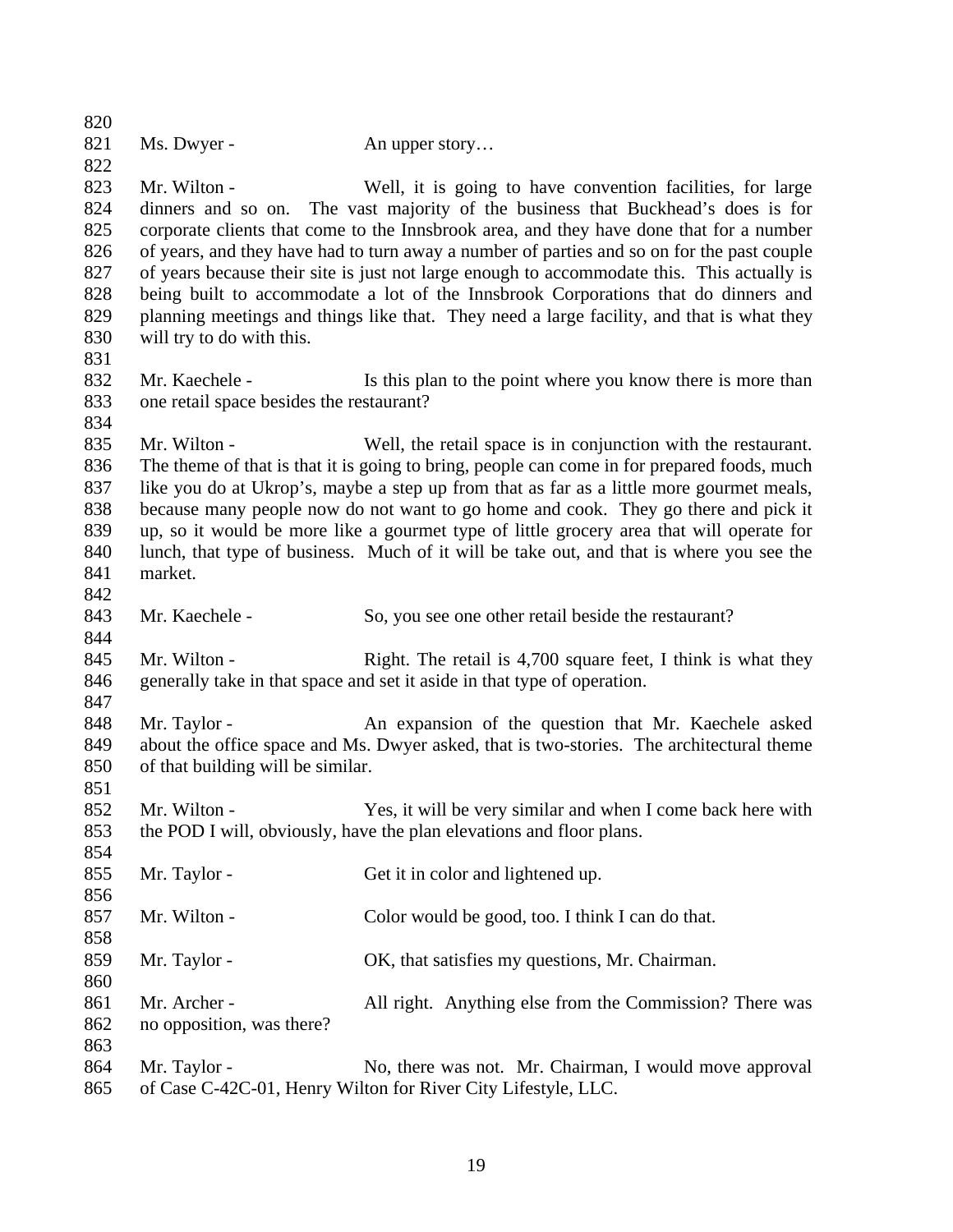Ms. Dwyer - An upper story…

Mr. Wilton - Well, it is going to have convention facilities, for large dinners and so on. The vast majority of the business that Buckhead's does is for corporate clients that come to the Innsbrook area, and they have done that for a number of years, and they have had to turn away a number of parties and so on for the past couple of years because their site is just not large enough to accommodate this. This actually is being built to accommodate a lot of the Innsbrook Corporations that do dinners and planning meetings and things like that. They need a large facility, and that is what they will try to do with this.

Mr. Kaechele - Is this plan to the point where you know there is more than one retail space besides the restaurant?

Mr. Wilton - Well, the retail space is in conjunction with the restaurant. The theme of that is that it is going to bring, people can come in for prepared foods, much like you do at Ukrop's, maybe a step up from that as far as a little more gourmet meals, because many people now do not want to go home and cook. They go there and pick it up, so it would be more like a gourmet type of little grocery area that will operate for lunch, that type of business. Much of it will be take out, and that is where you see the market.

Mr. Kaechele - So, you see one other retail beside the restaurant?

Mr. Wilton - Right. The retail is 4,700 square feet, I think is what they generally take in that space and set it aside in that type of operation.

Mr. Taylor - An expansion of the question that Mr. Kaechele asked about the office space and Ms. Dwyer asked, that is two-stories. The architectural theme of that building will be similar.

Mr. Wilton - Yes, it will be very similar and when I come back here with the POD I will, obviously, have the plan elevations and floor plans.

Mr. Taylor - Get it in color and lightened up.

Mr. Wilton - Color would be good, too. I think I can do that.

Mr. Taylor - OK, that satisfies my questions, Mr. Chairman.

Mr. Archer - All right. Anything else from the Commission? There was no opposition, was there?

Mr. Taylor - No, there was not. Mr. Chairman, I would move approval of Case C-42C-01, Henry Wilton for River City Lifestyle, LLC.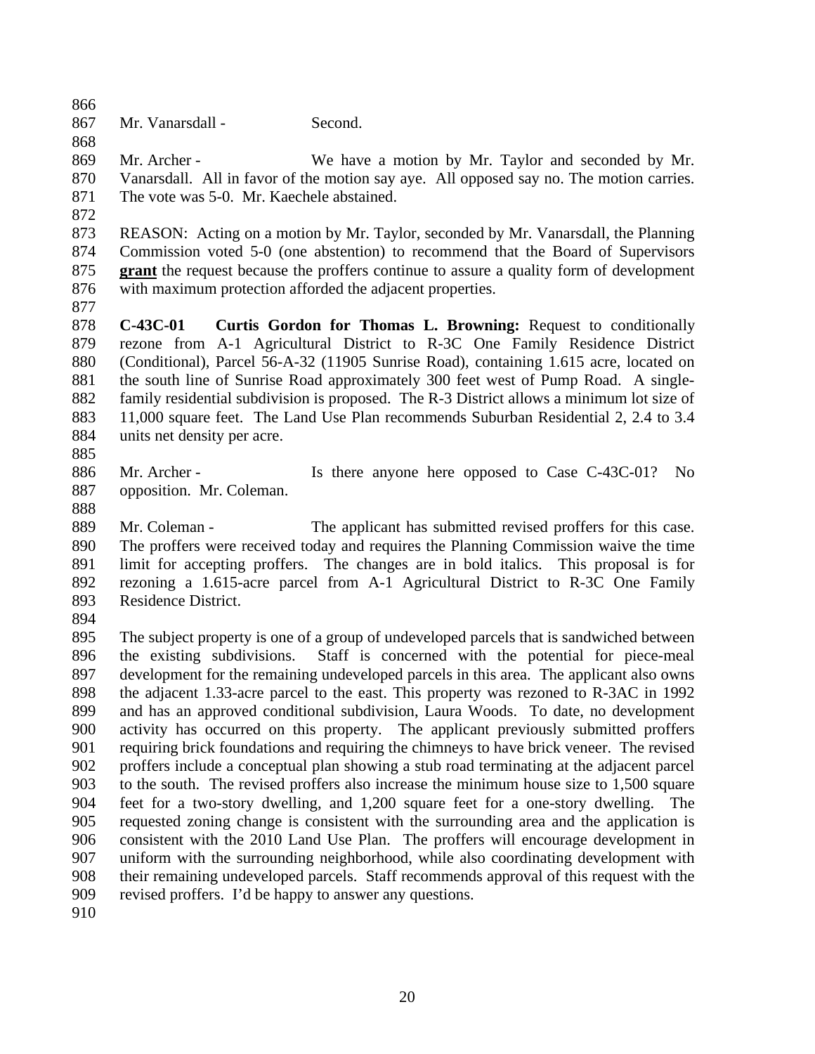Mr. Vanarsdall - Second.

Mr. Archer - We have a motion by Mr. Taylor and seconded by Mr. Vanarsdall. All in favor of the motion say aye. All opposed say no. The motion carries. The vote was 5-0. Mr. Kaechele abstained.

REASON: Acting on a motion by Mr. Taylor, seconded by Mr. Vanarsdall, the Planning Commission voted 5-0 (one abstention) to recommend that the Board of Supervisors **grant** the request because the proffers continue to assure a quality form of development with maximum protection afforded the adjacent properties.

**C-43C-01 Curtis Gordon for Thomas L. Browning:** Request to conditionally rezone from A-1 Agricultural District to R-3C One Family Residence District (Conditional), Parcel 56-A-32 (11905 Sunrise Road), containing 1.615 acre, located on the south line of Sunrise Road approximately 300 feet west of Pump Road. A single-family residential subdivision is proposed. The R-3 District allows a minimum lot size of 11,000 square feet. The Land Use Plan recommends Suburban Residential 2, 2.4 to 3.4 units net density per acre.

Mr. Archer - Is there anyone here opposed to Case C-43C-01? No opposition. Mr. Coleman.

Mr. Coleman - The applicant has submitted revised proffers for this case. The proffers were received today and requires the Planning Commission waive the time limit for accepting proffers. The changes are in bold italics. This proposal is for rezoning a 1.615-acre parcel from A-1 Agricultural District to R-3C One Family Residence District.

The subject property is one of a group of undeveloped parcels that is sandwiched between the existing subdivisions. Staff is concerned with the potential for piece-meal development for the remaining undeveloped parcels in this area. The applicant also owns the adjacent 1.33-acre parcel to the east. This property was rezoned to R-3AC in 1992 and has an approved conditional subdivision, Laura Woods. To date, no development activity has occurred on this property. The applicant previously submitted proffers requiring brick foundations and requiring the chimneys to have brick veneer. The revised proffers include a conceptual plan showing a stub road terminating at the adjacent parcel to the south. The revised proffers also increase the minimum house size to 1,500 square feet for a two-story dwelling, and 1,200 square feet for a one-story dwelling. The requested zoning change is consistent with the surrounding area and the application is consistent with the 2010 Land Use Plan. The proffers will encourage development in uniform with the surrounding neighborhood, while also coordinating development with their remaining undeveloped parcels. Staff recommends approval of this request with the revised proffers. I'd be happy to answer any questions.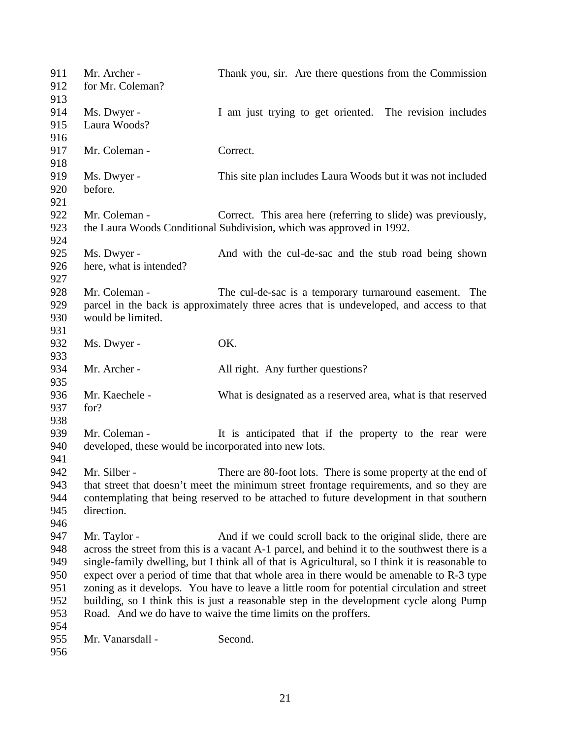Mr. Archer - Thank you, sir. Are there questions from the Commission for Mr. Coleman?

Ms. Dwyer - I am just trying to get oriented. The revision includes Laura Woods?

Mr. Coleman - Correct.

Ms. Dwyer - This site plan includes Laura Woods but it was not included before.

Mr. Coleman - Correct. This area here (referring to slide) was previously, the Laura Woods Conditional Subdivision, which was approved in 1992.

Ms. Dwyer - And with the cul-de-sac and the stub road being shown here, what is intended?

Mr. Coleman - The cul-de-sac is a temporary turnaround easement. The parcel in the back is approximately three acres that is undeveloped, and access to that would be limited.

Ms. Dwyer - OK.

Mr. Archer - All right. Any further questions?

Mr. Kaechele - What is designated as a reserved area, what is that reserved for?

Mr. Coleman - It is anticipated that if the property to the rear were developed, these would be incorporated into new lots.

Mr. Silber - There are 80-foot lots. There is some property at the end of that street that doesn't meet the minimum street frontage requirements, and so they are contemplating that being reserved to be attached to future development in that southern direction.

Mr. Taylor - And if we could scroll back to the original slide, there are across the street from this is a vacant A-1 parcel, and behind it to the southwest there is a single-family dwelling, but I think all of that is Agricultural, so I think it is reasonable to expect over a period of time that that whole area in there would be amenable to R-3 type zoning as it develops. You have to leave a little room for potential circulation and street building, so I think this is just a reasonable step in the development cycle along Pump Road. And we do have to waive the time limits on the proffers.

Mr. Vanarsdall - Second.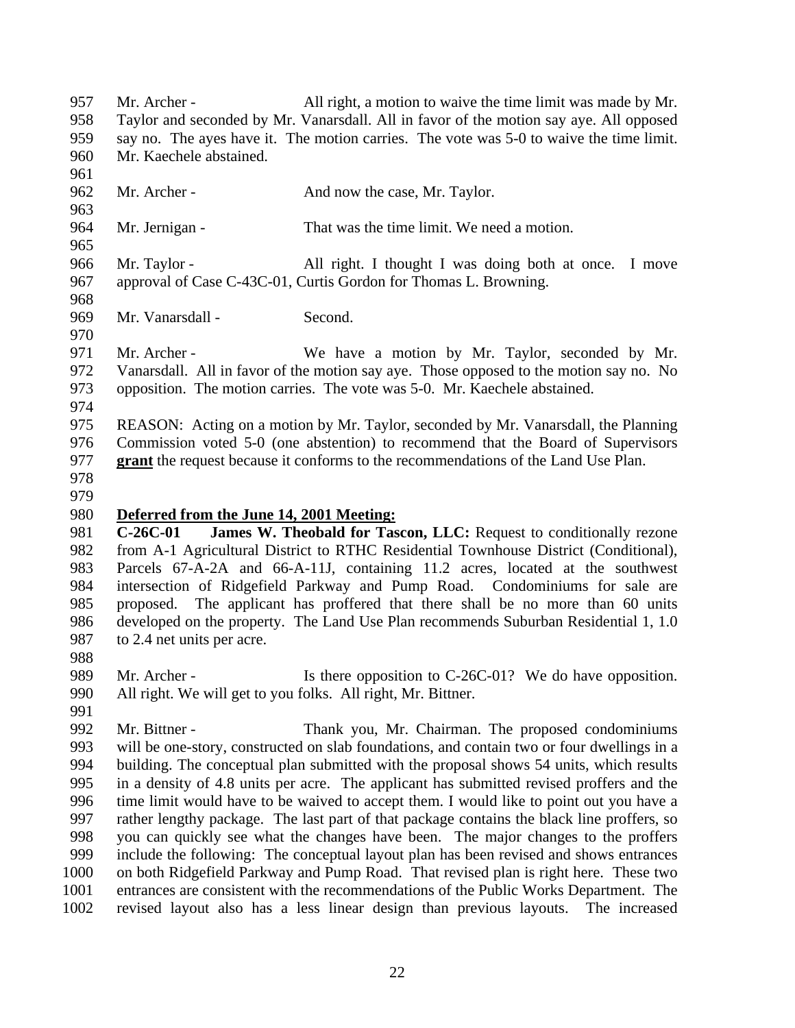Mr. Archer - All right, a motion to waive the time limit was made by Mr. Taylor and seconded by Mr. Vanarsdall. All in favor of the motion say aye. All opposed say no. The ayes have it. The motion carries. The vote was 5-0 to waive the time limit. Mr. Kaechele abstained.

Mr. Archer - And now the case, Mr. Taylor.

Mr. Jernigan - That was the time limit. We need a motion.

Mr. Taylor - All right. I thought I was doing both at once. I move approval of Case C-43C-01, Curtis Gordon for Thomas L. Browning.

Mr. Vanarsdall - Second.

Mr. Archer - We have a motion by Mr. Taylor, seconded by Mr. Vanarsdall. All in favor of the motion say aye. Those opposed to the motion say no. No opposition. The motion carries. The vote was 5-0. Mr. Kaechele abstained.

REASON: Acting on a motion by Mr. Taylor, seconded by Mr. Vanarsdall, the Planning Commission voted 5-0 (one abstention) to recommend that the Board of Supervisors **grant** the request because it conforms to the recommendations of the Land Use Plan.

**Deferred from the June 14, 2001 Meeting:**

**C-26C-01 James W. Theobald for Tascon, LLC:** Request to conditionally rezone from A-1 Agricultural District to RTHC Residential Townhouse District (Conditional), Parcels 67-A-2A and 66-A-11J, containing 11.2 acres, located at the southwest intersection of Ridgefield Parkway and Pump Road. Condominiums for sale are proposed. The applicant has proffered that there shall be no more than 60 units developed on the property. The Land Use Plan recommends Suburban Residential 1, 1.0 to 2.4 net units per acre.

Mr. Archer - Is there opposition to C-26C-01? We do have opposition. All right. We will get to you folks. All right, Mr. Bittner.

Mr. Bittner - Thank you, Mr. Chairman. The proposed condominiums will be one-story, constructed on slab foundations, and contain two or four dwellings in a building. The conceptual plan submitted with the proposal shows 54 units, which results in a density of 4.8 units per acre. The applicant has submitted revised proffers and the time limit would have to be waived to accept them. I would like to point out you have a rather lengthy package. The last part of that package contains the black line proffers, so you can quickly see what the changes have been. The major changes to the proffers include the following: The conceptual layout plan has been revised and shows entrances on both Ridgefield Parkway and Pump Road. That revised plan is right here. These two entrances are consistent with the recommendations of the Public Works Department. The revised layout also has a less linear design than previous layouts. The increased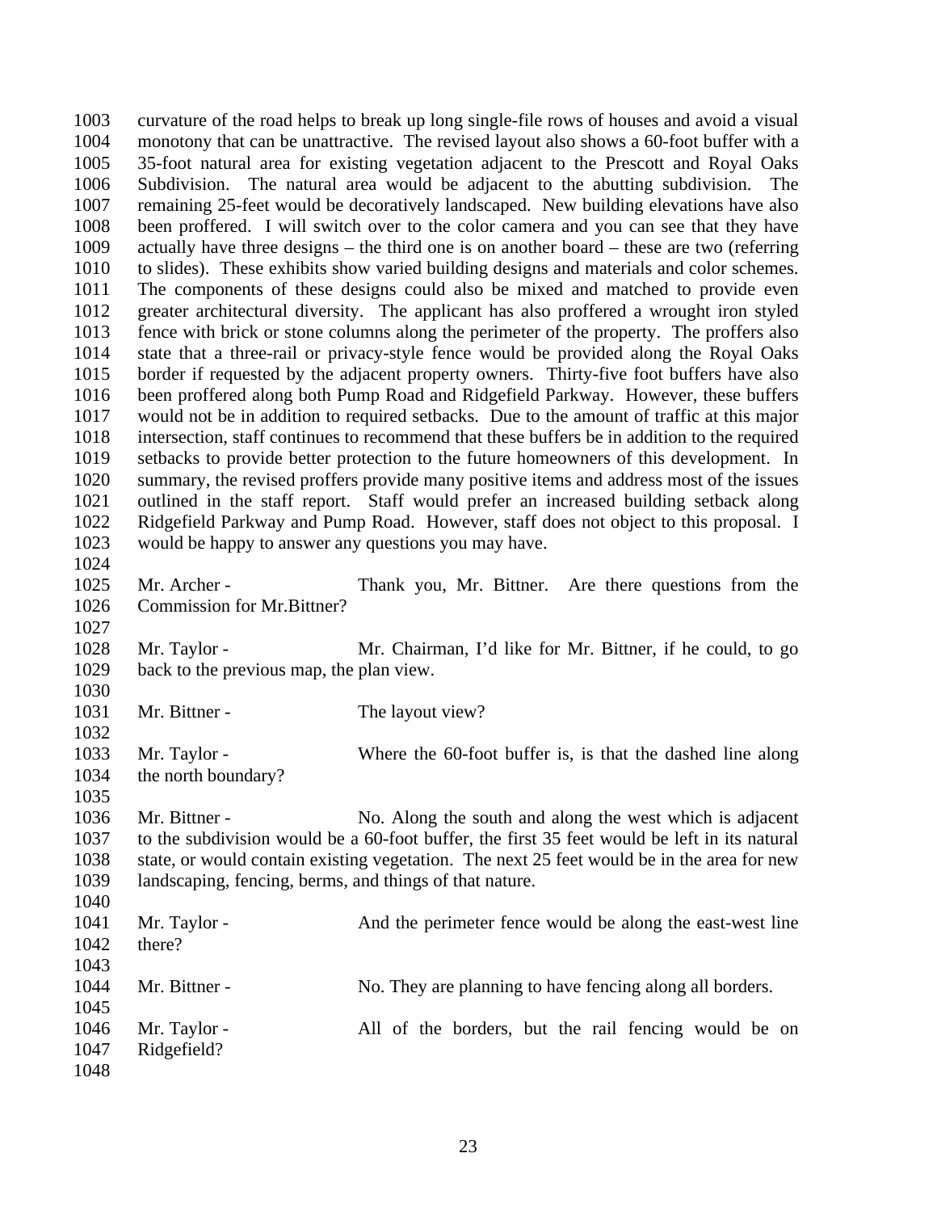curvature of the road helps to break up long single-file rows of houses and avoid a visual monotony that can be unattractive. The revised layout also shows a 60-foot buffer with a 35-foot natural area for existing vegetation adjacent to the Prescott and Royal Oaks Subdivision. The natural area would be adjacent to the abutting subdivision. The remaining 25-feet would be decoratively landscaped. New building elevations have also been proffered. I will switch over to the color camera and you can see that they have actually have three designs – the third one is on another board – these are two (referring to slides). These exhibits show varied building designs and materials and color schemes. The components of these designs could also be mixed and matched to provide even greater architectural diversity. The applicant has also proffered a wrought iron styled fence with brick or stone columns along the perimeter of the property. The proffers also state that a three-rail or privacy-style fence would be provided along the Royal Oaks border if requested by the adjacent property owners. Thirty-five foot buffers have also been proffered along both Pump Road and Ridgefield Parkway. However, these buffers would not be in addition to required setbacks. Due to the amount of traffic at this major intersection, staff continues to recommend that these buffers be in addition to the required setbacks to provide better protection to the future homeowners of this development. In summary, the revised proffers provide many positive items and address most of the issues outlined in the staff report. Staff would prefer an increased building setback along Ridgefield Parkway and Pump Road. However, staff does not object to this proposal. I would be happy to answer any questions you may have.

Mr. Archer - Thank you, Mr. Bittner. Are there questions from the Commission for Mr.Bittner?

Mr. Taylor - Mr. Chairman, I'd like for Mr. Bittner, if he could, to go back to the previous map, the plan view.

Mr. Bittner - The layout view?

Mr. Taylor - Where the 60-foot buffer is, is that the dashed line along the north boundary?

Mr. Bittner - No. Along the south and along the west which is adjacent to the subdivision would be a 60-foot buffer, the first 35 feet would be left in its natural state, or would contain existing vegetation. The next 25 feet would be in the area for new landscaping, fencing, berms, and things of that nature.

Mr. Taylor - And the perimeter fence would be along the east-west line there?

Mr. Bittner - No. They are planning to have fencing along all borders.

Mr. Taylor - All of the borders, but the rail fencing would be on Ridgefield?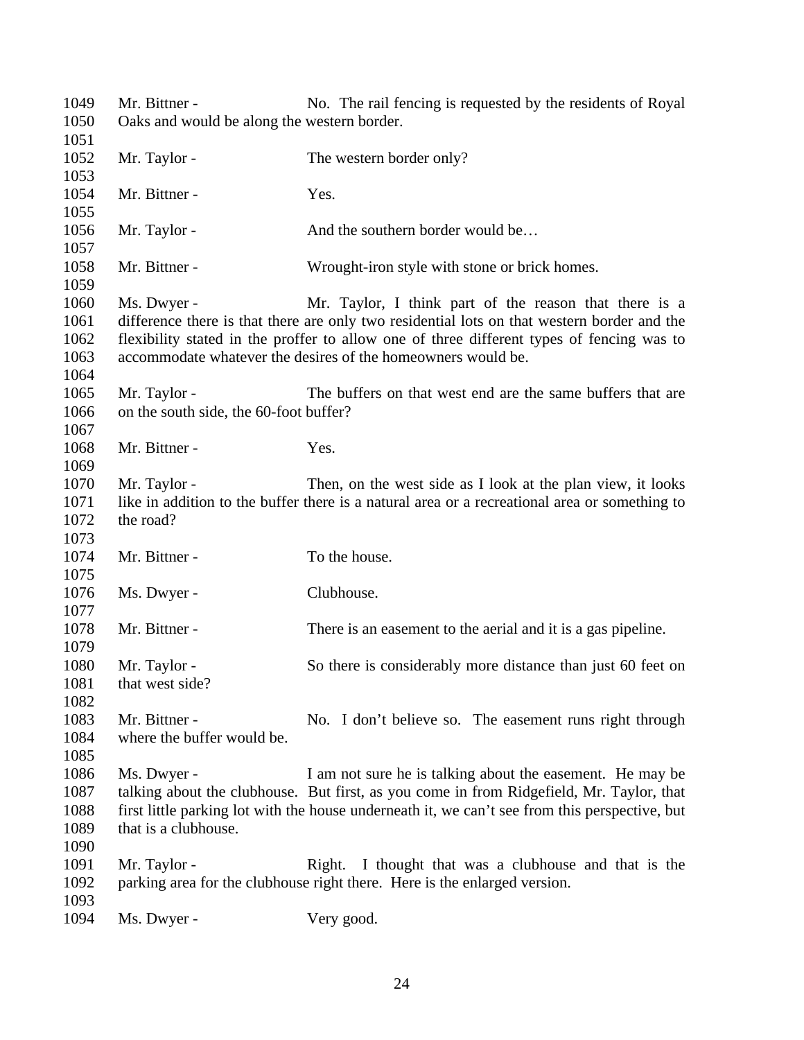Mr. Bittner - No. The rail fencing is requested by the residents of Royal Oaks and would be along the western border.

Mr. Taylor - The western border only?

Mr. Bittner - Yes.

Mr. Taylor - And the southern border would be…

Mr. Bittner - Wrought-iron style with stone or brick homes.

Ms. Dwyer - Mr. Taylor, I think part of the reason that there is a difference there is that there are only two residential lots on that western border and the flexibility stated in the proffer to allow one of three different types of fencing was to accommodate whatever the desires of the homeowners would be.

Mr. Taylor - The buffers on that west end are the same buffers that are on the south side, the 60-foot buffer?

Mr. Bittner - Yes.

Mr. Taylor - Then, on the west side as I look at the plan view, it looks like in addition to the buffer there is a natural area or a recreational area or something to the road?

Mr. Bittner - To the house.

Ms. Dwyer - Clubhouse.

Mr. Bittner - There is an easement to the aerial and it is a gas pipeline.

Mr. Taylor - So there is considerably more distance than just 60 feet on that west side?

Mr. Bittner - No. I don't believe so. The easement runs right through where the buffer would be.

Ms. Dwyer - I am not sure he is talking about the easement. He may be talking about the clubhouse. But first, as you come in from Ridgefield, Mr. Taylor, that first little parking lot with the house underneath it, we can't see from this perspective, but that is a clubhouse.

Mr. Taylor - Right. I thought that was a clubhouse and that is the parking area for the clubhouse right there. Here is the enlarged version.

Ms. Dwyer - Very good.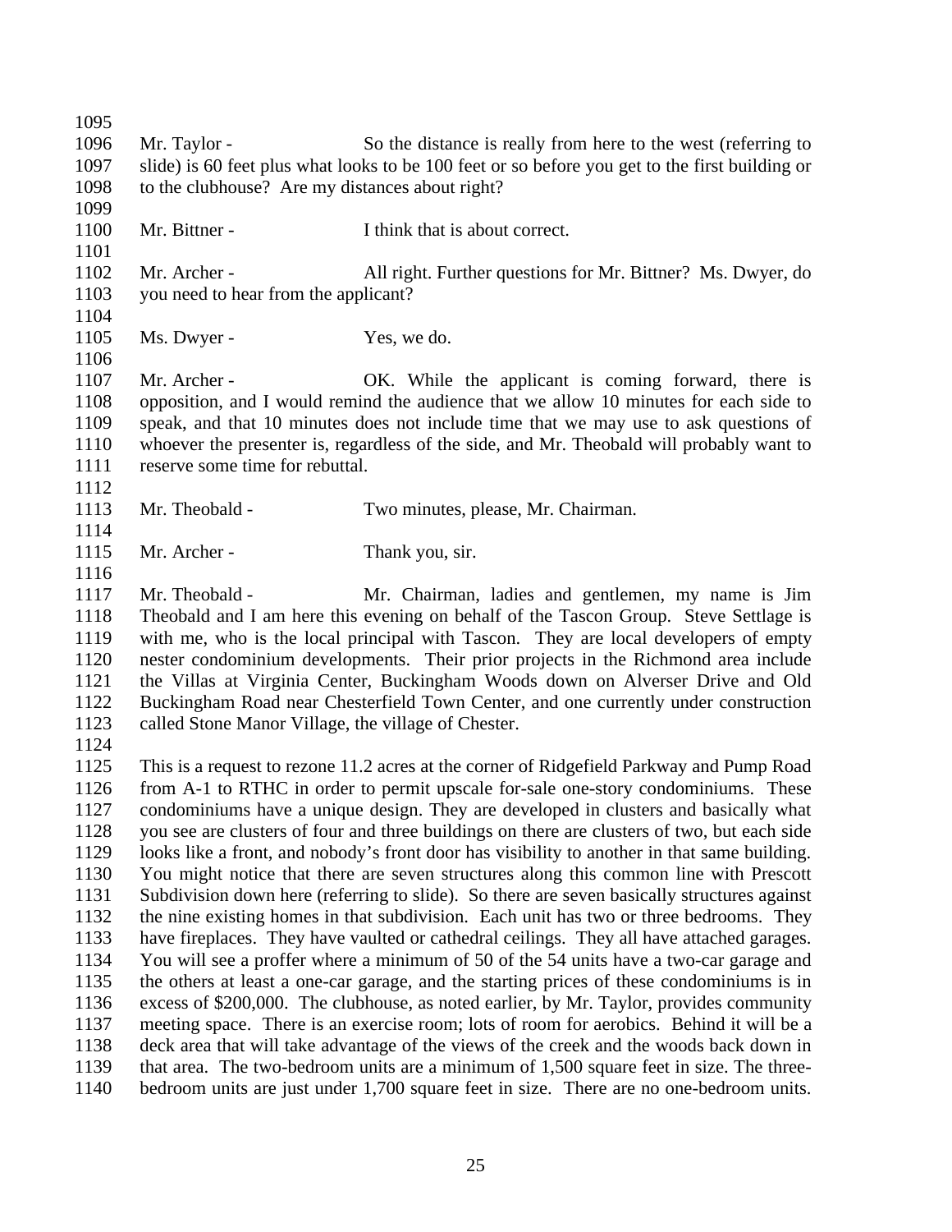Mr. Taylor - So the distance is really from here to the west (referring to slide) is 60 feet plus what looks to be 100 feet or so before you get to the first building or to the clubhouse? Are my distances about right?

Mr. Bittner - I think that is about correct.

Mr. Archer - All right. Further questions for Mr. Bittner? Ms. Dwyer, do you need to hear from the applicant?

Ms. Dwyer - Yes, we do.

Mr. Archer - OK. While the applicant is coming forward, there is opposition, and I would remind the audience that we allow 10 minutes for each side to speak, and that 10 minutes does not include time that we may use to ask questions of whoever the presenter is, regardless of the side, and Mr. Theobald will probably want to reserve some time for rebuttal.

Mr. Theobald - Two minutes, please, Mr. Chairman.

Mr. Archer - Thank you, sir.

Mr. Theobald - Mr. Chairman, ladies and gentlemen, my name is Jim Theobald and I am here this evening on behalf of the Tascon Group. Steve Settlage is with me, who is the local principal with Tascon. They are local developers of empty nester condominium developments. Their prior projects in the Richmond area include the Villas at Virginia Center, Buckingham Woods down on Alverser Drive and Old Buckingham Road near Chesterfield Town Center, and one currently under construction called Stone Manor Village, the village of Chester.

This is a request to rezone 11.2 acres at the corner of Ridgefield Parkway and Pump Road from A-1 to RTHC in order to permit upscale for-sale one-story condominiums. These condominiums have a unique design. They are developed in clusters and basically what you see are clusters of four and three buildings on there are clusters of two, but each side looks like a front, and nobody's front door has visibility to another in that same building. You might notice that there are seven structures along this common line with Prescott Subdivision down here (referring to slide). So there are seven basically structures against the nine existing homes in that subdivision. Each unit has two or three bedrooms. They have fireplaces. They have vaulted or cathedral ceilings. They all have attached garages. You will see a proffer where a minimum of 50 of the 54 units have a two-car garage and the others at least a one-car garage, and the starting prices of these condominiums is in excess of $200,000. The clubhouse, as noted earlier, by Mr. Taylor, provides community meeting space. There is an exercise room; lots of room for aerobics. Behind it will be a deck area that will take advantage of the views of the creek and the woods back down in that area. The two-bedroom units are a minimum of 1,500 square feet in size. The three-bedroom units are just under 1,700 square feet in size. There are no one-bedroom units.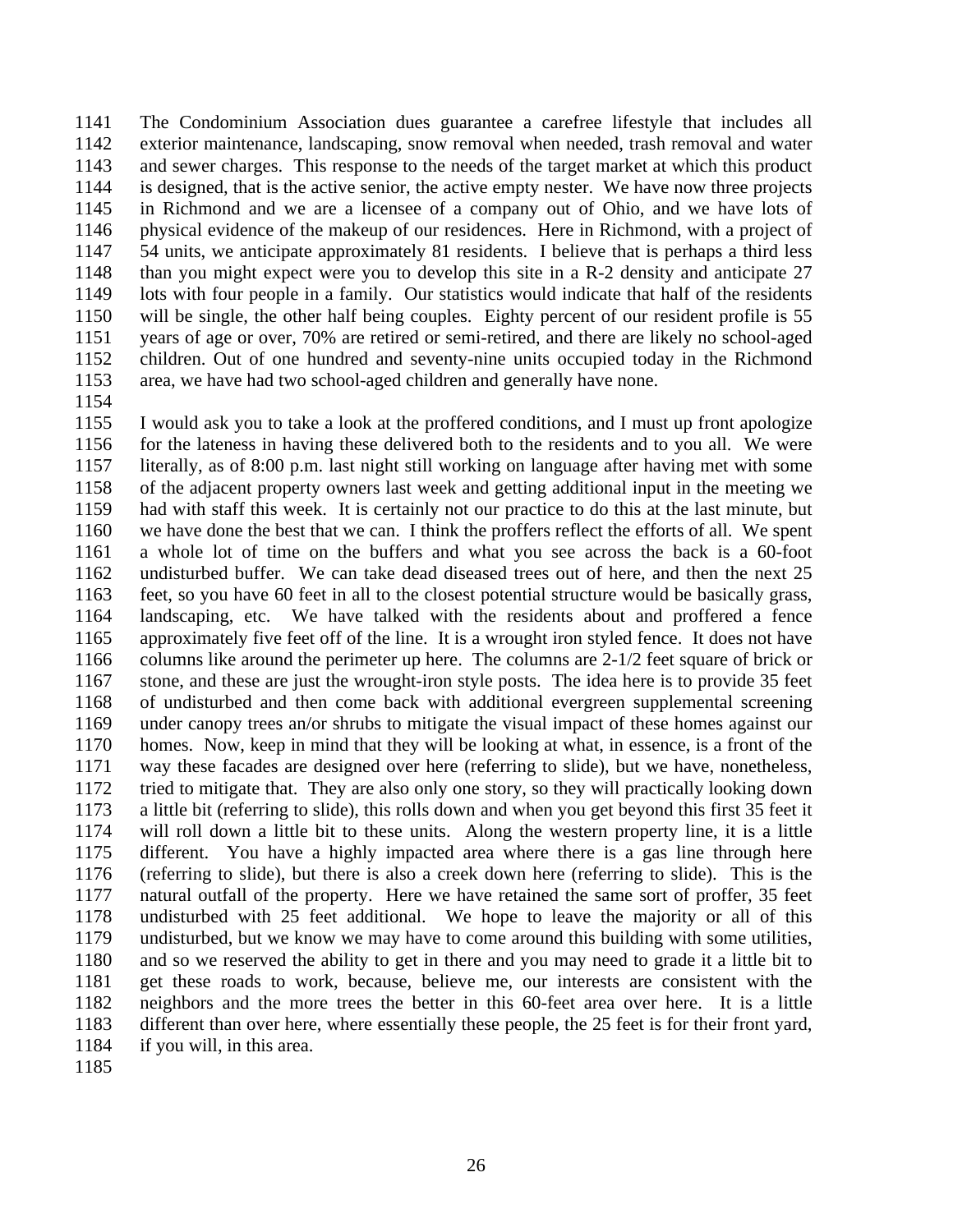The Condominium Association dues guarantee a carefree lifestyle that includes all exterior maintenance, landscaping, snow removal when needed, trash removal and water and sewer charges. This response to the needs of the target market at which this product is designed, that is the active senior, the active empty nester. We have now three projects in Richmond and we are a licensee of a company out of Ohio, and we have lots of physical evidence of the makeup of our residences. Here in Richmond, with a project of 54 units, we anticipate approximately 81 residents. I believe that is perhaps a third less than you might expect were you to develop this site in a R-2 density and anticipate 27 lots with four people in a family. Our statistics would indicate that half of the residents will be single, the other half being couples. Eighty percent of our resident profile is 55 years of age or over, 70% are retired or semi-retired, and there are likely no school-aged children. Out of one hundred and seventy-nine units occupied today in the Richmond area, we have had two school-aged children and generally have none.

I would ask you to take a look at the proffered conditions, and I must up front apologize for the lateness in having these delivered both to the residents and to you all. We were literally, as of 8:00 p.m. last night still working on language after having met with some of the adjacent property owners last week and getting additional input in the meeting we had with staff this week. It is certainly not our practice to do this at the last minute, but we have done the best that we can. I think the proffers reflect the efforts of all. We spent a whole lot of time on the buffers and what you see across the back is a 60-foot undisturbed buffer. We can take dead diseased trees out of here, and then the next 25 feet, so you have 60 feet in all to the closest potential structure would be basically grass, landscaping, etc. We have talked with the residents about and proffered a fence approximately five feet off of the line. It is a wrought iron styled fence. It does not have columns like around the perimeter up here. The columns are 2-1/2 feet square of brick or stone, and these are just the wrought-iron style posts. The idea here is to provide 35 feet of undisturbed and then come back with additional evergreen supplemental screening under canopy trees an/or shrubs to mitigate the visual impact of these homes against our homes. Now, keep in mind that they will be looking at what, in essence, is a front of the way these facades are designed over here (referring to slide), but we have, nonetheless, tried to mitigate that. They are also only one story, so they will practically looking down a little bit (referring to slide), this rolls down and when you get beyond this first 35 feet it will roll down a little bit to these units. Along the western property line, it is a little different. You have a highly impacted area where there is a gas line through here (referring to slide), but there is also a creek down here (referring to slide). This is the natural outfall of the property. Here we have retained the same sort of proffer, 35 feet undisturbed with 25 feet additional. We hope to leave the majority or all of this undisturbed, but we know we may have to come around this building with some utilities, and so we reserved the ability to get in there and you may need to grade it a little bit to get these roads to work, because, believe me, our interests are consistent with the neighbors and the more trees the better in this 60-feet area over here. It is a little different than over here, where essentially these people, the 25 feet is for their front yard, if you will, in this area.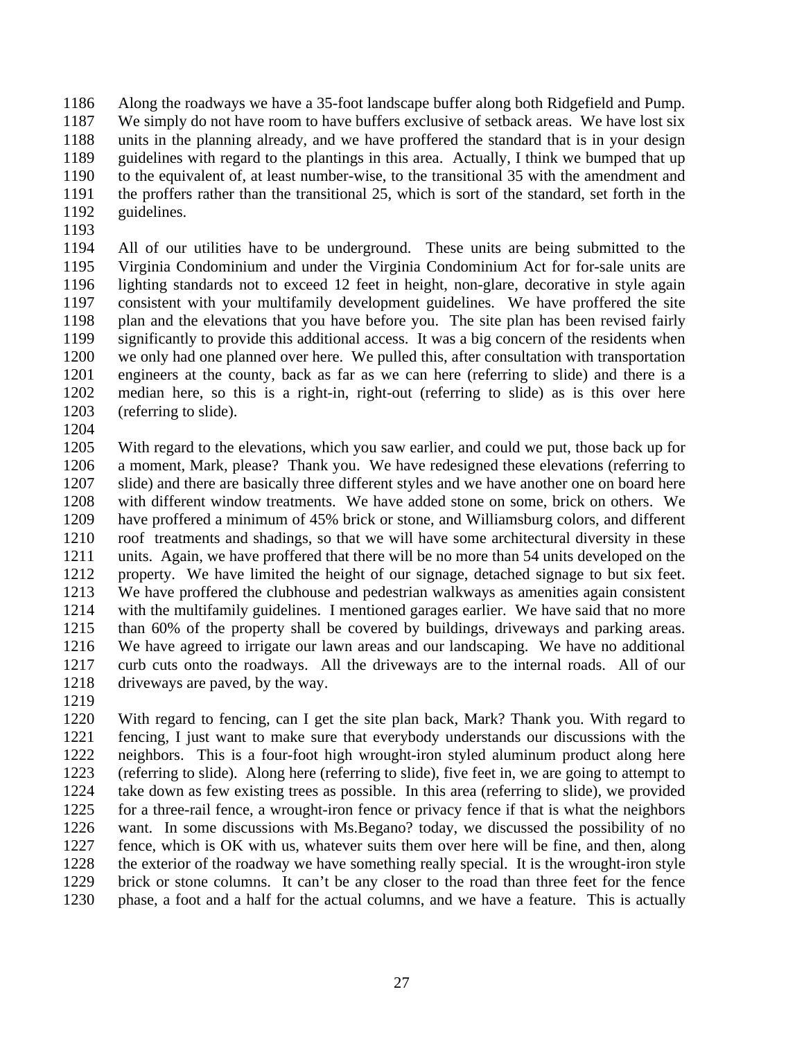1186 Along the roadways we have a 35-foot landscape buffer along both Ridgefield and Pump.
1187 We simply do not have room to have buffers exclusive of setback areas. We have lost six
1188 units in the planning already, and we have proffered the standard that is in your design
1189 guidelines with regard to the plantings in this area. Actually, I think we bumped that up
1190 to the equivalent of, at least number-wise, to the transitional 35 with the amendment and
1191 the proffers rather than the transitional 25, which is sort of the standard, set forth in the
1192 guidelines.
1193
1194 All of our utilities have to be underground. These units are being submitted to the
1195 Virginia Condominium and under the Virginia Condominium Act for for-sale units are
1196 lighting standards not to exceed 12 feet in height, non-glare, decorative in style again
1197 consistent with your multifamily development guidelines. We have proffered the site
1198 plan and the elevations that you have before you. The site plan has been revised fairly
1199 significantly to provide this additional access. It was a big concern of the residents when
1200 we only had one planned over here. We pulled this, after consultation with transportation
1201 engineers at the county, back as far as we can here (referring to slide) and there is a
1202 median here, so this is a right-in, right-out (referring to slide) as is this over here
1203 (referring to slide).
1204
1205 With regard to the elevations, which you saw earlier, and could we put, those back up for
1206 a moment, Mark, please? Thank you. We have redesigned these elevations (referring to
1207 slide) and there are basically three different styles and we have another one on board here
1208 with different window treatments. We have added stone on some, brick on others. We
1209 have proffered a minimum of 45% brick or stone, and Williamsburg colors, and different
1210 roof treatments and shadings, so that we will have some architectural diversity in these
1211 units. Again, we have proffered that there will be no more than 54 units developed on the
1212 property. We have limited the height of our signage, detached signage to but six feet.
1213 We have proffered the clubhouse and pedestrian walkways as amenities again consistent
1214 with the multifamily guidelines. I mentioned garages earlier. We have said that no more
1215 than 60% of the property shall be covered by buildings, driveways and parking areas.
1216 We have agreed to irrigate our lawn areas and our landscaping. We have no additional
1217 curb cuts onto the roadways. All the driveways are to the internal roads. All of our
1218 driveways are paved, by the way.
1219
1220 With regard to fencing, can I get the site plan back, Mark? Thank you. With regard to
1221 fencing, I just want to make sure that everybody understands our discussions with the
1222 neighbors. This is a four-foot high wrought-iron styled aluminum product along here
1223 (referring to slide). Along here (referring to slide), five feet in, we are going to attempt to
1224 take down as few existing trees as possible. In this area (referring to slide), we provided
1225 for a three-rail fence, a wrought-iron fence or privacy fence if that is what the neighbors
1226 want. In some discussions with Ms.Begano? today, we discussed the possibility of no
1227 fence, which is OK with us, whatever suits them over here will be fine, and then, along
1228 the exterior of the roadway we have something really special. It is the wrought-iron style
1229 brick or stone columns. It can't be any closer to the road than three feet for the fence
1230 phase, a foot and a half for the actual columns, and we have a feature. This is actually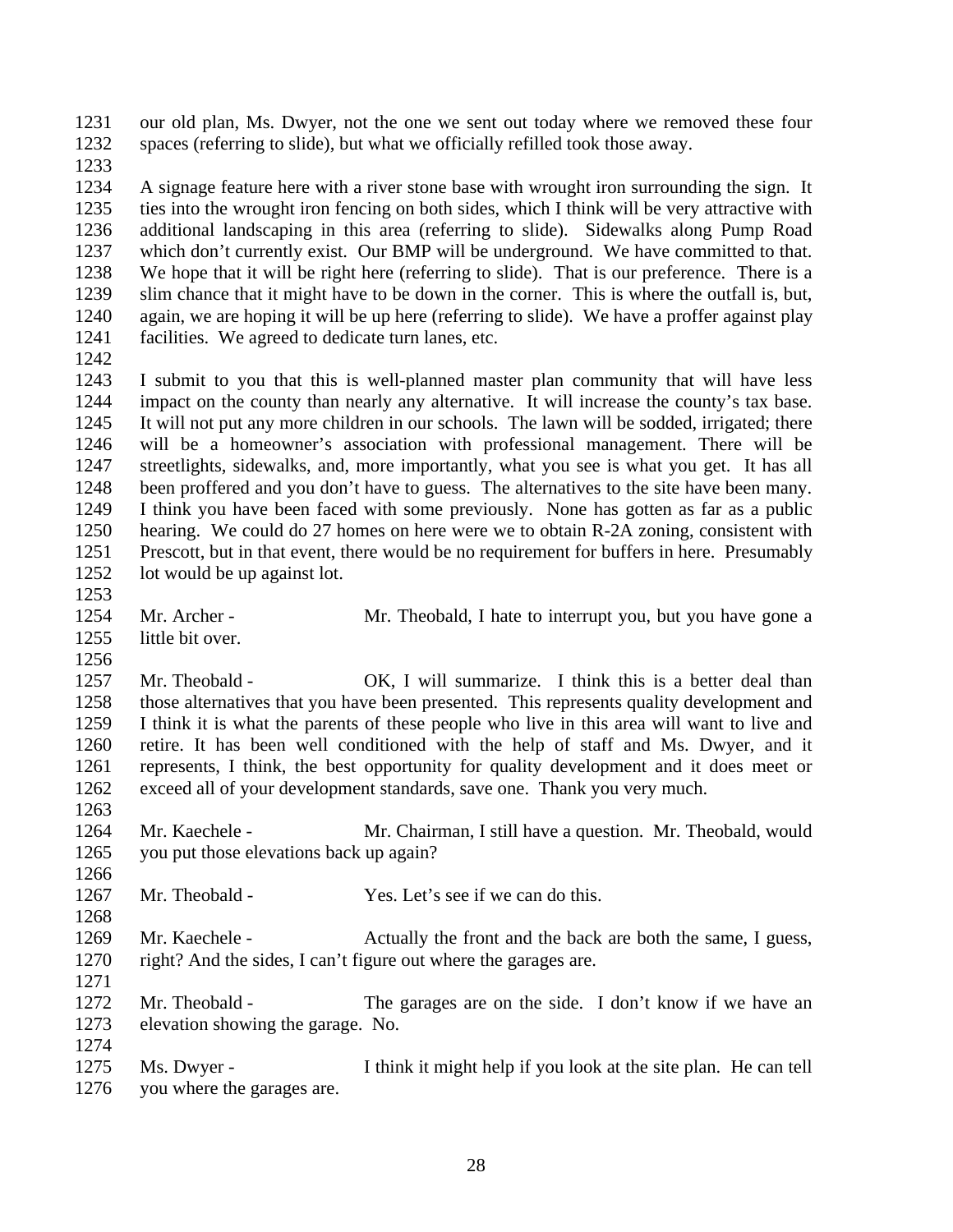our old plan, Ms. Dwyer, not the one we sent out today where we removed these four spaces (referring to slide), but what we officially refilled took those away.

A signage feature here with a river stone base with wrought iron surrounding the sign. It ties into the wrought iron fencing on both sides, which I think will be very attractive with additional landscaping in this area (referring to slide). Sidewalks along Pump Road which don't currently exist. Our BMP will be underground. We have committed to that. We hope that it will be right here (referring to slide). That is our preference. There is a slim chance that it might have to be down in the corner. This is where the outfall is, but, again, we are hoping it will be up here (referring to slide). We have a proffer against play facilities. We agreed to dedicate turn lanes, etc.

I submit to you that this is well-planned master plan community that will have less impact on the county than nearly any alternative. It will increase the county's tax base. It will not put any more children in our schools. The lawn will be sodded, irrigated; there will be a homeowner's association with professional management. There will be streetlights, sidewalks, and, more importantly, what you see is what you get. It has all been proffered and you don't have to guess. The alternatives to the site have been many. I think you have been faced with some previously. None has gotten as far as a public hearing. We could do 27 homes on here were we to obtain R-2A zoning, consistent with Prescott, but in that event, there would be no requirement for buffers in here. Presumably lot would be up against lot.

Mr. Archer - Mr. Theobald, I hate to interrupt you, but you have gone a little bit over.

Mr. Theobald - OK, I will summarize. I think this is a better deal than those alternatives that you have been presented. This represents quality development and I think it is what the parents of these people who live in this area will want to live and retire. It has been well conditioned with the help of staff and Ms. Dwyer, and it represents, I think, the best opportunity for quality development and it does meet or exceed all of your development standards, save one. Thank you very much.

Mr. Kaechele - Mr. Chairman, I still have a question. Mr. Theobald, would you put those elevations back up again?

Mr. Theobald - Yes. Let's see if we can do this.

Mr. Kaechele - Actually the front and the back are both the same, I guess, right? And the sides, I can't figure out where the garages are.

Mr. Theobald - The garages are on the side. I don't know if we have an elevation showing the garage. No.

Ms. Dwyer - I think it might help if you look at the site plan. He can tell you where the garages are.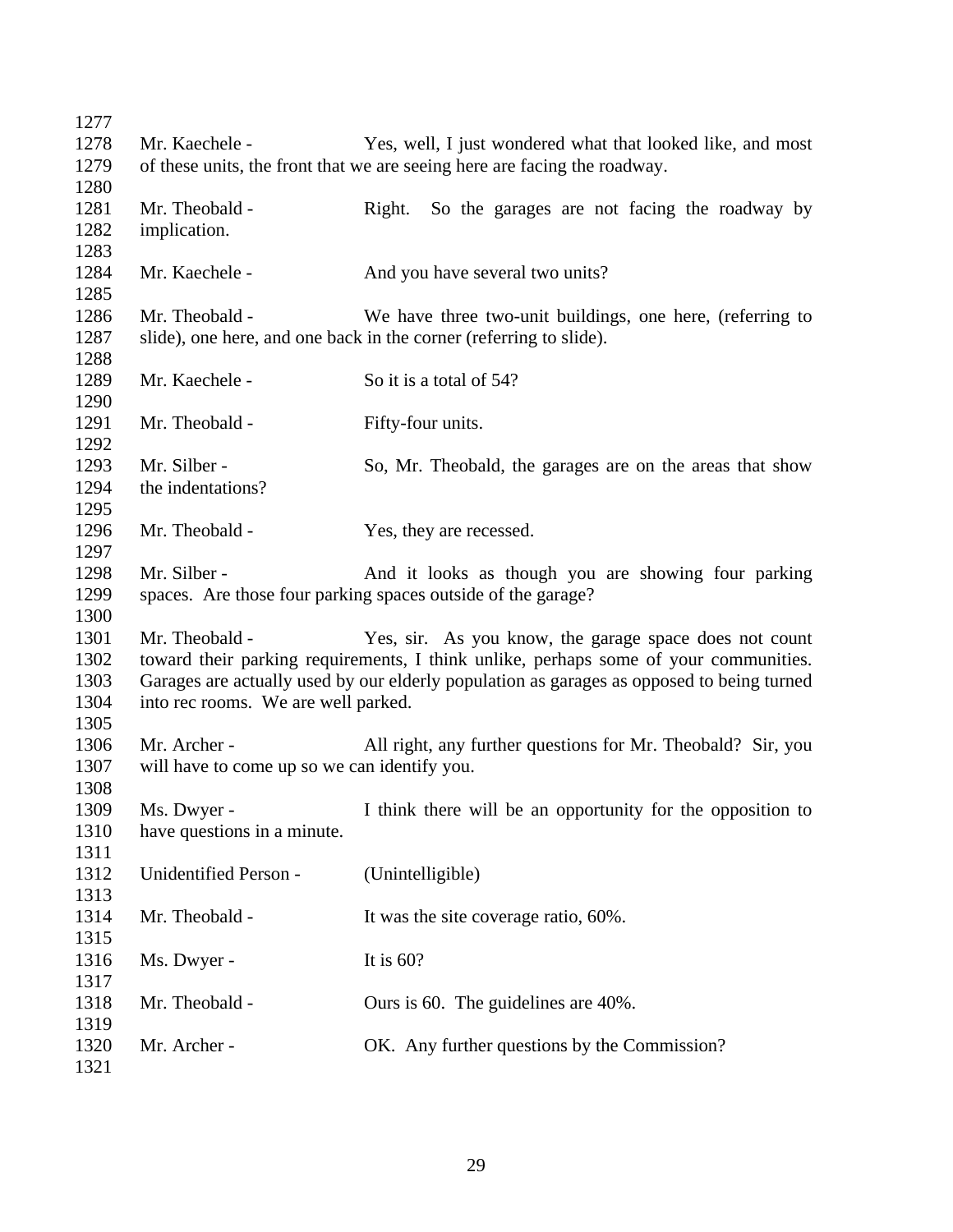Mr. Kaechele - Yes, well, I just wondered what that looked like, and most of these units, the front that we are seeing here are facing the roadway.

Mr. Theobald - Right. So the garages are not facing the roadway by implication.

Mr. Kaechele - And you have several two units?

Mr. Theobald - We have three two-unit buildings, one here, (referring to slide), one here, and one back in the corner (referring to slide).

Mr. Kaechele - So it is a total of 54?

Mr. Theobald - Fifty-four units.

Mr. Silber - So, Mr. Theobald, the garages are on the areas that show the indentations?

Mr. Theobald - Yes, they are recessed.

Mr. Silber - And it looks as though you are showing four parking spaces. Are those four parking spaces outside of the garage?

Mr. Theobald - Yes, sir. As you know, the garage space does not count toward their parking requirements, I think unlike, perhaps some of your communities. Garages are actually used by our elderly population as garages as opposed to being turned into rec rooms. We are well parked.

Mr. Archer - All right, any further questions for Mr. Theobald? Sir, you will have to come up so we can identify you.

Ms. Dwyer - I think there will be an opportunity for the opposition to have questions in a minute.

Unidentified Person - (Unintelligible)

Mr. Theobald - It was the site coverage ratio, 60%.

Ms. Dwyer - It is 60?

Mr. Theobald - Ours is 60. The guidelines are 40%.

Mr. Archer - OK. Any further questions by the Commission?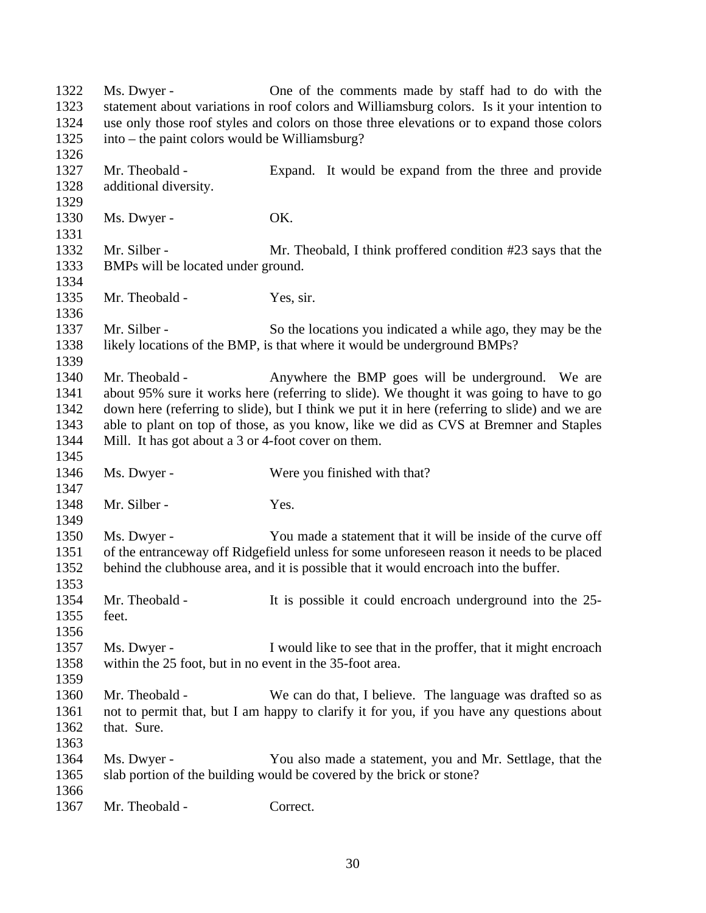1322 Ms. Dwyer - One of the comments made by staff had to do with the
1323 statement about variations in roof colors and Williamsburg colors. Is it your intention to
1324 use only those roof styles and colors on those three elevations or to expand those colors
1325 into – the paint colors would be Williamsburg?
1326
1327 Mr. Theobald - Expand. It would be expand from the three and provide
1328 additional diversity.
1329
1330 Ms. Dwyer - OK.
1331
1332 Mr. Silber - Mr. Theobald, I think proffered condition #23 says that the
1333 BMPs will be located under ground.
1334
1335 Mr. Theobald - Yes, sir.
1336
1337 Mr. Silber - So the locations you indicated a while ago, they may be the
1338 likely locations of the BMP, is that where it would be underground BMPs?
1339
1340 Mr. Theobald - Anywhere the BMP goes will be underground. We are
1341 about 95% sure it works here (referring to slide). We thought it was going to have to go
1342 down here (referring to slide), but I think we put it in here (referring to slide) and we are
1343 able to plant on top of those, as you know, like we did as CVS at Bremner and Staples
1344 Mill. It has got about a 3 or 4-foot cover on them.
1345
1346 Ms. Dwyer - Were you finished with that?
1347
1348 Mr. Silber - Yes.
1349
1350 Ms. Dwyer - You made a statement that it will be inside of the curve off
1351 of the entranceway off Ridgefield unless for some unforeseen reason it needs to be placed
1352 behind the clubhouse area, and it is possible that it would encroach into the buffer.
1353
1354 Mr. Theobald - It is possible it could encroach underground into the 25-
1355 feet.
1356
1357 Ms. Dwyer - I would like to see that in the proffer, that it might encroach
1358 within the 25 foot, but in no event in the 35-foot area.
1359
1360 Mr. Theobald - We can do that, I believe. The language was drafted so as
1361 not to permit that, but I am happy to clarify it for you, if you have any questions about
1362 that. Sure.
1363
1364 Ms. Dwyer - You also made a statement, you and Mr. Settlage, that the
1365 slab portion of the building would be covered by the brick or stone?
1366
1367 Mr. Theobald - Correct.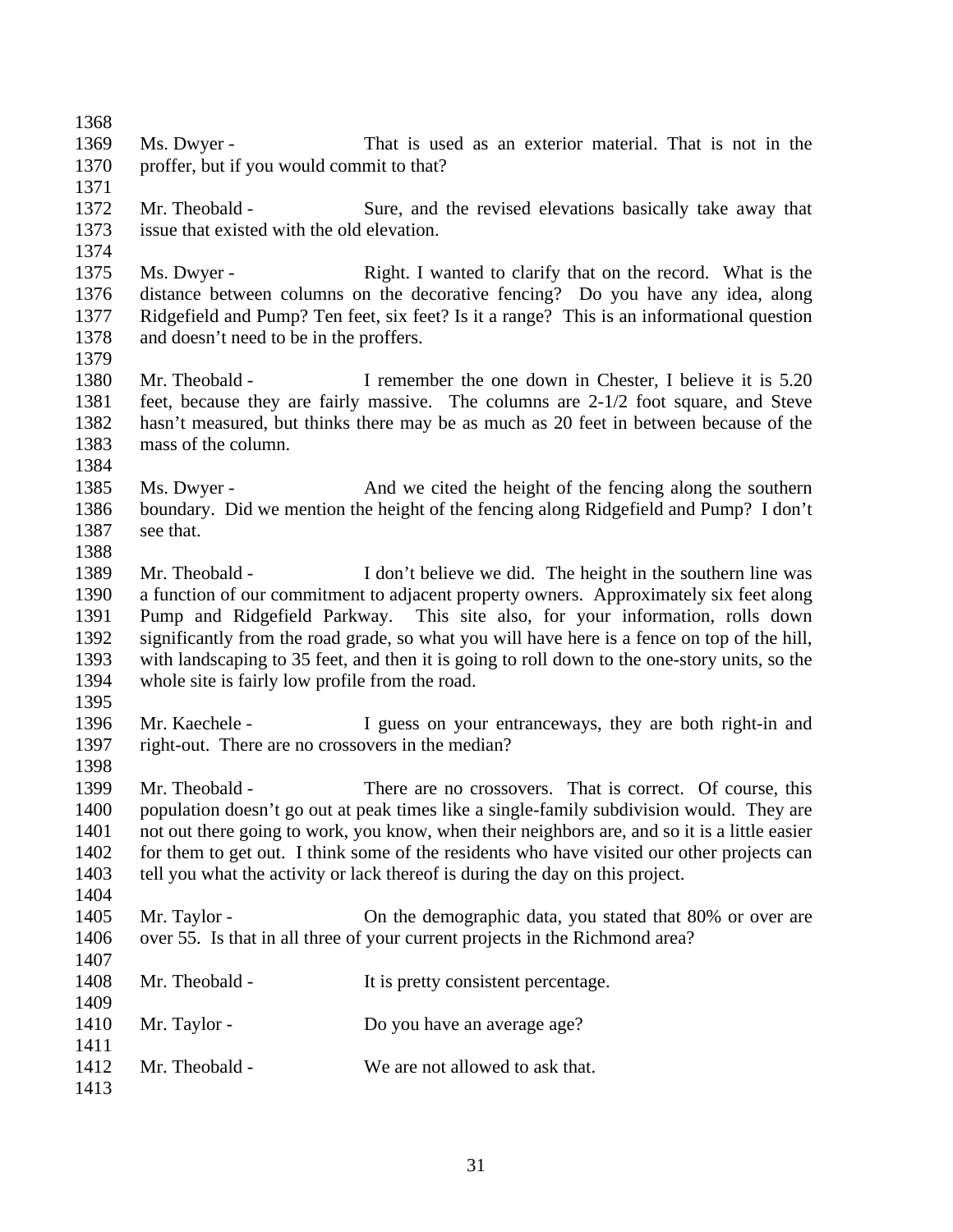Ms. Dwyer - That is used as an exterior material. That is not in the proffer, but if you would commit to that?

Mr. Theobald - Sure, and the revised elevations basically take away that issue that existed with the old elevation.

Ms. Dwyer - Right. I wanted to clarify that on the record. What is the distance between columns on the decorative fencing? Do you have any idea, along Ridgefield and Pump? Ten feet, six feet? Is it a range? This is an informational question and doesn't need to be in the proffers.

Mr. Theobald - I remember the one down in Chester, I believe it is 5.20 feet, because they are fairly massive. The columns are 2-1/2 foot square, and Steve hasn't measured, but thinks there may be as much as 20 feet in between because of the mass of the column.

Ms. Dwyer - And we cited the height of the fencing along the southern boundary. Did we mention the height of the fencing along Ridgefield and Pump? I don't see that.

Mr. Theobald - I don't believe we did. The height in the southern line was a function of our commitment to adjacent property owners. Approximately six feet along Pump and Ridgefield Parkway. This site also, for your information, rolls down significantly from the road grade, so what you will have here is a fence on top of the hill, with landscaping to 35 feet, and then it is going to roll down to the one-story units, so the whole site is fairly low profile from the road.

Mr. Kaechele - I guess on your entranceways, they are both right-in and right-out. There are no crossovers in the median?

Mr. Theobald - There are no crossovers. That is correct. Of course, this population doesn't go out at peak times like a single-family subdivision would. They are not out there going to work, you know, when their neighbors are, and so it is a little easier for them to get out. I think some of the residents who have visited our other projects can tell you what the activity or lack thereof is during the day on this project.

Mr. Taylor - On the demographic data, you stated that 80% or over are over 55. Is that in all three of your current projects in the Richmond area?

Mr. Theobald - It is pretty consistent percentage.

Mr. Taylor - Do you have an average age?

Mr. Theobald - We are not allowed to ask that.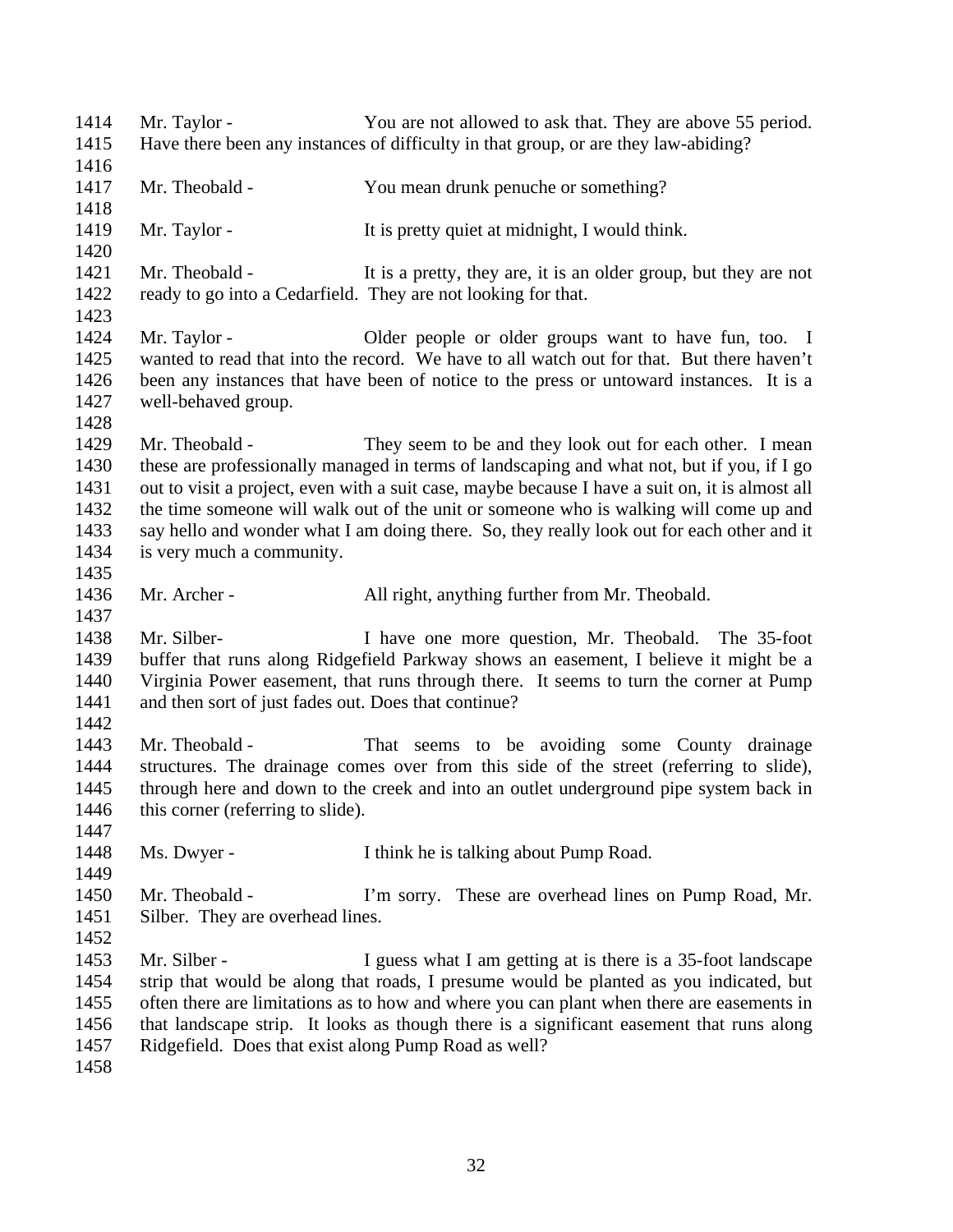1414 Mr. Taylor - You are not allowed to ask that. They are above 55 period.
1415 Have there been any instances of difficulty in that group, or are they law-abiding?
1416
1417 Mr. Theobald - You mean drunk penuche or something?
1418
1419 Mr. Taylor - It is pretty quiet at midnight, I would think.
1420
1421 Mr. Theobald - It is a pretty, they are, it is an older group, but they are not
1422 ready to go into a Cedarfield. They are not looking for that.
1423
1424 Mr. Taylor - Older people or older groups want to have fun, too. I
1425 wanted to read that into the record. We have to all watch out for that. But there haven't
1426 been any instances that have been of notice to the press or untoward instances. It is a
1427 well-behaved group.
1428
1429 Mr. Theobald - They seem to be and they look out for each other. I mean
1430 these are professionally managed in terms of landscaping and what not, but if you, if I go
1431 out to visit a project, even with a suit case, maybe because I have a suit on, it is almost all
1432 the time someone will walk out of the unit or someone who is walking will come up and
1433 say hello and wonder what I am doing there. So, they really look out for each other and it
1434 is very much a community.
1435
1436 Mr. Archer - All right, anything further from Mr. Theobald.
1437
1438 Mr. Silber- I have one more question, Mr. Theobald. The 35-foot
1439 buffer that runs along Ridgefield Parkway shows an easement, I believe it might be a
1440 Virginia Power easement, that runs through there. It seems to turn the corner at Pump
1441 and then sort of just fades out. Does that continue?
1442
1443 Mr. Theobald - That seems to be avoiding some County drainage
1444 structures. The drainage comes over from this side of the street (referring to slide),
1445 through here and down to the creek and into an outlet underground pipe system back in
1446 this corner (referring to slide).
1447
1448 Ms. Dwyer - I think he is talking about Pump Road.
1449
1450 Mr. Theobald - I'm sorry. These are overhead lines on Pump Road, Mr.
1451 Silber. They are overhead lines.
1452
1453 Mr. Silber - I guess what I am getting at is there is a 35-foot landscape
1454 strip that would be along that roads, I presume would be planted as you indicated, but
1455 often there are limitations as to how and where you can plant when there are easements in
1456 that landscape strip. It looks as though there is a significant easement that runs along
1457 Ridgefield. Does that exist along Pump Road as well?
1458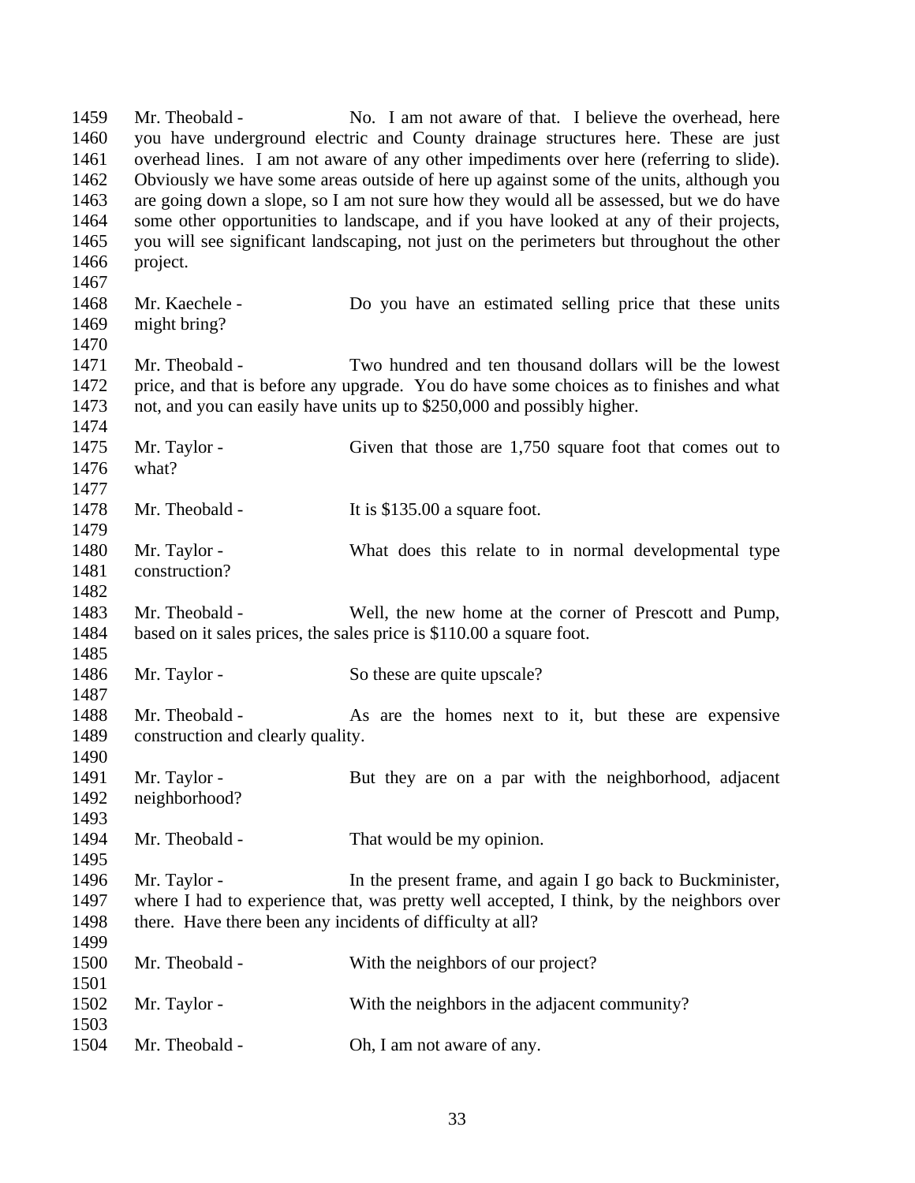1459 Mr. Theobald - No. I am not aware of that. I believe the overhead, here
1460 you have underground electric and County drainage structures here. These are just
1461 overhead lines. I am not aware of any other impediments over here (referring to slide).
1462 Obviously we have some areas outside of here up against some of the units, although you
1463 are going down a slope, so I am not sure how they would all be assessed, but we do have
1464 some other opportunities to landscape, and if you have looked at any of their projects,
1465 you will see significant landscaping, not just on the perimeters but throughout the other
1466 project.
1467
1468 Mr. Kaechele - Do you have an estimated selling price that these units
1469 might bring?
1470
1471 Mr. Theobald - Two hundred and ten thousand dollars will be the lowest
1472 price, and that is before any upgrade. You do have some choices as to finishes and what
1473 not, and you can easily have units up to $250,000 and possibly higher.
1474
1475 Mr. Taylor - Given that those are 1,750 square foot that comes out to
1476 what?
1477
1478 Mr. Theobald - It is $135.00 a square foot.
1479
1480 Mr. Taylor - What does this relate to in normal developmental type
1481 construction?
1482
1483 Mr. Theobald - Well, the new home at the corner of Prescott and Pump,
1484 based on it sales prices, the sales price is $110.00 a square foot.
1485
1486 Mr. Taylor - So these are quite upscale?
1487
1488 Mr. Theobald - As are the homes next to it, but these are expensive
1489 construction and clearly quality.
1490
1491 Mr. Taylor - But they are on a par with the neighborhood, adjacent
1492 neighborhood?
1493
1494 Mr. Theobald - That would be my opinion.
1495
1496 Mr. Taylor - In the present frame, and again I go back to Buckminister,
1497 where I had to experience that, was pretty well accepted, I think, by the neighbors over
1498 there. Have there been any incidents of difficulty at all?
1499
1500 Mr. Theobald - With the neighbors of our project?
1501
1502 Mr. Taylor - With the neighbors in the adjacent community?
1503
1504 Mr. Theobald - Oh, I am not aware of any.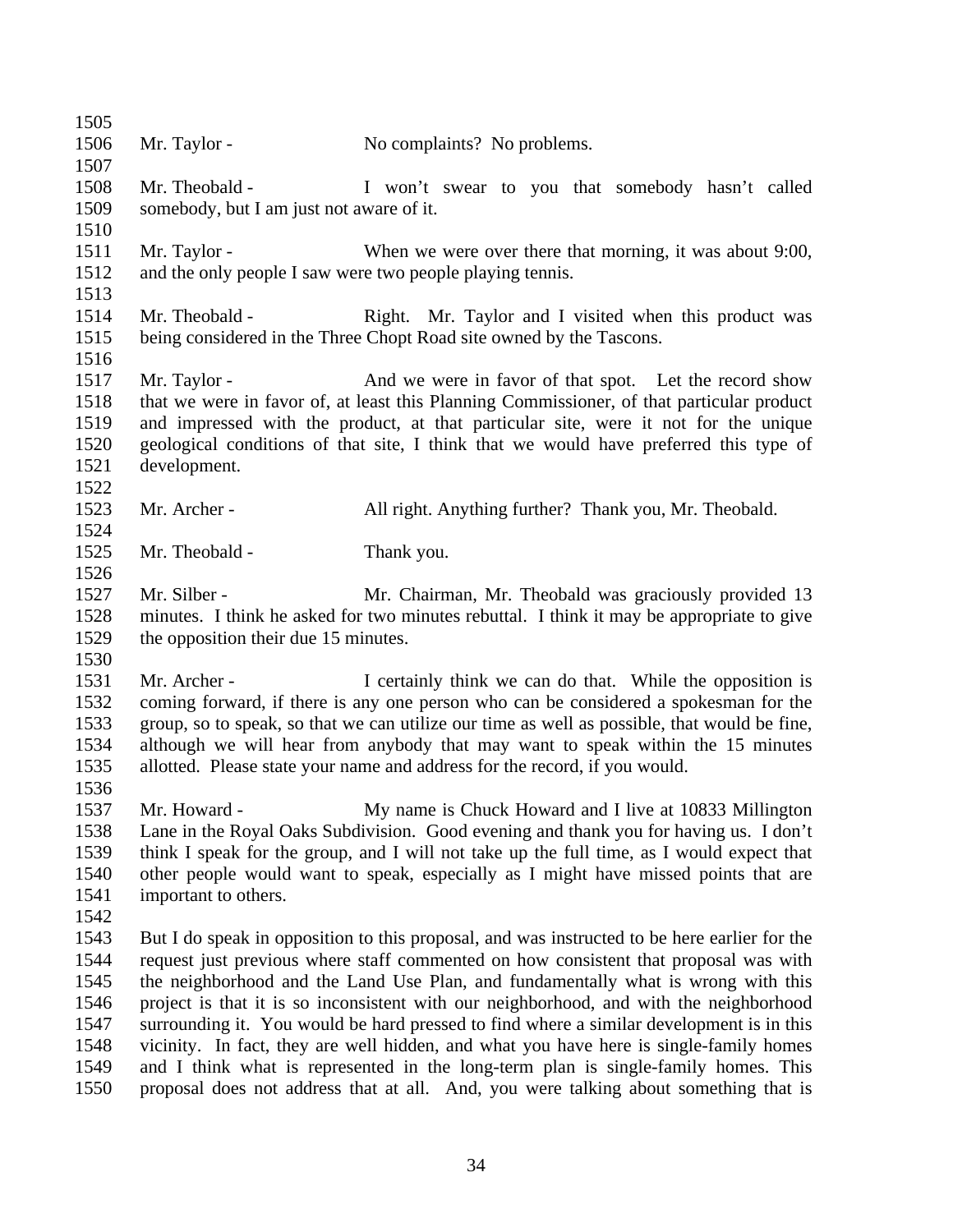Mr. Taylor - No complaints? No problems.

Mr. Theobald - I won't swear to you that somebody hasn't called somebody, but I am just not aware of it.

Mr. Taylor - When we were over there that morning, it was about 9:00, and the only people I saw were two people playing tennis.

Mr. Theobald - Right. Mr. Taylor and I visited when this product was being considered in the Three Chopt Road site owned by the Tascons.

Mr. Taylor - And we were in favor of that spot. Let the record show that we were in favor of, at least this Planning Commissioner, of that particular product and impressed with the product, at that particular site, were it not for the unique geological conditions of that site, I think that we would have preferred this type of development.

Mr. Archer - All right. Anything further? Thank you, Mr. Theobald.

Mr. Theobald - Thank you.

Mr. Silber - Mr. Chairman, Mr. Theobald was graciously provided 13 minutes. I think he asked for two minutes rebuttal. I think it may be appropriate to give the opposition their due 15 minutes.

Mr. Archer - I certainly think we can do that. While the opposition is coming forward, if there is any one person who can be considered a spokesman for the group, so to speak, so that we can utilize our time as well as possible, that would be fine, although we will hear from anybody that may want to speak within the 15 minutes allotted. Please state your name and address for the record, if you would.

Mr. Howard - My name is Chuck Howard and I live at 10833 Millington Lane in the Royal Oaks Subdivision. Good evening and thank you for having us. I don't think I speak for the group, and I will not take up the full time, as I would expect that other people would want to speak, especially as I might have missed points that are important to others.

But I do speak in opposition to this proposal, and was instructed to be here earlier for the request just previous where staff commented on how consistent that proposal was with the neighborhood and the Land Use Plan, and fundamentally what is wrong with this project is that it is so inconsistent with our neighborhood, and with the neighborhood surrounding it. You would be hard pressed to find where a similar development is in this vicinity. In fact, they are well hidden, and what you have here is single-family homes and I think what is represented in the long-term plan is single-family homes. This proposal does not address that at all. And, you were talking about something that is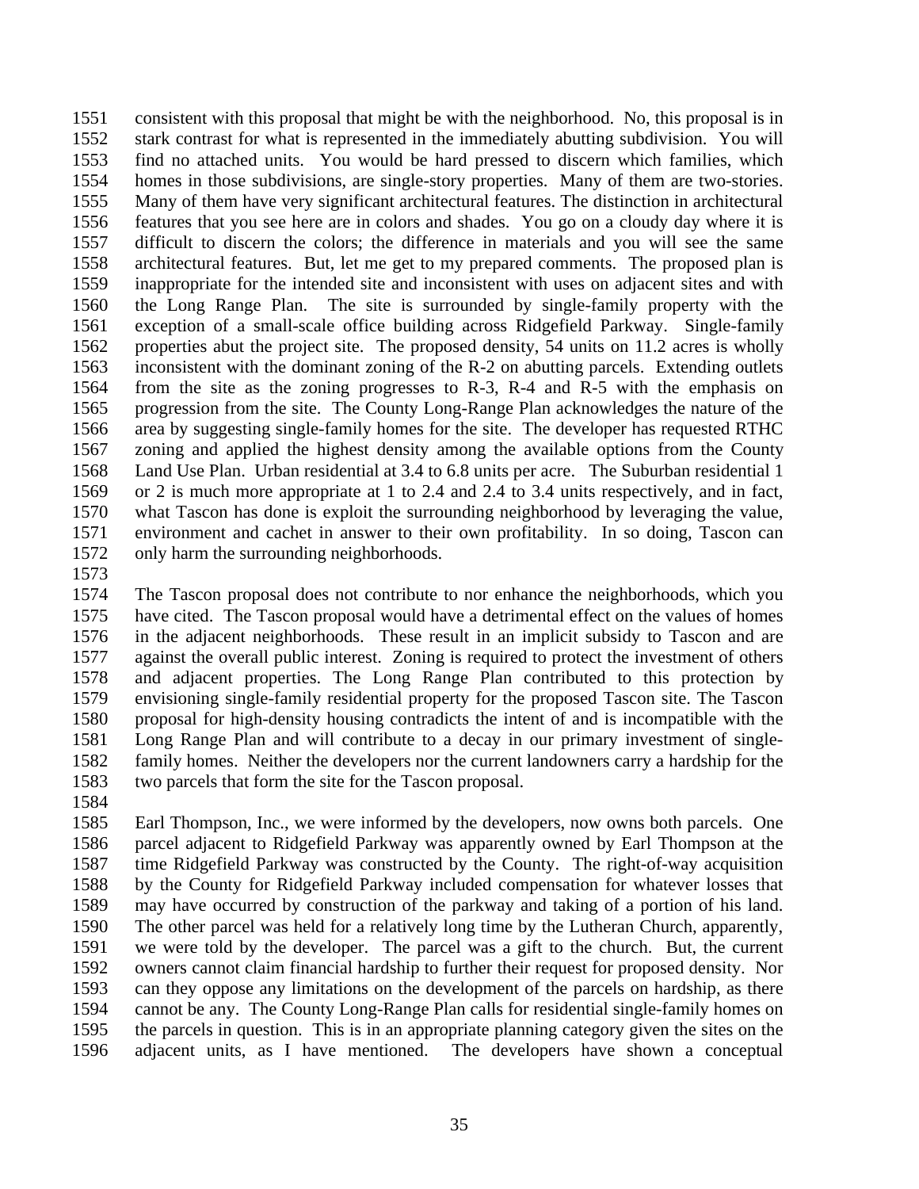consistent with this proposal that might be with the neighborhood. No, this proposal is in stark contrast for what is represented in the immediately abutting subdivision. You will find no attached units. You would be hard pressed to discern which families, which homes in those subdivisions, are single-story properties. Many of them are two-stories. Many of them have very significant architectural features. The distinction in architectural features that you see here are in colors and shades. You go on a cloudy day where it is difficult to discern the colors; the difference in materials and you will see the same architectural features. But, let me get to my prepared comments. The proposed plan is inappropriate for the intended site and inconsistent with uses on adjacent sites and with the Long Range Plan. The site is surrounded by single-family property with the exception of a small-scale office building across Ridgefield Parkway. Single-family properties abut the project site. The proposed density, 54 units on 11.2 acres is wholly inconsistent with the dominant zoning of the R-2 on abutting parcels. Extending outlets from the site as the zoning progresses to R-3, R-4 and R-5 with the emphasis on progression from the site. The County Long-Range Plan acknowledges the nature of the area by suggesting single-family homes for the site. The developer has requested RTHC zoning and applied the highest density among the available options from the County Land Use Plan. Urban residential at 3.4 to 6.8 units per acre. The Suburban residential 1 or 2 is much more appropriate at 1 to 2.4 and 2.4 to 3.4 units respectively, and in fact, what Tascon has done is exploit the surrounding neighborhood by leveraging the value, environment and cachet in answer to their own profitability. In so doing, Tascon can only harm the surrounding neighborhoods.

The Tascon proposal does not contribute to nor enhance the neighborhoods, which you have cited. The Tascon proposal would have a detrimental effect on the values of homes in the adjacent neighborhoods. These result in an implicit subsidy to Tascon and are against the overall public interest. Zoning is required to protect the investment of others and adjacent properties. The Long Range Plan contributed to this protection by envisioning single-family residential property for the proposed Tascon site. The Tascon proposal for high-density housing contradicts the intent of and is incompatible with the Long Range Plan and will contribute to a decay in our primary investment of single-family homes. Neither the developers nor the current landowners carry a hardship for the two parcels that form the site for the Tascon proposal.

Earl Thompson, Inc., we were informed by the developers, now owns both parcels. One parcel adjacent to Ridgefield Parkway was apparently owned by Earl Thompson at the time Ridgefield Parkway was constructed by the County. The right-of-way acquisition by the County for Ridgefield Parkway included compensation for whatever losses that may have occurred by construction of the parkway and taking of a portion of his land. The other parcel was held for a relatively long time by the Lutheran Church, apparently, we were told by the developer. The parcel was a gift to the church. But, the current owners cannot claim financial hardship to further their request for proposed density. Nor can they oppose any limitations on the development of the parcels on hardship, as there cannot be any. The County Long-Range Plan calls for residential single-family homes on the parcels in question. This is in an appropriate planning category given the sites on the adjacent units, as I have mentioned. The developers have shown a conceptual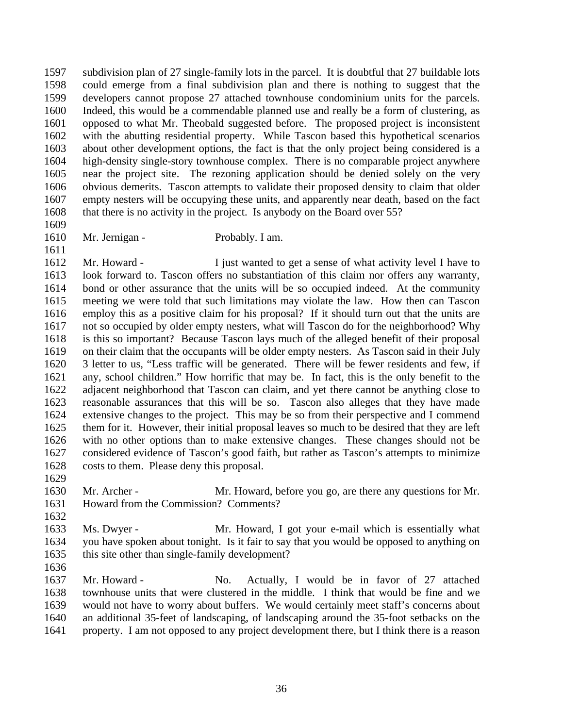1597 subdivision plan of 27 single-family lots in the parcel. It is doubtful that 27 buildable lots
1598 could emerge from a final subdivision plan and there is nothing to suggest that the
1599 developers cannot propose 27 attached townhouse condominium units for the parcels.
1600 Indeed, this would be a commendable planned use and really be a form of clustering, as
1601 opposed to what Mr. Theobald suggested before. The proposed project is inconsistent
1602 with the abutting residential property. While Tascon based this hypothetical scenarios
1603 about other development options, the fact is that the only project being considered is a
1604 high-density single-story townhouse complex. There is no comparable project anywhere
1605 near the project site. The rezoning application should be denied solely on the very
1606 obvious demerits. Tascon attempts to validate their proposed density to claim that older
1607 empty nesters will be occupying these units, and apparently near death, based on the fact
1608 that there is no activity in the project. Is anybody on the Board over 55?
1609
1610 Mr. Jernigan - Probably. I am.
1611
1612 Mr. Howard - I just wanted to get a sense of what activity level I have to
1613 look forward to. Tascon offers no substantiation of this claim nor offers any warranty,
1614 bond or other assurance that the units will be so occupied indeed. At the community
1615 meeting we were told that such limitations may violate the law. How then can Tascon
1616 employ this as a positive claim for his proposal? If it should turn out that the units are
1617 not so occupied by older empty nesters, what will Tascon do for the neighborhood? Why
1618 is this so important? Because Tascon lays much of the alleged benefit of their proposal
1619 on their claim that the occupants will be older empty nesters. As Tascon said in their July
1620 3 letter to us, "Less traffic will be generated. There will be fewer residents and few, if
1621 any, school children." How horrific that may be. In fact, this is the only benefit to the
1622 adjacent neighborhood that Tascon can claim, and yet there cannot be anything close to
1623 reasonable assurances that this will be so. Tascon also alleges that they have made
1624 extensive changes to the project. This may be so from their perspective and I commend
1625 them for it. However, their initial proposal leaves so much to be desired that they are left
1626 with no other options than to make extensive changes. These changes should not be
1627 considered evidence of Tascon's good faith, but rather as Tascon's attempts to minimize
1628 costs to them. Please deny this proposal.
1629
1630 Mr. Archer - Mr. Howard, before you go, are there any questions for Mr.
1631 Howard from the Commission? Comments?
1632
1633 Ms. Dwyer - Mr. Howard, I got your e-mail which is essentially what
1634 you have spoken about tonight. Is it fair to say that you would be opposed to anything on
1635 this site other than single-family development?
1636
1637 Mr. Howard - No. Actually, I would be in favor of 27 attached
1638 townhouse units that were clustered in the middle. I think that would be fine and we
1639 would not have to worry about buffers. We would certainly meet staff's concerns about
1640 an additional 35-feet of landscaping, of landscaping around the 35-foot setbacks on the
1641 property. I am not opposed to any project development there, but I think there is a reason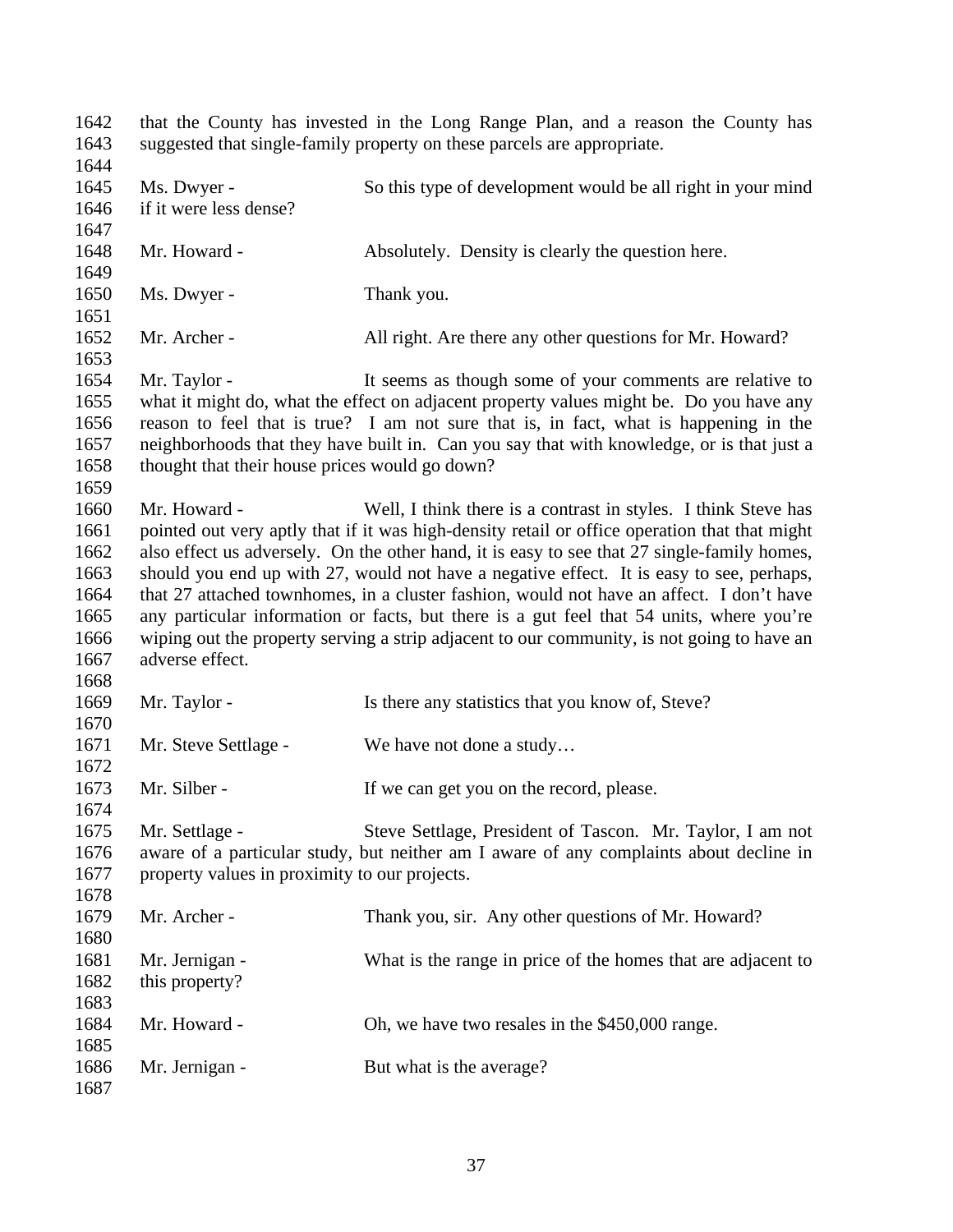that the County has invested in the Long Range Plan, and a reason the County has suggested that single-family property on these parcels are appropriate.

Ms. Dwyer - So this type of development would be all right in your mind if it were less dense?

Mr. Howard - Absolutely. Density is clearly the question here.

Ms. Dwyer - Thank you.

Mr. Archer - All right. Are there any other questions for Mr. Howard?

Mr. Taylor - It seems as though some of your comments are relative to what it might do, what the effect on adjacent property values might be. Do you have any reason to feel that is true? I am not sure that is, in fact, what is happening in the neighborhoods that they have built in. Can you say that with knowledge, or is that just a thought that their house prices would go down?

Mr. Howard - Well, I think there is a contrast in styles. I think Steve has pointed out very aptly that if it was high-density retail or office operation that that might also effect us adversely. On the other hand, it is easy to see that 27 single-family homes, should you end up with 27, would not have a negative effect. It is easy to see, perhaps, that 27 attached townhomes, in a cluster fashion, would not have an affect. I don't have any particular information or facts, but there is a gut feel that 54 units, where you're wiping out the property serving a strip adjacent to our community, is not going to have an adverse effect.

Mr. Taylor - Is there any statistics that you know of, Steve?

Mr. Steve Settlage - We have not done a study…

Mr. Silber - If we can get you on the record, please.

Mr. Settlage - Steve Settlage, President of Tascon. Mr. Taylor, I am not aware of a particular study, but neither am I aware of any complaints about decline in property values in proximity to our projects.

Mr. Archer - Thank you, sir. Any other questions of Mr. Howard?

Mr. Jernigan - What is the range in price of the homes that are adjacent to this property?

Mr. Howard - Oh, we have two resales in the $450,000 range.

Mr. Jernigan - But what is the average?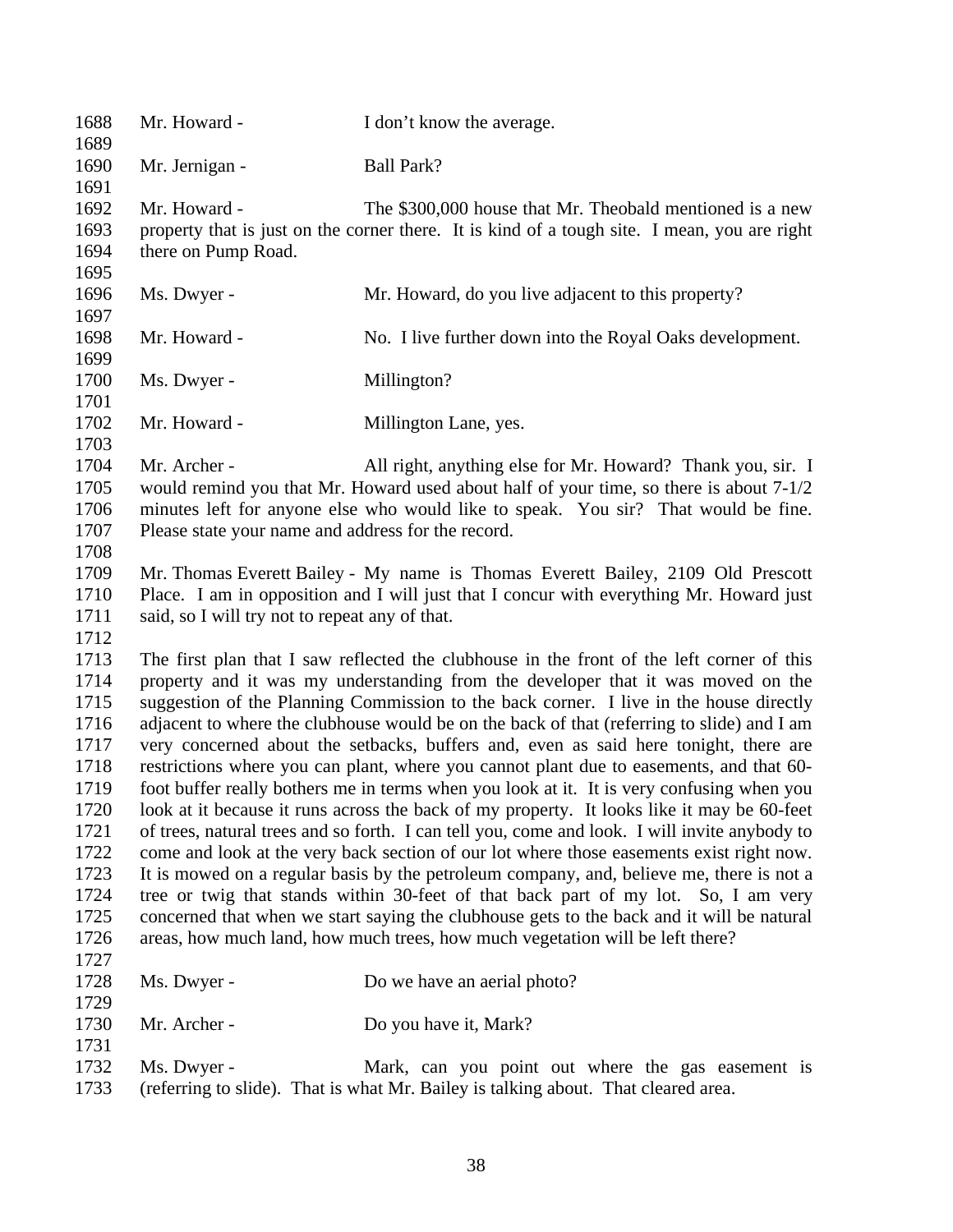1688 Mr. Howard - I don't know the average.

1690 Mr. Jernigan - Ball Park?

1692 Mr. Howard - The $300,000 house that Mr. Theobald mentioned is a new property that is just on the corner there. It is kind of a tough site. I mean, you are right there on Pump Road.

1696 Ms. Dwyer - Mr. Howard, do you live adjacent to this property?

1698 Mr. Howard - No. I live further down into the Royal Oaks development.

1700 Ms. Dwyer - Millington?

1702 Mr. Howard - Millington Lane, yes.

1704 Mr. Archer - All right, anything else for Mr. Howard? Thank you, sir. I would remind you that Mr. Howard used about half of your time, so there is about 7-1/2 minutes left for anyone else who would like to speak. You sir? That would be fine. Please state your name and address for the record.

1709 Mr. Thomas Everett Bailey - My name is Thomas Everett Bailey, 2109 Old Prescott Place. I am in opposition and I will just that I concur with everything Mr. Howard just said, so I will try not to repeat any of that.

1713 The first plan that I saw reflected the clubhouse in the front of the left corner of this property and it was my understanding from the developer that it was moved on the suggestion of the Planning Commission to the back corner. I live in the house directly adjacent to where the clubhouse would be on the back of that (referring to slide) and I am very concerned about the setbacks, buffers and, even as said here tonight, there are restrictions where you can plant, where you cannot plant due to easements, and that 60-foot buffer really bothers me in terms when you look at it. It is very confusing when you look at it because it runs across the back of my property. It looks like it may be 60-feet of trees, natural trees and so forth. I can tell you, come and look. I will invite anybody to come and look at the very back section of our lot where those easements exist right now. It is mowed on a regular basis by the petroleum company, and, believe me, there is not a tree or twig that stands within 30-feet of that back part of my lot. So, I am very concerned that when we start saying the clubhouse gets to the back and it will be natural areas, how much land, how much trees, how much vegetation will be left there?

1728 Ms. Dwyer - Do we have an aerial photo?

1730 Mr. Archer - Do you have it, Mark?

1732 Ms. Dwyer - Mark, can you point out where the gas easement is (referring to slide). That is what Mr. Bailey is talking about. That cleared area.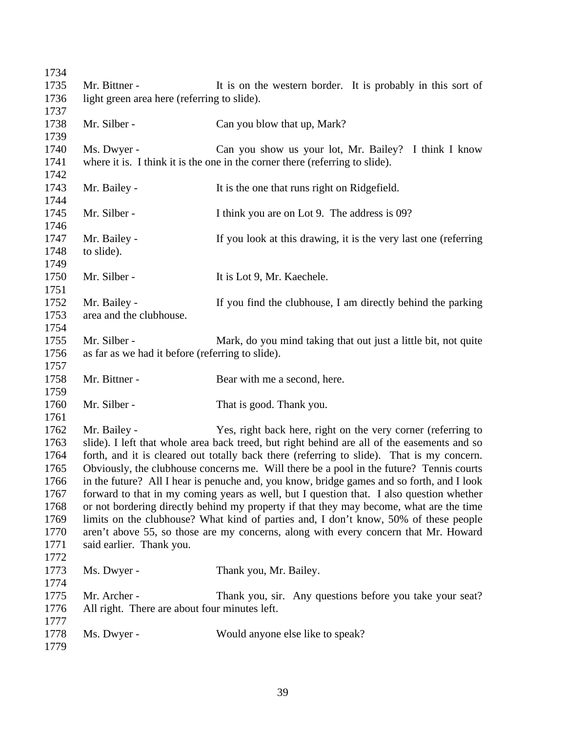1734

1735 Mr. Bittner - It is on the western border. It is probably in this sort of
1736 light green area here (referring to slide).
1737

1738 Mr. Silber - Can you blow that up, Mark?
1739

1740 Ms. Dwyer - Can you show us your lot, Mr. Bailey? I think I know
1741 where it is. I think it is the one in the corner there (referring to slide).
1742

1743 Mr. Bailey - It is the one that runs right on Ridgefield.
1744

1745 Mr. Silber - I think you are on Lot 9. The address is 09?
1746

1747 Mr. Bailey - If you look at this drawing, it is the very last one (referring
1748 to slide).
1749

1750 Mr. Silber - It is Lot 9, Mr. Kaechele.
1751

1752 Mr. Bailey - If you find the clubhouse, I am directly behind the parking
1753 area and the clubhouse.
1754

1755 Mr. Silber - Mark, do you mind taking that out just a little bit, not quite
1756 as far as we had it before (referring to slide).
1757

1758 Mr. Bittner - Bear with me a second, here.
1759

1760 Mr. Silber - That is good. Thank you.
1761

1762 Mr. Bailey - Yes, right back here, right on the very corner (referring to
1763 slide). I left that whole area back treed, but right behind are all of the easements and so
1764 forth, and it is cleared out totally back there (referring to slide). That is my concern.
1765 Obviously, the clubhouse concerns me. Will there be a pool in the future? Tennis courts
1766 in the future? All I hear is penuche and, you know, bridge games and so forth, and I look
1767 forward to that in my coming years as well, but I question that. I also question whether
1768 or not bordering directly behind my property if that they may become, what are the time
1769 limits on the clubhouse? What kind of parties and, I don't know, 50% of these people
1770 aren't above 55, so those are my concerns, along with every concern that Mr. Howard
1771 said earlier. Thank you.
1772

1773 Ms. Dwyer - Thank you, Mr. Bailey.
1774

1775 Mr. Archer - Thank you, sir. Any questions before you take your seat?
1776 All right. There are about four minutes left.
1777

1778 Ms. Dwyer - Would anyone else like to speak?
1779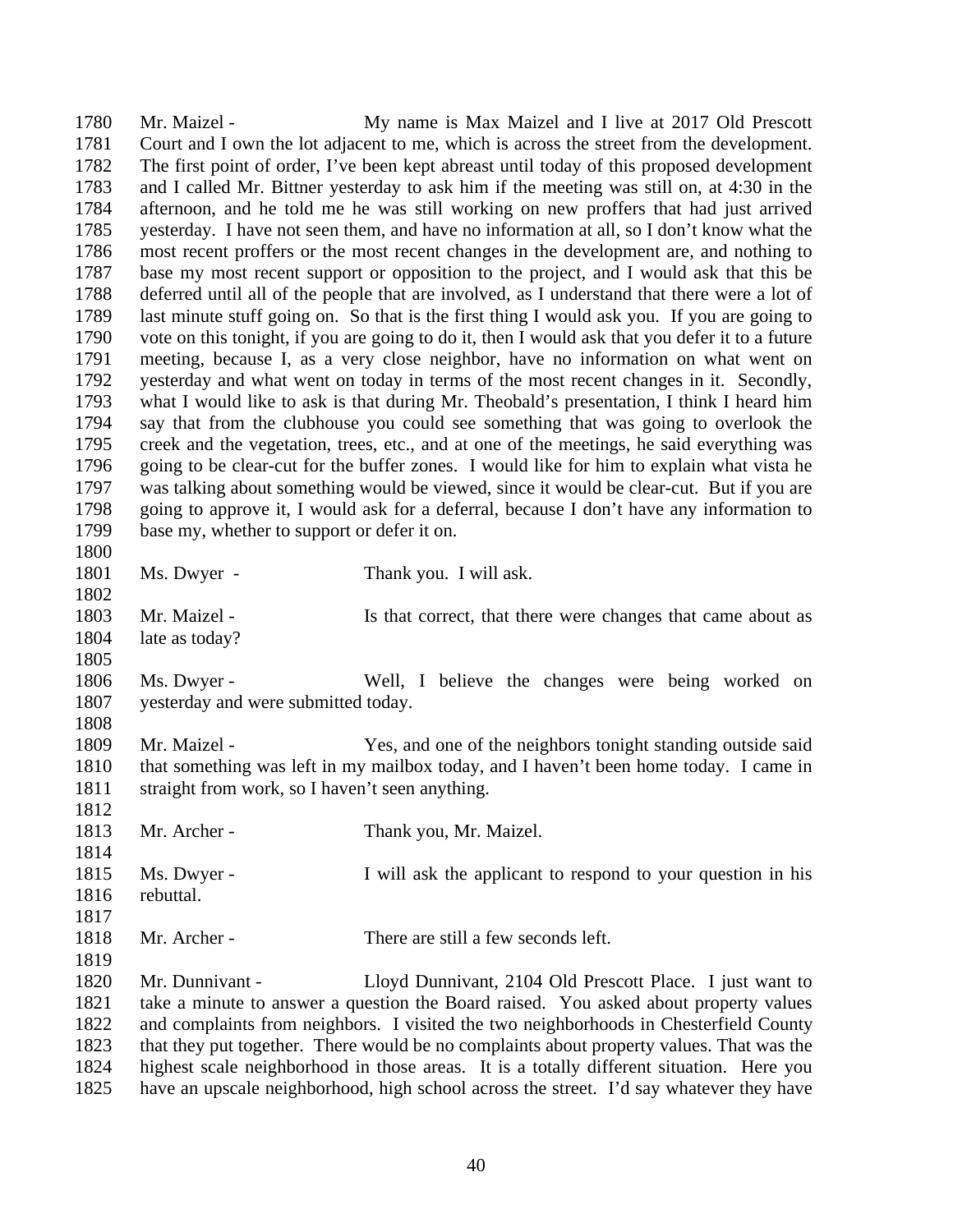Mr. Maizel - My name is Max Maizel and I live at 2017 Old Prescott Court and I own the lot adjacent to me, which is across the street from the development. The first point of order, I've been kept abreast until today of this proposed development and I called Mr. Bittner yesterday to ask him if the meeting was still on, at 4:30 in the afternoon, and he told me he was still working on new proffers that had just arrived yesterday. I have not seen them, and have no information at all, so I don't know what the most recent proffers or the most recent changes in the development are, and nothing to base my most recent support or opposition to the project, and I would ask that this be deferred until all of the people that are involved, as I understand that there were a lot of last minute stuff going on. So that is the first thing I would ask you. If you are going to vote on this tonight, if you are going to do it, then I would ask that you defer it to a future meeting, because I, as a very close neighbor, have no information on what went on yesterday and what went on today in terms of the most recent changes in it. Secondly, what I would like to ask is that during Mr. Theobald's presentation, I think I heard him say that from the clubhouse you could see something that was going to overlook the creek and the vegetation, trees, etc., and at one of the meetings, he said everything was going to be clear-cut for the buffer zones. I would like for him to explain what vista he was talking about something would be viewed, since it would be clear-cut. But if you are going to approve it, I would ask for a deferral, because I don't have any information to base my, whether to support or defer it on.

Ms. Dwyer - Thank you. I will ask.

Mr. Maizel - Is that correct, that there were changes that came about as late as today?

Ms. Dwyer - Well, I believe the changes were being worked on yesterday and were submitted today.

Mr. Maizel - Yes, and one of the neighbors tonight standing outside said that something was left in my mailbox today, and I haven't been home today. I came in straight from work, so I haven't seen anything.

Mr. Archer - Thank you, Mr. Maizel.

Ms. Dwyer - I will ask the applicant to respond to your question in his rebuttal.

Mr. Archer - There are still a few seconds left.

Mr. Dunnivant - Lloyd Dunnivant, 2104 Old Prescott Place. I just want to take a minute to answer a question the Board raised. You asked about property values and complaints from neighbors. I visited the two neighborhoods in Chesterfield County that they put together. There would be no complaints about property values. That was the highest scale neighborhood in those areas. It is a totally different situation. Here you have an upscale neighborhood, high school across the street. I'd say whatever they have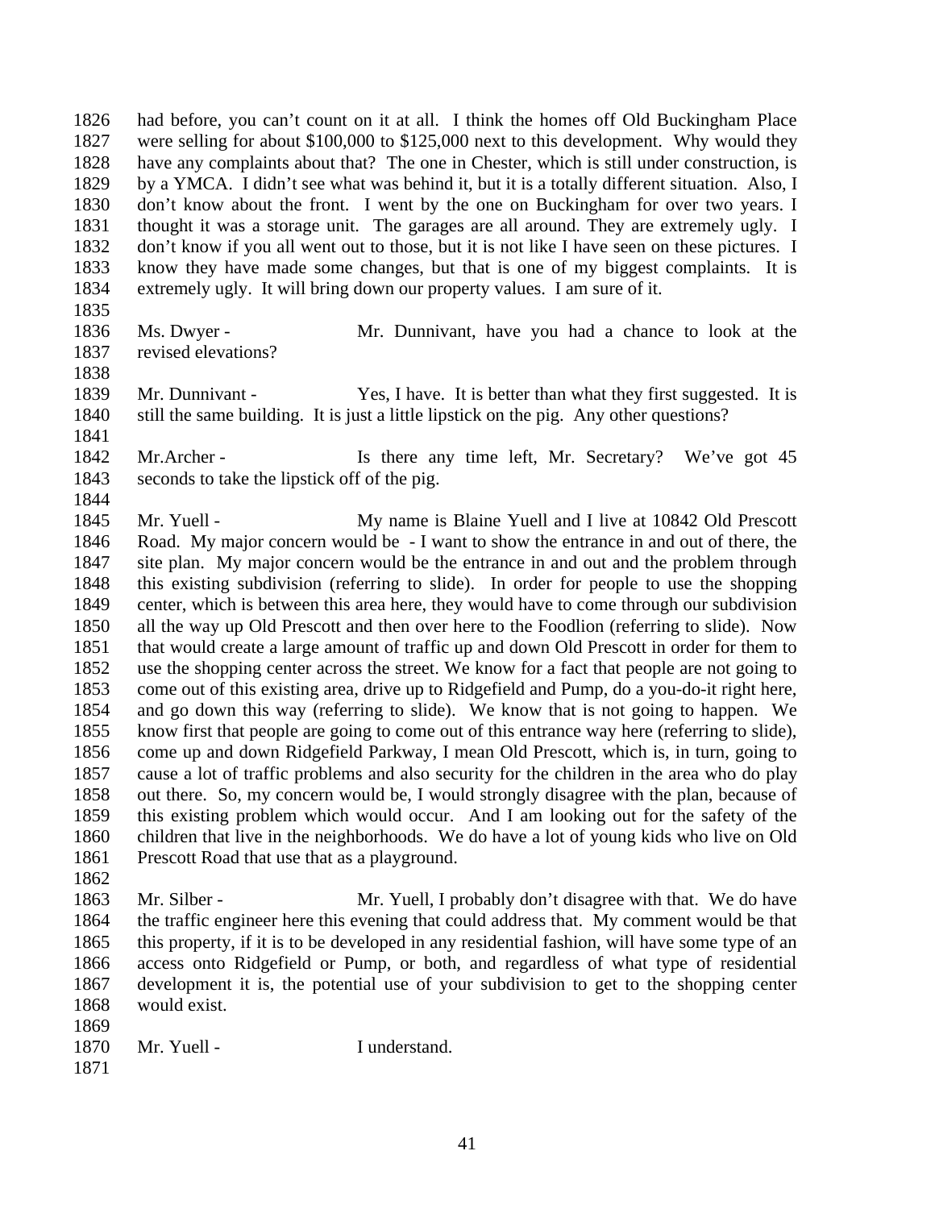had before, you can't count on it at all. I think the homes off Old Buckingham Place were selling for about $100,000 to $125,000 next to this development. Why would they have any complaints about that? The one in Chester, which is still under construction, is by a YMCA. I didn't see what was behind it, but it is a totally different situation. Also, I don't know about the front. I went by the one on Buckingham for over two years. I thought it was a storage unit. The garages are all around. They are extremely ugly. I don't know if you all went out to those, but it is not like I have seen on these pictures. I know they have made some changes, but that is one of my biggest complaints. It is extremely ugly. It will bring down our property values. I am sure of it.

Ms. Dwyer - Mr. Dunnivant, have you had a chance to look at the revised elevations?

Mr. Dunnivant - Yes, I have. It is better than what they first suggested. It is still the same building. It is just a little lipstick on the pig. Any other questions?

Mr.Archer - Is there any time left, Mr. Secretary? We've got 45 seconds to take the lipstick off of the pig.

Mr. Yuell - My name is Blaine Yuell and I live at 10842 Old Prescott Road. My major concern would be - I want to show the entrance in and out of there, the site plan. My major concern would be the entrance in and out and the problem through this existing subdivision (referring to slide). In order for people to use the shopping center, which is between this area here, they would have to come through our subdivision all the way up Old Prescott and then over here to the Foodlion (referring to slide). Now that would create a large amount of traffic up and down Old Prescott in order for them to use the shopping center across the street. We know for a fact that people are not going to come out of this existing area, drive up to Ridgefield and Pump, do a you-do-it right here, and go down this way (referring to slide). We know that is not going to happen. We know first that people are going to come out of this entrance way here (referring to slide), come up and down Ridgefield Parkway, I mean Old Prescott, which is, in turn, going to cause a lot of traffic problems and also security for the children in the area who do play out there. So, my concern would be, I would strongly disagree with the plan, because of this existing problem which would occur. And I am looking out for the safety of the children that live in the neighborhoods. We do have a lot of young kids who live on Old Prescott Road that use that as a playground.

Mr. Silber - Mr. Yuell, I probably don't disagree with that. We do have the traffic engineer here this evening that could address that. My comment would be that this property, if it is to be developed in any residential fashion, will have some type of an access onto Ridgefield or Pump, or both, and regardless of what type of residential development it is, the potential use of your subdivision to get to the shopping center would exist.

Mr. Yuell - I understand.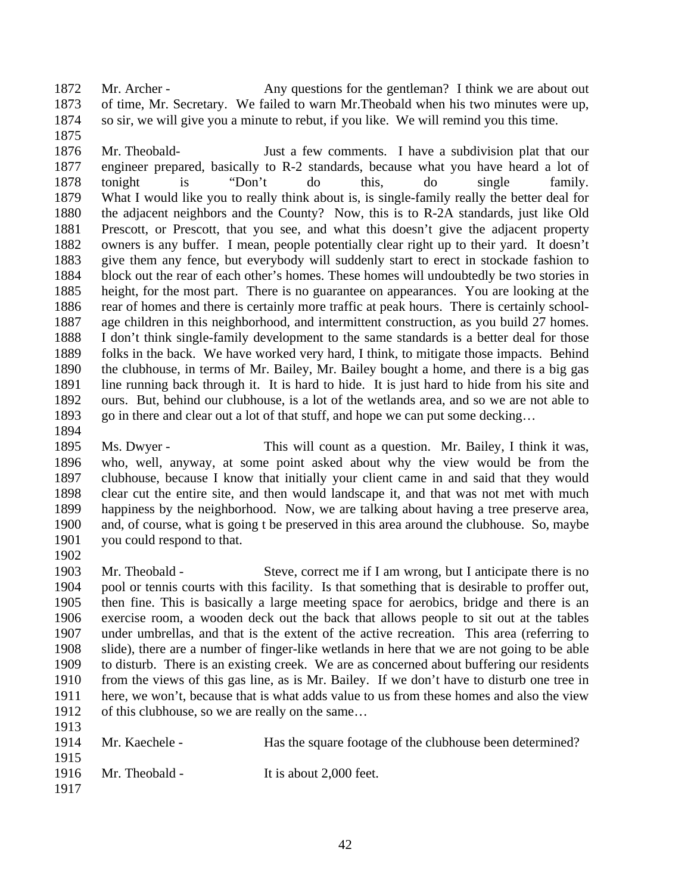1872 Mr. Archer - Any questions for the gentleman? I think we are about out
1873 of time, Mr. Secretary. We failed to warn Mr.Theobald when his two minutes were up,
1874 so sir, we will give you a minute to rebut, if you like. We will remind you this time.
1875
1876 Mr. Theobald- Just a few comments. I have a subdivision plat that our
1877 engineer prepared, basically to R-2 standards, because what you have heard a lot of
1878 tonight is "Don't do this, do single family.
1879 What I would like you to really think about is, is single-family really the better deal for
1880 the adjacent neighbors and the County? Now, this is to R-2A standards, just like Old
1881 Prescott, or Prescott, that you see, and what this doesn't give the adjacent property
1882 owners is any buffer. I mean, people potentially clear right up to their yard. It doesn't
1883 give them any fence, but everybody will suddenly start to erect in stockade fashion to
1884 block out the rear of each other's homes. These homes will undoubtedly be two stories in
1885 height, for the most part. There is no guarantee on appearances. You are looking at the
1886 rear of homes and there is certainly more traffic at peak hours. There is certainly school-
1887 age children in this neighborhood, and intermittent construction, as you build 27 homes.
1888 I don't think single-family development to the same standards is a better deal for those
1889 folks in the back. We have worked very hard, I think, to mitigate those impacts. Behind
1890 the clubhouse, in terms of Mr. Bailey, Mr. Bailey bought a home, and there is a big gas
1891 line running back through it. It is hard to hide. It is just hard to hide from his site and
1892 ours. But, behind our clubhouse, is a lot of the wetlands area, and so we are not able to
1893 go in there and clear out a lot of that stuff, and hope we can put some decking…
1894
1895 Ms. Dwyer - This will count as a question. Mr. Bailey, I think it was,
1896 who, well, anyway, at some point asked about why the view would be from the
1897 clubhouse, because I know that initially your client came in and said that they would
1898 clear cut the entire site, and then would landscape it, and that was not met with much
1899 happiness by the neighborhood. Now, we are talking about having a tree preserve area,
1900 and, of course, what is going t be preserved in this area around the clubhouse. So, maybe
1901 you could respond to that.
1902
1903 Mr. Theobald - Steve, correct me if I am wrong, but I anticipate there is no
1904 pool or tennis courts with this facility. Is that something that is desirable to proffer out,
1905 then fine. This is basically a large meeting space for aerobics, bridge and there is an
1906 exercise room, a wooden deck out the back that allows people to sit out at the tables
1907 under umbrellas, and that is the extent of the active recreation. This area (referring to
1908 slide), there are a number of finger-like wetlands in here that we are not going to be able
1909 to disturb. There is an existing creek. We are as concerned about buffering our residents
1910 from the views of this gas line, as is Mr. Bailey. If we don't have to disturb one tree in
1911 here, we won't, because that is what adds value to us from these homes and also the view
1912 of this clubhouse, so we are really on the same…
1913
1914 Mr. Kaechele - Has the square footage of the clubhouse been determined?
1915
1916 Mr. Theobald - It is about 2,000 feet.
1917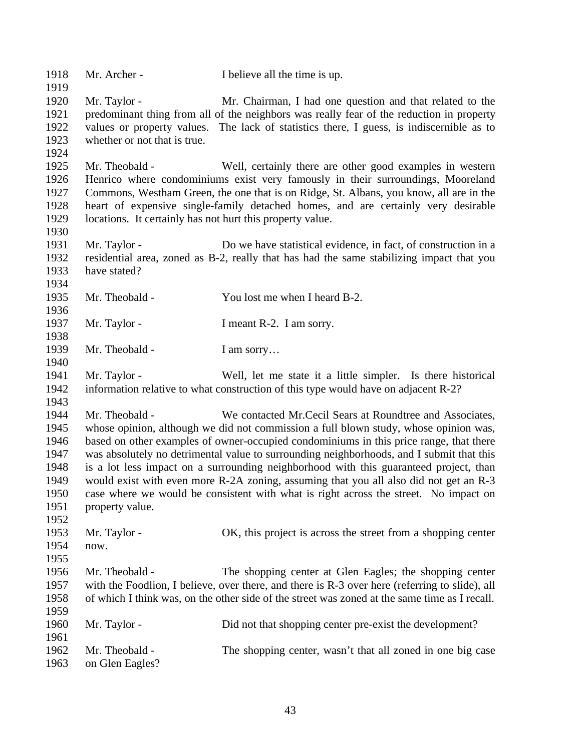1918 Mr. Archer - I believe all the time is up.

1920 Mr. Taylor - Mr. Chairman, I had one question and that related to the predominant thing from all of the neighbors was really fear of the reduction in property values or property values. The lack of statistics there, I guess, is indiscernible as to whether or not that is true.

1925 Mr. Theobald - Well, certainly there are other good examples in western Henrico where condominiums exist very famously in their surroundings, Mooreland Commons, Westham Green, the one that is on Ridge, St. Albans, you know, all are in the heart of expensive single-family detached homes, and are certainly very desirable locations. It certainly has not hurt this property value.

1931 Mr. Taylor - Do we have statistical evidence, in fact, of construction in a residential area, zoned as B-2, really that has had the same stabilizing impact that you have stated?

1935 Mr. Theobald - You lost me when I heard B-2.

1937 Mr. Taylor - I meant R-2. I am sorry.

1939 Mr. Theobald - I am sorry…

1941 Mr. Taylor - Well, let me state it a little simpler. Is there historical information relative to what construction of this type would have on adjacent R-2?

1944 Mr. Theobald - We contacted Mr.Cecil Sears at Roundtree and Associates, whose opinion, although we did not commission a full blown study, whose opinion was, based on other examples of owner-occupied condominiums in this price range, that there was absolutely no detrimental value to surrounding neighborhoods, and I submit that this is a lot less impact on a surrounding neighborhood with this guaranteed project, than would exist with even more R-2A zoning, assuming that you all also did not get an R-3 case where we would be consistent with what is right across the street. No impact on property value.

1953 Mr. Taylor - OK, this project is across the street from a shopping center now.

1956 Mr. Theobald - The shopping center at Glen Eagles; the shopping center with the Foodlion, I believe, over there, and there is R-3 over here (referring to slide), all of which I think was, on the other side of the street was zoned at the same time as I recall.

1960 Mr. Taylor - Did not that shopping center pre-exist the development?

1962 Mr. Theobald - The shopping center, wasn't that all zoned in one big case on Glen Eagles?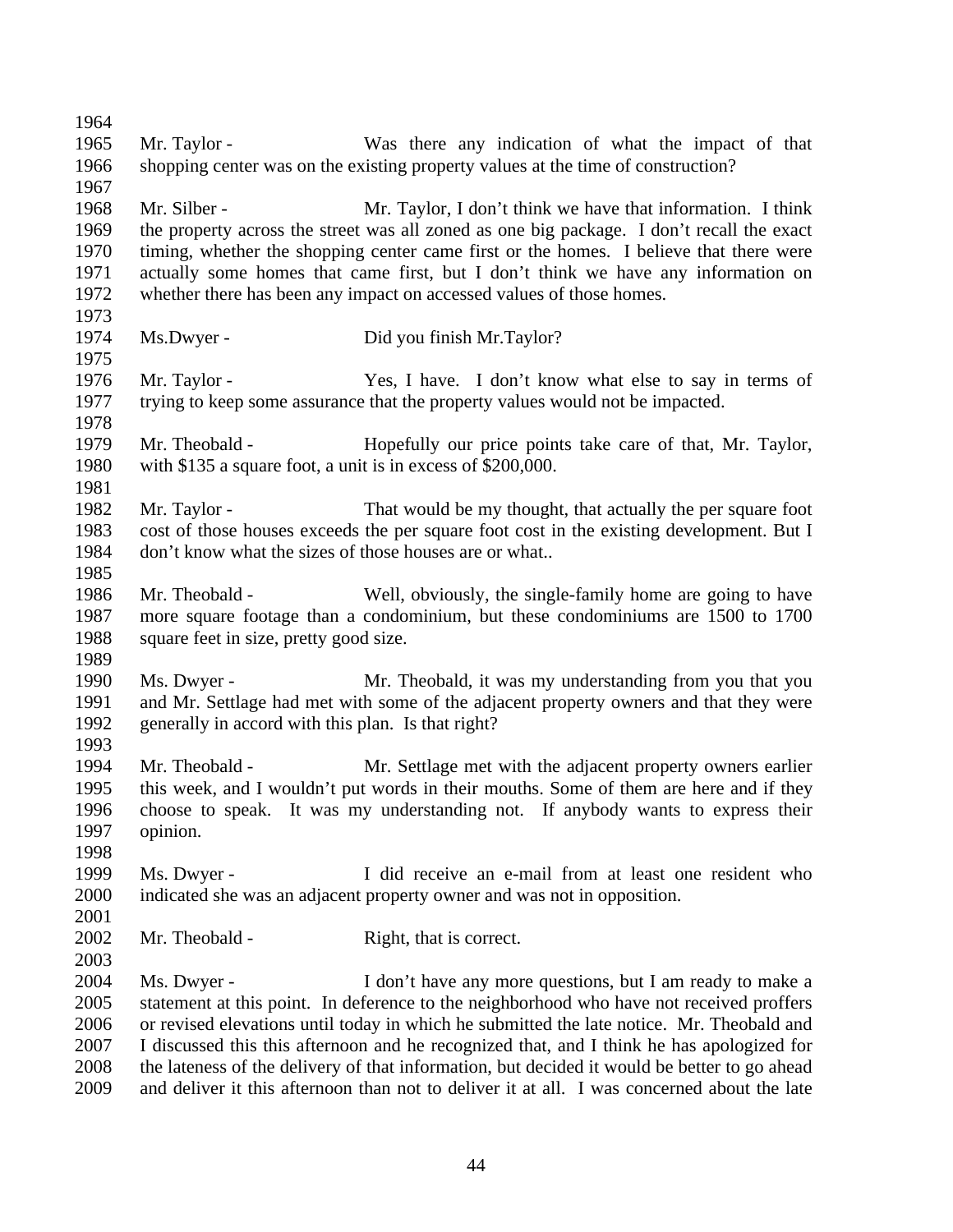Mr. Taylor - Was there any indication of what the impact of that shopping center was on the existing property values at the time of construction?

Mr. Silber - Mr. Taylor, I don't think we have that information. I think the property across the street was all zoned as one big package. I don't recall the exact timing, whether the shopping center came first or the homes. I believe that there were actually some homes that came first, but I don't think we have any information on whether there has been any impact on accessed values of those homes.

Ms.Dwyer - Did you finish Mr.Taylor?

Mr. Taylor - Yes, I have. I don't know what else to say in terms of trying to keep some assurance that the property values would not be impacted.

Mr. Theobald - Hopefully our price points take care of that, Mr. Taylor, with $135 a square foot, a unit is in excess of $200,000.

Mr. Taylor - That would be my thought, that actually the per square foot cost of those houses exceeds the per square foot cost in the existing development. But I don't know what the sizes of those houses are or what..

Mr. Theobald - Well, obviously, the single-family home are going to have more square footage than a condominium, but these condominiums are 1500 to 1700 square feet in size, pretty good size.

Ms. Dwyer - Mr. Theobald, it was my understanding from you that you and Mr. Settlage had met with some of the adjacent property owners and that they were generally in accord with this plan. Is that right?

Mr. Theobald - Mr. Settlage met with the adjacent property owners earlier this week, and I wouldn't put words in their mouths. Some of them are here and if they choose to speak. It was my understanding not. If anybody wants to express their opinion.

Ms. Dwyer - I did receive an e-mail from at least one resident who indicated she was an adjacent property owner and was not in opposition.

Mr. Theobald - Right, that is correct.

Ms. Dwyer - I don't have any more questions, but I am ready to make a statement at this point. In deference to the neighborhood who have not received proffers or revised elevations until today in which he submitted the late notice. Mr. Theobald and I discussed this this afternoon and he recognized that, and I think he has apologized for the lateness of the delivery of that information, but decided it would be better to go ahead and deliver it this afternoon than not to deliver it at all. I was concerned about the late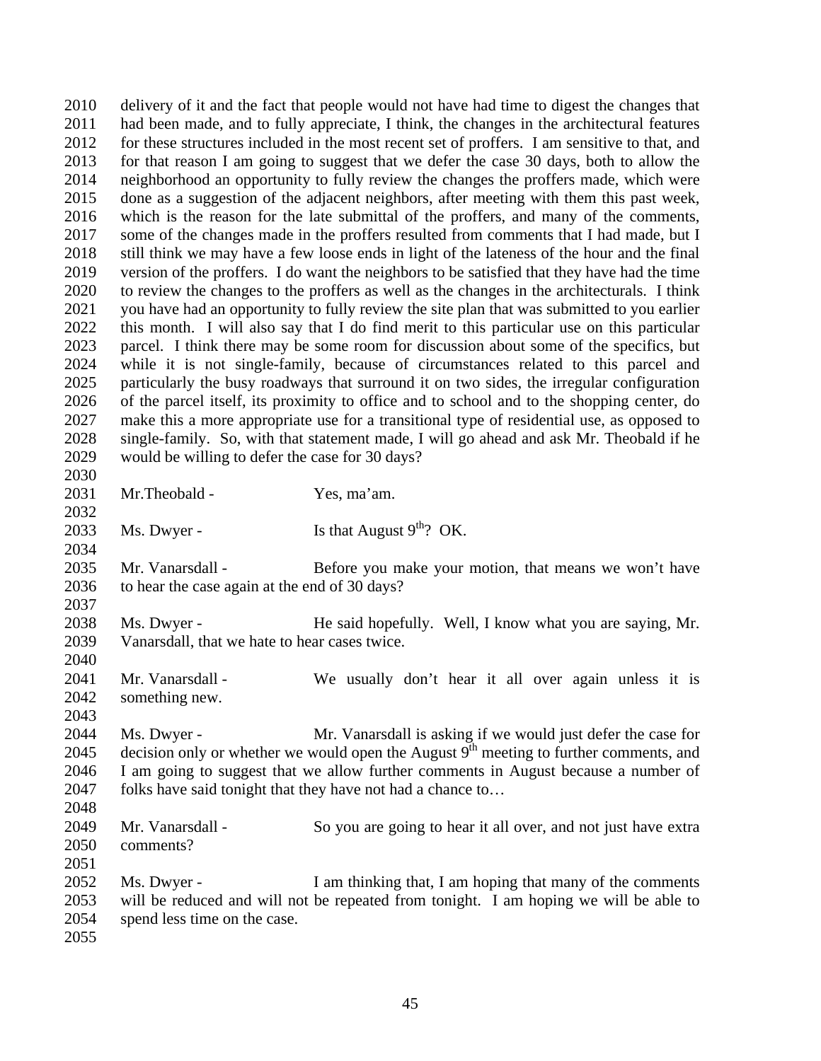delivery of it and the fact that people would not have had time to digest the changes that had been made, and to fully appreciate, I think, the changes in the architectural features for these structures included in the most recent set of proffers. I am sensitive to that, and for that reason I am going to suggest that we defer the case 30 days, both to allow the neighborhood an opportunity to fully review the changes the proffers made, which were done as a suggestion of the adjacent neighbors, after meeting with them this past week, which is the reason for the late submittal of the proffers, and many of the comments, some of the changes made in the proffers resulted from comments that I had made, but I still think we may have a few loose ends in light of the lateness of the hour and the final version of the proffers. I do want the neighbors to be satisfied that they have had the time to review the changes to the proffers as well as the changes in the architecturals. I think you have had an opportunity to fully review the site plan that was submitted to you earlier this month. I will also say that I do find merit to this particular use on this particular parcel. I think there may be some room for discussion about some of the specifics, but while it is not single-family, because of circumstances related to this parcel and particularly the busy roadways that surround it on two sides, the irregular configuration of the parcel itself, its proximity to office and to school and to the shopping center, do make this a more appropriate use for a transitional type of residential use, as opposed to single-family. So, with that statement made, I will go ahead and ask Mr. Theobald if he would be willing to defer the case for 30 days?

Mr.Theobald - Yes, ma'am.

Ms. Dwyer - Is that August 9th? OK.

Mr. Vanarsdall - Before you make your motion, that means we won't have to hear the case again at the end of 30 days?

Ms. Dwyer - He said hopefully. Well, I know what you are saying, Mr. Vanarsdall, that we hate to hear cases twice.

Mr. Vanarsdall - We usually don't hear it all over again unless it is something new.

Ms. Dwyer - Mr. Vanarsdall is asking if we would just defer the case for decision only or whether we would open the August 9th meeting to further comments, and I am going to suggest that we allow further comments in August because a number of folks have said tonight that they have not had a chance to…

Mr. Vanarsdall - So you are going to hear it all over, and not just have extra comments?

Ms. Dwyer - I am thinking that, I am hoping that many of the comments will be reduced and will not be repeated from tonight. I am hoping we will be able to spend less time on the case.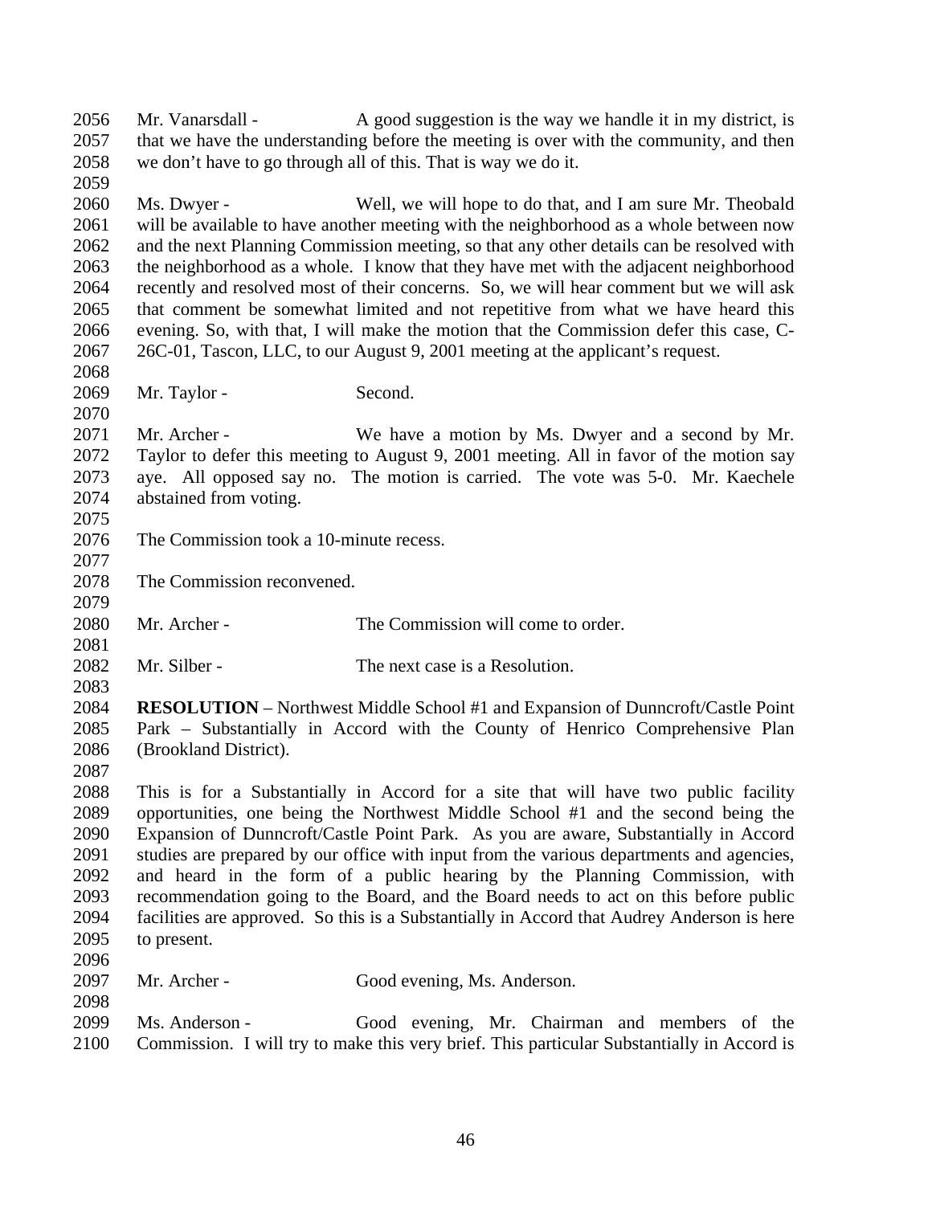Mr. Vanarsdall - A good suggestion is the way we handle it in my district, is that we have the understanding before the meeting is over with the community, and then we don't have to go through all of this. That is way we do it.

Ms. Dwyer - Well, we will hope to do that, and I am sure Mr. Theobald will be available to have another meeting with the neighborhood as a whole between now and the next Planning Commission meeting, so that any other details can be resolved with the neighborhood as a whole. I know that they have met with the adjacent neighborhood recently and resolved most of their concerns. So, we will hear comment but we will ask that comment be somewhat limited and not repetitive from what we have heard this evening. So, with that, I will make the motion that the Commission defer this case, C-26C-01, Tascon, LLC, to our August 9, 2001 meeting at the applicant's request.

Mr. Taylor - Second.

Mr. Archer - We have a motion by Ms. Dwyer and a second by Mr. Taylor to defer this meeting to August 9, 2001 meeting. All in favor of the motion say aye. All opposed say no. The motion is carried. The vote was 5-0. Mr. Kaechele abstained from voting.

The Commission took a 10-minute recess.

The Commission reconvened.

Mr. Archer - The Commission will come to order.

Mr. Silber - The next case is a Resolution.

**RESOLUTION** – Northwest Middle School #1 and Expansion of Dunncroft/Castle Point Park – Substantially in Accord with the County of Henrico Comprehensive Plan (Brookland District).

This is for a Substantially in Accord for a site that will have two public facility opportunities, one being the Northwest Middle School #1 and the second being the Expansion of Dunncroft/Castle Point Park. As you are aware, Substantially in Accord studies are prepared by our office with input from the various departments and agencies, and heard in the form of a public hearing by the Planning Commission, with recommendation going to the Board, and the Board needs to act on this before public facilities are approved. So this is a Substantially in Accord that Audrey Anderson is here to present.

Mr. Archer - Good evening, Ms. Anderson.

Ms. Anderson - Good evening, Mr. Chairman and members of the Commission. I will try to make this very brief. This particular Substantially in Accord is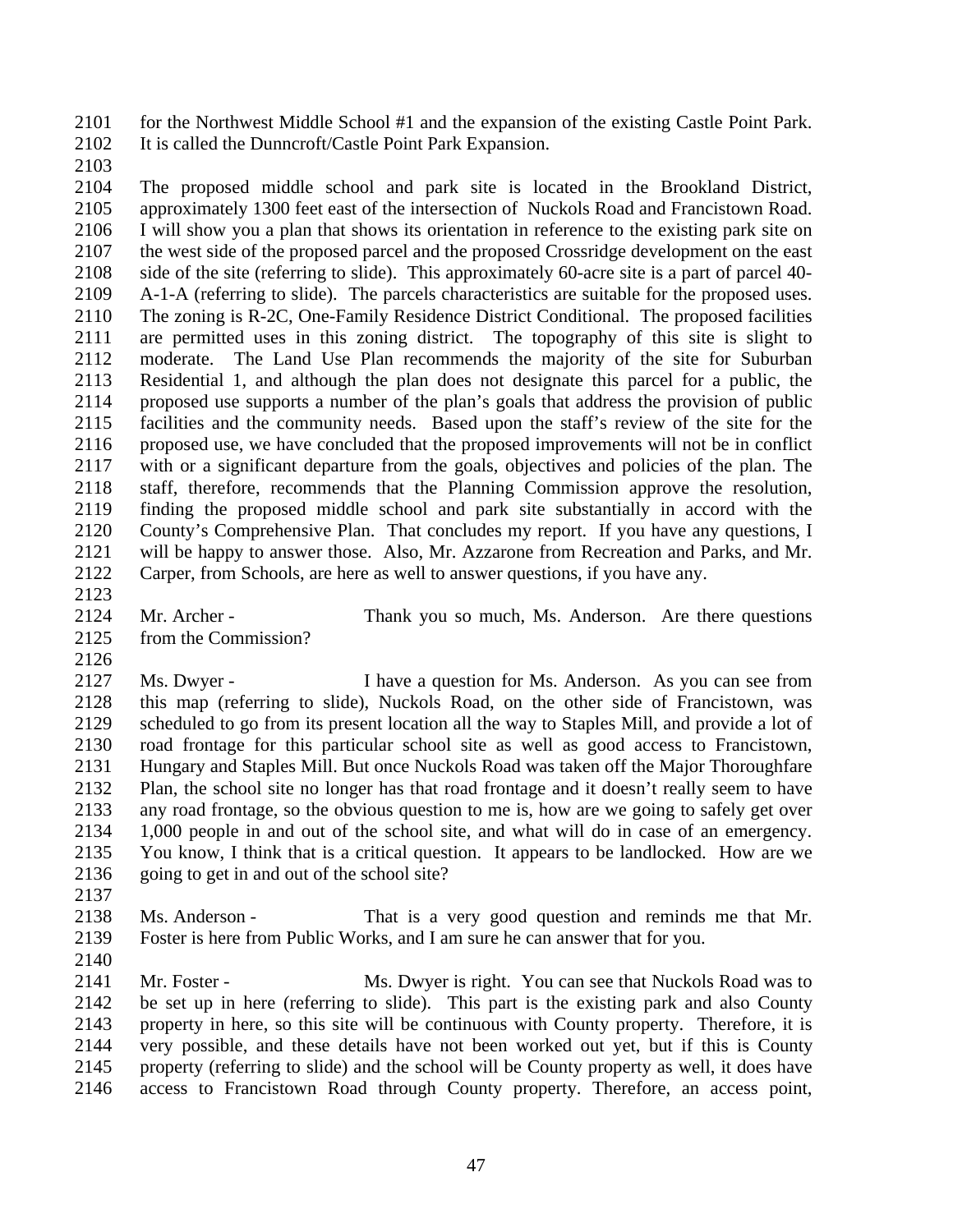for the Northwest Middle School #1 and the expansion of the existing Castle Point Park. It is called the Dunncroft/Castle Point Park Expansion.

The proposed middle school and park site is located in the Brookland District, approximately 1300 feet east of the intersection of Nuckols Road and Francistown Road. I will show you a plan that shows its orientation in reference to the existing park site on the west side of the proposed parcel and the proposed Crossridge development on the east side of the site (referring to slide). This approximately 60-acre site is a part of parcel 40-A-1-A (referring to slide). The parcels characteristics are suitable for the proposed uses. The zoning is R-2C, One-Family Residence District Conditional. The proposed facilities are permitted uses in this zoning district. The topography of this site is slight to moderate. The Land Use Plan recommends the majority of the site for Suburban Residential 1, and although the plan does not designate this parcel for a public, the proposed use supports a number of the plan's goals that address the provision of public facilities and the community needs. Based upon the staff's review of the site for the proposed use, we have concluded that the proposed improvements will not be in conflict with or a significant departure from the goals, objectives and policies of the plan. The staff, therefore, recommends that the Planning Commission approve the resolution, finding the proposed middle school and park site substantially in accord with the County's Comprehensive Plan. That concludes my report. If you have any questions, I will be happy to answer those. Also, Mr. Azzarone from Recreation and Parks, and Mr. Carper, from Schools, are here as well to answer questions, if you have any.

Mr. Archer - Thank you so much, Ms. Anderson. Are there questions from the Commission?

Ms. Dwyer - I have a question for Ms. Anderson. As you can see from this map (referring to slide), Nuckols Road, on the other side of Francistown, was scheduled to go from its present location all the way to Staples Mill, and provide a lot of road frontage for this particular school site as well as good access to Francistown, Hungary and Staples Mill. But once Nuckols Road was taken off the Major Thoroughfare Plan, the school site no longer has that road frontage and it doesn't really seem to have any road frontage, so the obvious question to me is, how are we going to safely get over 1,000 people in and out of the school site, and what will do in case of an emergency. You know, I think that is a critical question. It appears to be landlocked. How are we going to get in and out of the school site?

Ms. Anderson - That is a very good question and reminds me that Mr. Foster is here from Public Works, and I am sure he can answer that for you.

Mr. Foster - Ms. Dwyer is right. You can see that Nuckols Road was to be set up in here (referring to slide). This part is the existing park and also County property in here, so this site will be continuous with County property. Therefore, it is very possible, and these details have not been worked out yet, but if this is County property (referring to slide) and the school will be County property as well, it does have access to Francistown Road through County property. Therefore, an access point,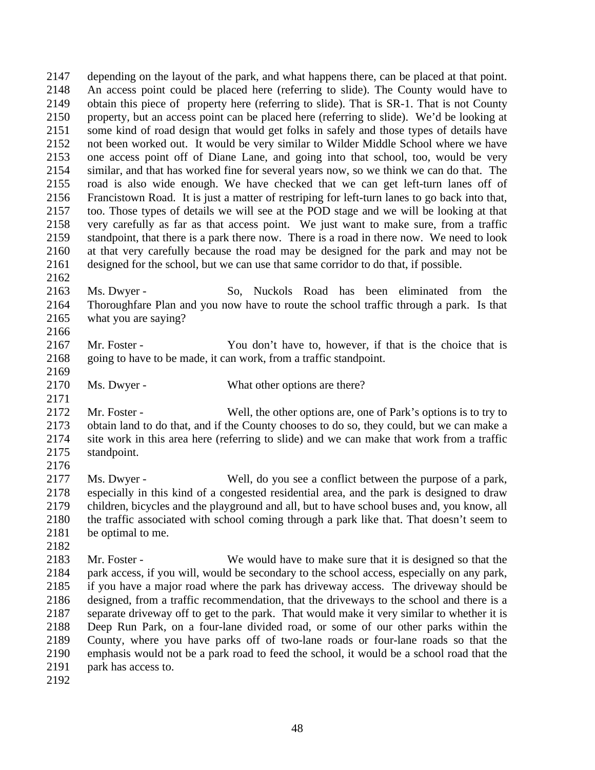depending on the layout of the park, and what happens there, can be placed at that point. An access point could be placed here (referring to slide). The County would have to obtain this piece of property here (referring to slide). That is SR-1. That is not County property, but an access point can be placed here (referring to slide). We'd be looking at some kind of road design that would get folks in safely and those types of details have not been worked out. It would be very similar to Wilder Middle School where we have one access point off of Diane Lane, and going into that school, too, would be very similar, and that has worked fine for several years now, so we think we can do that. The road is also wide enough. We have checked that we can get left-turn lanes off of Francistown Road. It is just a matter of restriping for left-turn lanes to go back into that, too. Those types of details we will see at the POD stage and we will be looking at that very carefully as far as that access point. We just want to make sure, from a traffic standpoint, that there is a park there now. There is a road in there now. We need to look at that very carefully because the road may be designed for the park and may not be designed for the school, but we can use that same corridor to do that, if possible.

Ms. Dwyer - So, Nuckols Road has been eliminated from the Thoroughfare Plan and you now have to route the school traffic through a park. Is that what you are saying?

Mr. Foster - You don't have to, however, if that is the choice that is going to have to be made, it can work, from a traffic standpoint.

Ms. Dwyer - What other options are there?

Mr. Foster - Well, the other options are, one of Park's options is to try to obtain land to do that, and if the County chooses to do so, they could, but we can make a site work in this area here (referring to slide) and we can make that work from a traffic standpoint.

Ms. Dwyer - Well, do you see a conflict between the purpose of a park, especially in this kind of a congested residential area, and the park is designed to draw children, bicycles and the playground and all, but to have school buses and, you know, all the traffic associated with school coming through a park like that. That doesn't seem to be optimal to me.

Mr. Foster - We would have to make sure that it is designed so that the park access, if you will, would be secondary to the school access, especially on any park, if you have a major road where the park has driveway access. The driveway should be designed, from a traffic recommendation, that the driveways to the school and there is a separate driveway off to get to the park. That would make it very similar to whether it is Deep Run Park, on a four-lane divided road, or some of our other parks within the County, where you have parks off of two-lane roads or four-lane roads so that the emphasis would not be a park road to feed the school, it would be a school road that the park has access to.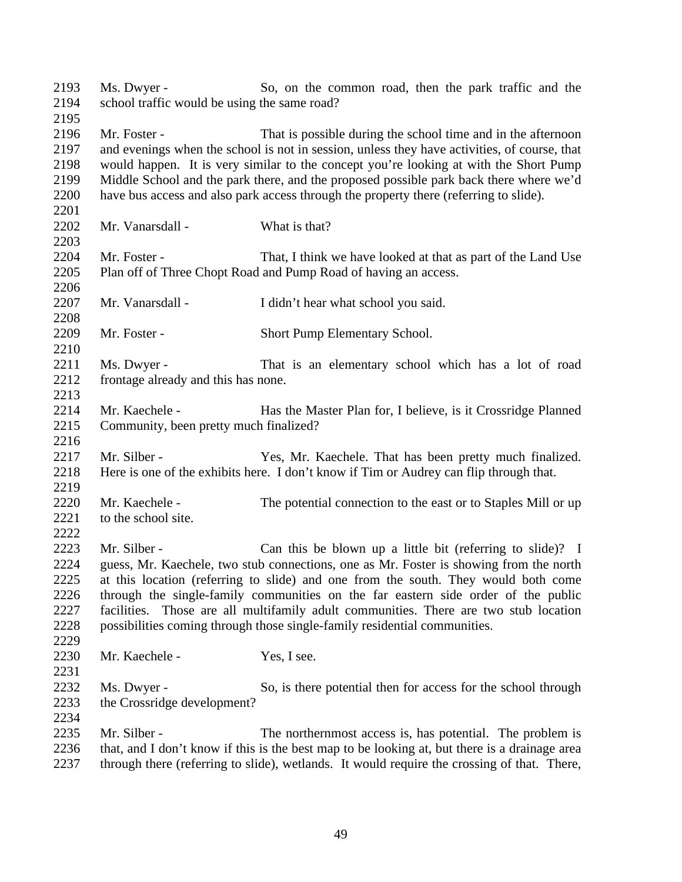Ms. Dwyer - So, on the common road, then the park traffic and the school traffic would be using the same road?

Mr. Foster - That is possible during the school time and in the afternoon and evenings when the school is not in session, unless they have activities, of course, that would happen. It is very similar to the concept you're looking at with the Short Pump Middle School and the park there, and the proposed possible park back there where we'd have bus access and also park access through the property there (referring to slide).

Mr. Vanarsdall - What is that?

Mr. Foster - That, I think we have looked at that as part of the Land Use Plan off of Three Chopt Road and Pump Road of having an access.

Mr. Vanarsdall - I didn't hear what school you said.

Mr. Foster - Short Pump Elementary School.

Ms. Dwyer - That is an elementary school which has a lot of road frontage already and this has none.

Mr. Kaechele - Has the Master Plan for, I believe, is it Crossridge Planned Community, been pretty much finalized?

Mr. Silber - Yes, Mr. Kaechele. That has been pretty much finalized. Here is one of the exhibits here. I don't know if Tim or Audrey can flip through that.

Mr. Kaechele - The potential connection to the east or to Staples Mill or up to the school site.

Mr. Silber - Can this be blown up a little bit (referring to slide)? I guess, Mr. Kaechele, two stub connections, one as Mr. Foster is showing from the north at this location (referring to slide) and one from the south. They would both come through the single-family communities on the far eastern side order of the public facilities. Those are all multifamily adult communities. There are two stub location possibilities coming through those single-family residential communities.

Mr. Kaechele - Yes, I see.

Ms. Dwyer - So, is there potential then for access for the school through the Crossridge development?

Mr. Silber - The northernmost access is, has potential. The problem is that, and I don't know if this is the best map to be looking at, but there is a drainage area through there (referring to slide), wetlands. It would require the crossing of that. There,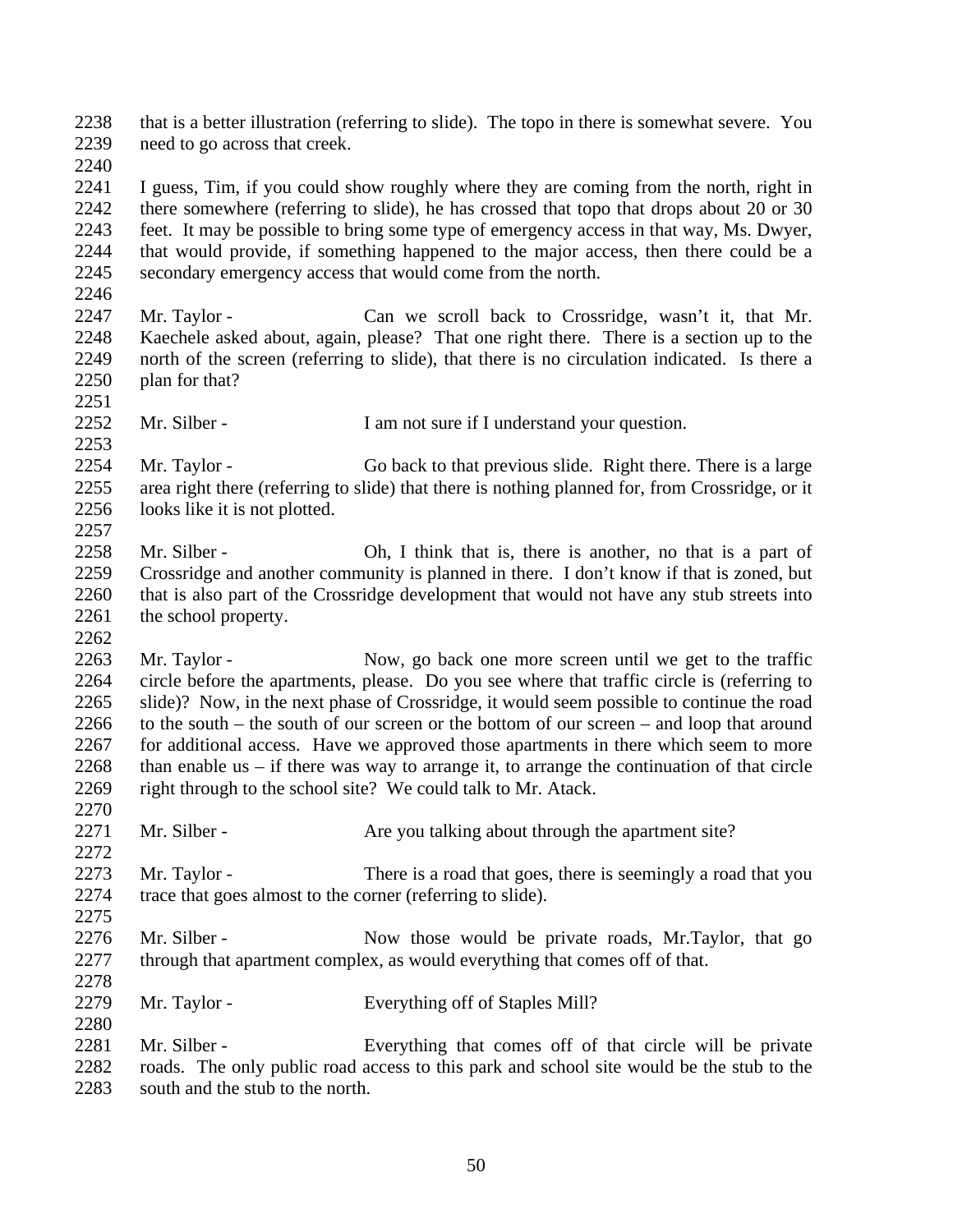that is a better illustration (referring to slide). The topo in there is somewhat severe. You need to go across that creek.

I guess, Tim, if you could show roughly where they are coming from the north, right in there somewhere (referring to slide), he has crossed that topo that drops about 20 or 30 feet. It may be possible to bring some type of emergency access in that way, Ms. Dwyer, that would provide, if something happened to the major access, then there could be a secondary emergency access that would come from the north.

Mr. Taylor - Can we scroll back to Crossridge, wasn't it, that Mr. Kaechele asked about, again, please? That one right there. There is a section up to the north of the screen (referring to slide), that there is no circulation indicated. Is there a plan for that?

Mr. Silber - I am not sure if I understand your question.

Mr. Taylor - Go back to that previous slide. Right there. There is a large area right there (referring to slide) that there is nothing planned for, from Crossridge, or it looks like it is not plotted.

Mr. Silber - Oh, I think that is, there is another, no that is a part of Crossridge and another community is planned in there. I don't know if that is zoned, but that is also part of the Crossridge development that would not have any stub streets into the school property.

Mr. Taylor - Now, go back one more screen until we get to the traffic circle before the apartments, please. Do you see where that traffic circle is (referring to slide)? Now, in the next phase of Crossridge, it would seem possible to continue the road to the south – the south of our screen or the bottom of our screen – and loop that around for additional access. Have we approved those apartments in there which seem to more than enable us – if there was way to arrange it, to arrange the continuation of that circle right through to the school site? We could talk to Mr. Atack.

Mr. Silber - Are you talking about through the apartment site?

Mr. Taylor - There is a road that goes, there is seemingly a road that you trace that goes almost to the corner (referring to slide).

Mr. Silber - Now those would be private roads, Mr.Taylor, that go through that apartment complex, as would everything that comes off of that.

Mr. Taylor - Everything off of Staples Mill?

Mr. Silber - Everything that comes off of that circle will be private roads. The only public road access to this park and school site would be the stub to the south and the stub to the north.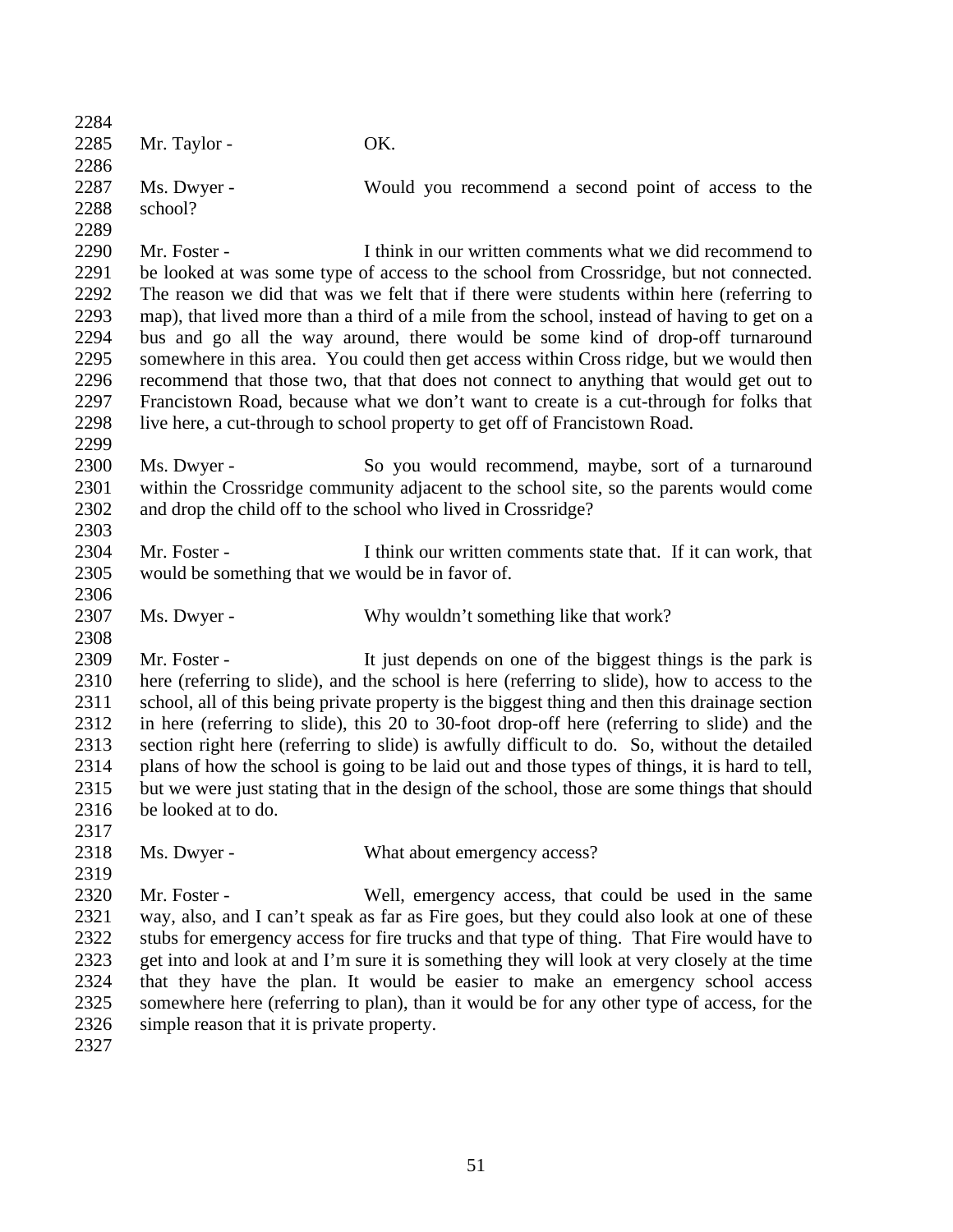Mr. Taylor - OK.

Ms. Dwyer - Would you recommend a second point of access to the school?

Mr. Foster - I think in our written comments what we did recommend to be looked at was some type of access to the school from Crossridge, but not connected. The reason we did that was we felt that if there were students within here (referring to map), that lived more than a third of a mile from the school, instead of having to get on a bus and go all the way around, there would be some kind of drop-off turnaround somewhere in this area. You could then get access within Cross ridge, but we would then recommend that those two, that that does not connect to anything that would get out to Francistown Road, because what we don't want to create is a cut-through for folks that live here, a cut-through to school property to get off of Francistown Road.

Ms. Dwyer - So you would recommend, maybe, sort of a turnaround within the Crossridge community adjacent to the school site, so the parents would come and drop the child off to the school who lived in Crossridge?

Mr. Foster - I think our written comments state that. If it can work, that would be something that we would be in favor of.

Ms. Dwyer - Why wouldn't something like that work?

Mr. Foster - It just depends on one of the biggest things is the park is here (referring to slide), and the school is here (referring to slide), how to access to the school, all of this being private property is the biggest thing and then this drainage section in here (referring to slide), this 20 to 30-foot drop-off here (referring to slide) and the section right here (referring to slide) is awfully difficult to do. So, without the detailed plans of how the school is going to be laid out and those types of things, it is hard to tell, but we were just stating that in the design of the school, those are some things that should be looked at to do.

Ms. Dwyer - What about emergency access?

Mr. Foster - Well, emergency access, that could be used in the same way, also, and I can't speak as far as Fire goes, but they could also look at one of these stubs for emergency access for fire trucks and that type of thing. That Fire would have to get into and look at and I'm sure it is something they will look at very closely at the time that they have the plan. It would be easier to make an emergency school access somewhere here (referring to plan), than it would be for any other type of access, for the simple reason that it is private property.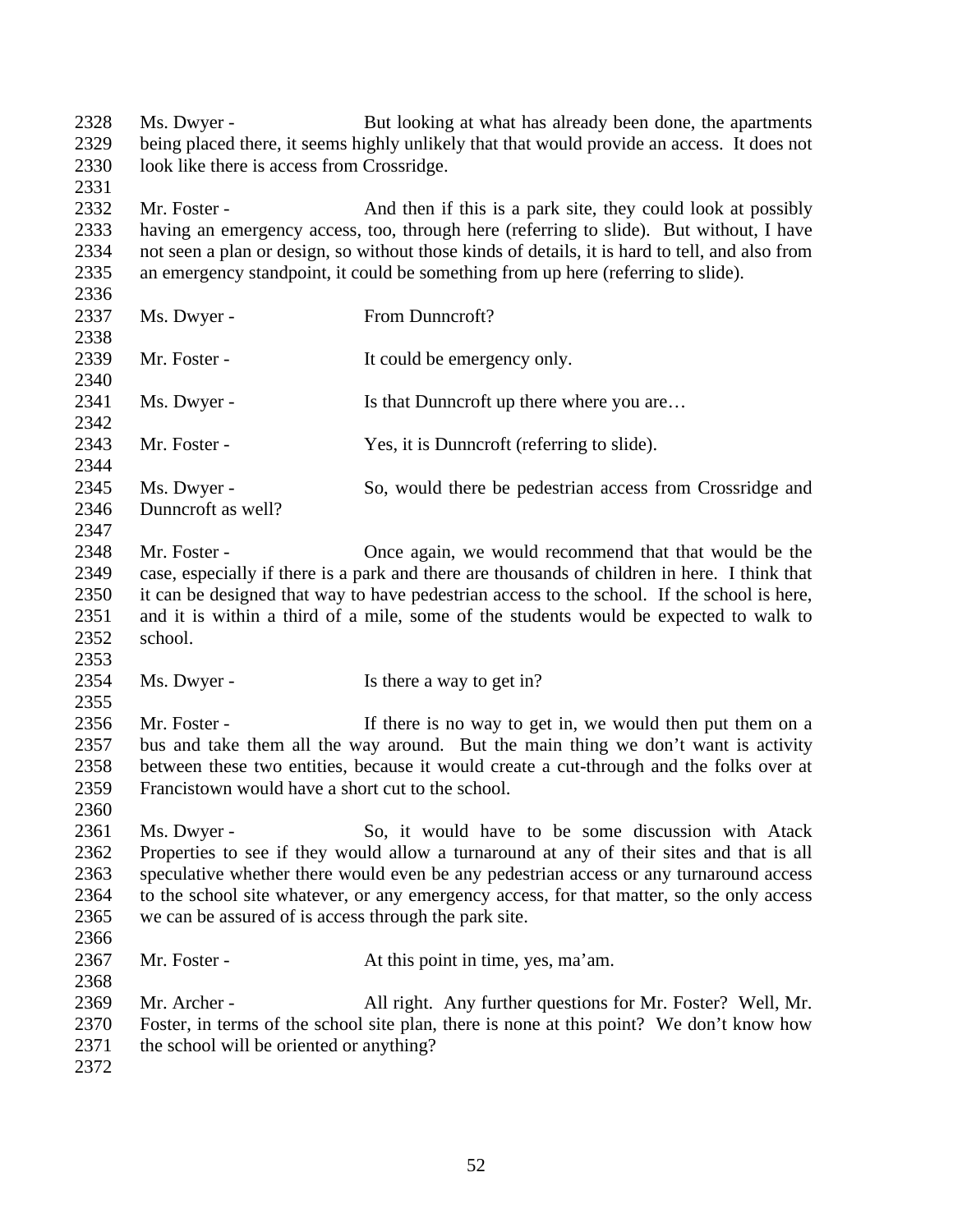Ms. Dwyer - But looking at what has already been done, the apartments being placed there, it seems highly unlikely that that would provide an access. It does not look like there is access from Crossridge.

Mr. Foster - And then if this is a park site, they could look at possibly having an emergency access, too, through here (referring to slide). But without, I have not seen a plan or design, so without those kinds of details, it is hard to tell, and also from an emergency standpoint, it could be something from up here (referring to slide).

Ms. Dwyer - From Dunncroft?

Mr. Foster - It could be emergency only.

Ms. Dwyer - Is that Dunncroft up there where you are…

Mr. Foster - Yes, it is Dunncroft (referring to slide).

Ms. Dwyer - So, would there be pedestrian access from Crossridge and Dunncroft as well?

Mr. Foster - Once again, we would recommend that that would be the case, especially if there is a park and there are thousands of children in here. I think that it can be designed that way to have pedestrian access to the school. If the school is here, and it is within a third of a mile, some of the students would be expected to walk to school.

Ms. Dwyer - Is there a way to get in?

Mr. Foster - If there is no way to get in, we would then put them on a bus and take them all the way around. But the main thing we don't want is activity between these two entities, because it would create a cut-through and the folks over at Francistown would have a short cut to the school.

Ms. Dwyer - So, it would have to be some discussion with Atack Properties to see if they would allow a turnaround at any of their sites and that is all speculative whether there would even be any pedestrian access or any turnaround access to the school site whatever, or any emergency access, for that matter, so the only access we can be assured of is access through the park site.

Mr. Foster - At this point in time, yes, ma'am.

Mr. Archer - All right. Any further questions for Mr. Foster? Well, Mr. Foster, in terms of the school site plan, there is none at this point? We don't know how the school will be oriented or anything?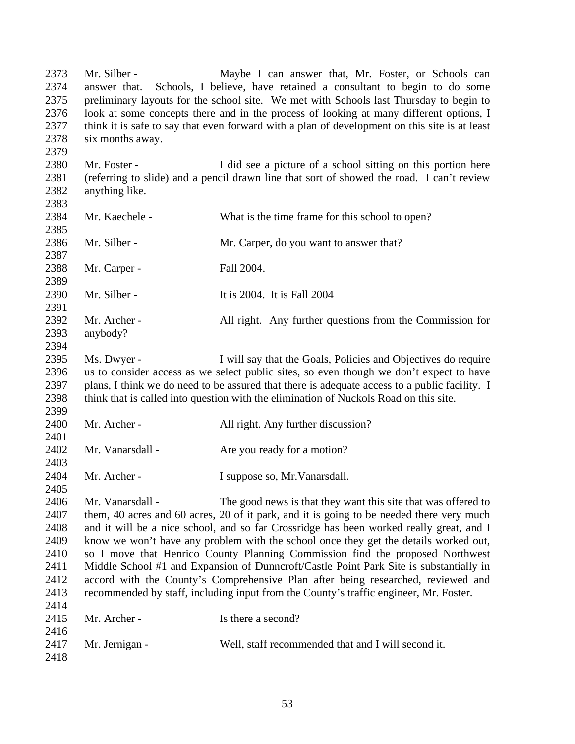Mr. Silber - Maybe I can answer that, Mr. Foster, or Schools can answer that. Schools, I believe, have retained a consultant to begin to do some preliminary layouts for the school site. We met with Schools last Thursday to begin to look at some concepts there and in the process of looking at many different options, I think it is safe to say that even forward with a plan of development on this site is at least six months away.

Mr. Foster - I did see a picture of a school sitting on this portion here (referring to slide) and a pencil drawn line that sort of showed the road. I can't review anything like.

Mr. Kaechele - What is the time frame for this school to open?

Mr. Silber - Mr. Carper, do you want to answer that?

Mr. Carper - Fall 2004.

Mr. Silber - It is 2004. It is Fall 2004

Mr. Archer - All right. Any further questions from the Commission for anybody?

Ms. Dwyer - I will say that the Goals, Policies and Objectives do require us to consider access as we select public sites, so even though we don't expect to have plans, I think we do need to be assured that there is adequate access to a public facility. I think that is called into question with the elimination of Nuckols Road on this site.

Mr. Archer - All right. Any further discussion?

Mr. Vanarsdall - Are you ready for a motion?

Mr. Archer - I suppose so, Mr.Vanarsdall.

Mr. Vanarsdall - The good news is that they want this site that was offered to them, 40 acres and 60 acres, 20 of it park, and it is going to be needed there very much and it will be a nice school, and so far Crossridge has been worked really great, and I know we won't have any problem with the school once they get the details worked out, so I move that Henrico County Planning Commission find the proposed Northwest Middle School #1 and Expansion of Dunncroft/Castle Point Park Site is substantially in accord with the County's Comprehensive Plan after being researched, reviewed and recommended by staff, including input from the County's traffic engineer, Mr. Foster.

Mr. Archer - Is there a second?

Mr. Jernigan - Well, staff recommended that and I will second it.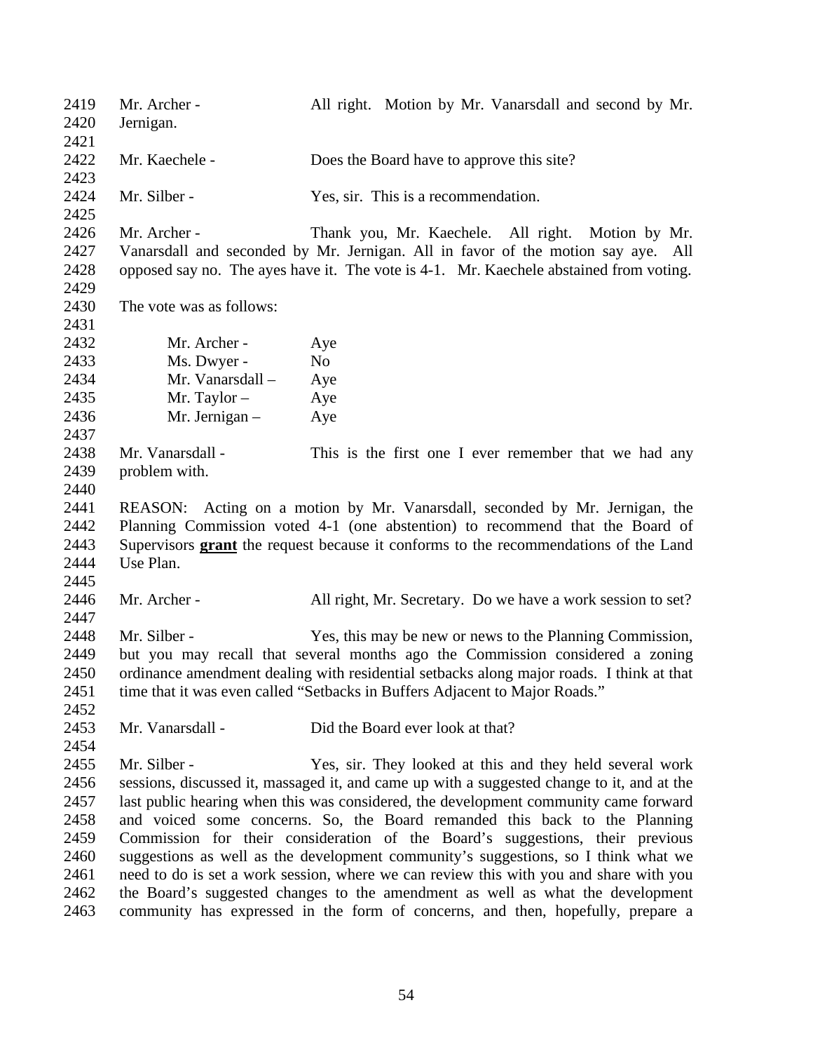Mr. Archer - All right. Motion by Mr. Vanarsdall and second by Mr. Jernigan.

Mr. Kaechele - Does the Board have to approve this site?

Mr. Silber - Yes, sir. This is a recommendation.

Mr. Archer - Thank you, Mr. Kaechele. All right. Motion by Mr. Vanarsdall and seconded by Mr. Jernigan. All in favor of the motion say aye. All opposed say no. The ayes have it. The vote is 4-1. Mr. Kaechele abstained from voting.

The vote was as follows:

| | |
|---|---|
| Mr. Archer - | Aye |
| Ms. Dwyer - | No |
| Mr. Vanarsdall – | Aye |
| Mr. Taylor – | Aye |
| Mr. Jernigan – | Aye |

Mr. Vanarsdall - This is the first one I ever remember that we had any problem with.

REASON: Acting on a motion by Mr. Vanarsdall, seconded by Mr. Jernigan, the Planning Commission voted 4-1 (one abstention) to recommend that the Board of Supervisors **grant** the request because it conforms to the recommendations of the Land Use Plan.

Mr. Archer - All right, Mr. Secretary. Do we have a work session to set?

Mr. Silber - Yes, this may be new or news to the Planning Commission, but you may recall that several months ago the Commission considered a zoning ordinance amendment dealing with residential setbacks along major roads. I think at that time that it was even called "Setbacks in Buffers Adjacent to Major Roads."

Mr. Vanarsdall - Did the Board ever look at that?

Mr. Silber - Yes, sir. They looked at this and they held several work sessions, discussed it, massaged it, and came up with a suggested change to it, and at the last public hearing when this was considered, the development community came forward and voiced some concerns. So, the Board remanded this back to the Planning Commission for their consideration of the Board's suggestions, their previous suggestions as well as the development community's suggestions, so I think what we need to do is set a work session, where we can review this with you and share with you the Board's suggested changes to the amendment as well as what the development community has expressed in the form of concerns, and then, hopefully, prepare a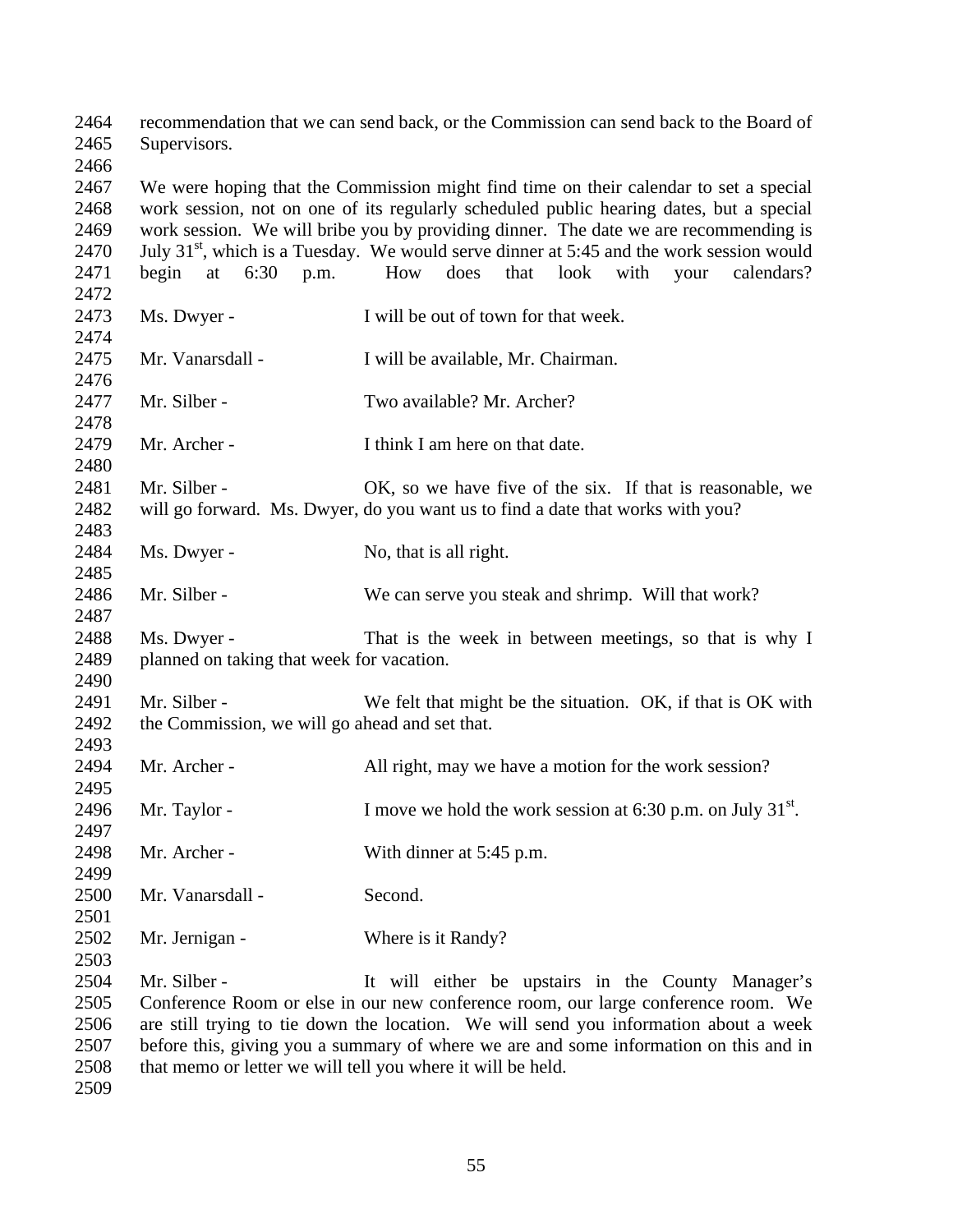recommendation that we can send back, or the Commission can send back to the Board of Supervisors.

We were hoping that the Commission might find time on their calendar to set a special work session, not on one of its regularly scheduled public hearing dates, but a special work session. We will bribe you by providing dinner. The date we are recommending is July 31st, which is a Tuesday. We would serve dinner at 5:45 and the work session would begin at 6:30 p.m. How does that look with your calendars?

Ms. Dwyer - I will be out of town for that week.

Mr. Vanarsdall - I will be available, Mr. Chairman.

Mr. Silber - Two available? Mr. Archer?

Mr. Archer - I think I am here on that date.

Mr. Silber - OK, so we have five of the six. If that is reasonable, we will go forward. Ms. Dwyer, do you want us to find a date that works with you?

Ms. Dwyer - No, that is all right.

Mr. Silber - We can serve you steak and shrimp. Will that work?

Ms. Dwyer - That is the week in between meetings, so that is why I planned on taking that week for vacation.

Mr. Silber - We felt that might be the situation. OK, if that is OK with the Commission, we will go ahead and set that.

Mr. Archer - All right, may we have a motion for the work session?

Mr. Taylor - I move we hold the work session at 6:30 p.m. on July 31st.

Mr. Archer - With dinner at 5:45 p.m.

Mr. Vanarsdall - Second.

Mr. Jernigan - Where is it Randy?

Mr. Silber - It will either be upstairs in the County Manager's Conference Room or else in our new conference room, our large conference room. We are still trying to tie down the location. We will send you information about a week before this, giving you a summary of where we are and some information on this and in that memo or letter we will tell you where it will be held.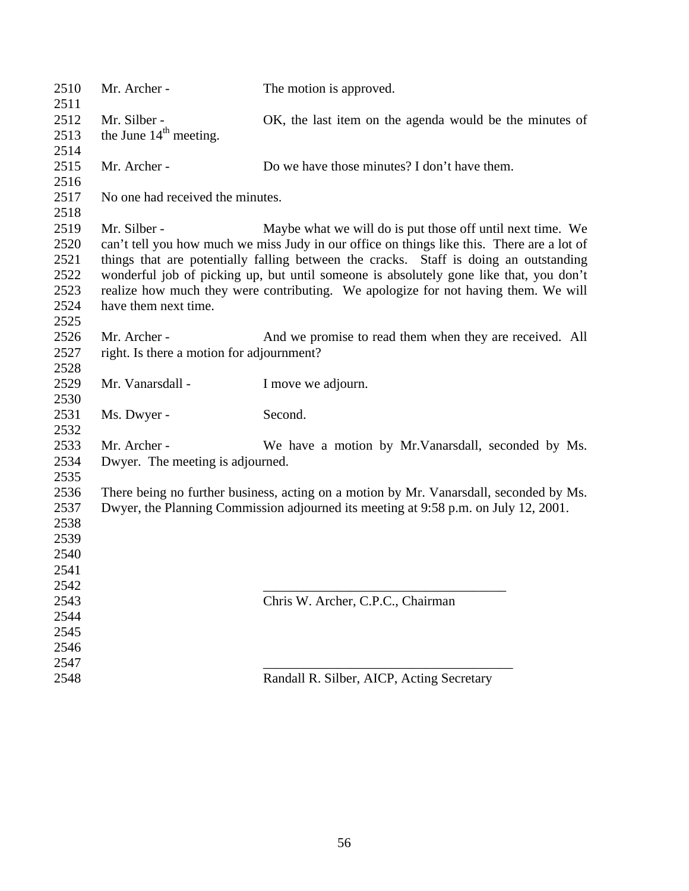Mr. Archer - The motion is approved.

Mr. Silber - OK, the last item on the agenda would be the minutes of the June 14th meeting.

Mr. Archer - Do we have those minutes? I don't have them.

No one had received the minutes.

Mr. Silber - Maybe what we will do is put those off until next time. We can't tell you how much we miss Judy in our office on things like this. There are a lot of things that are potentially falling between the cracks. Staff is doing an outstanding wonderful job of picking up, but until someone is absolutely gone like that, you don't realize how much they were contributing. We apologize for not having them. We will have them next time.

Mr. Archer - And we promise to read them when they are received. All right. Is there a motion for adjournment?

Mr. Vanarsdall - I move we adjourn.

Ms. Dwyer - Second.

Mr. Archer - We have a motion by Mr.Vanarsdall, seconded by Ms. Dwyer. The meeting is adjourned.

There being no further business, acting on a motion by Mr. Vanarsdall, seconded by Ms. Dwyer, the Planning Commission adjourned its meeting at 9:58 p.m. on July 12, 2001.

\_\_\_\_\_\_\_\_\_\_\_\_\_\_\_\_\_\_\_\_\_\_\_\_\_\_\_\_\_\_\_\_\_\_\_\_

Chris W. Archer, C.P.C., Chairman

\_\_\_\_\_\_\_\_\_\_\_\_\_\_\_\_\_\_\_\_\_\_\_\_\_\_\_\_\_\_\_\_\_\_\_\_

Randall R. Silber, AICP, Acting Secretary